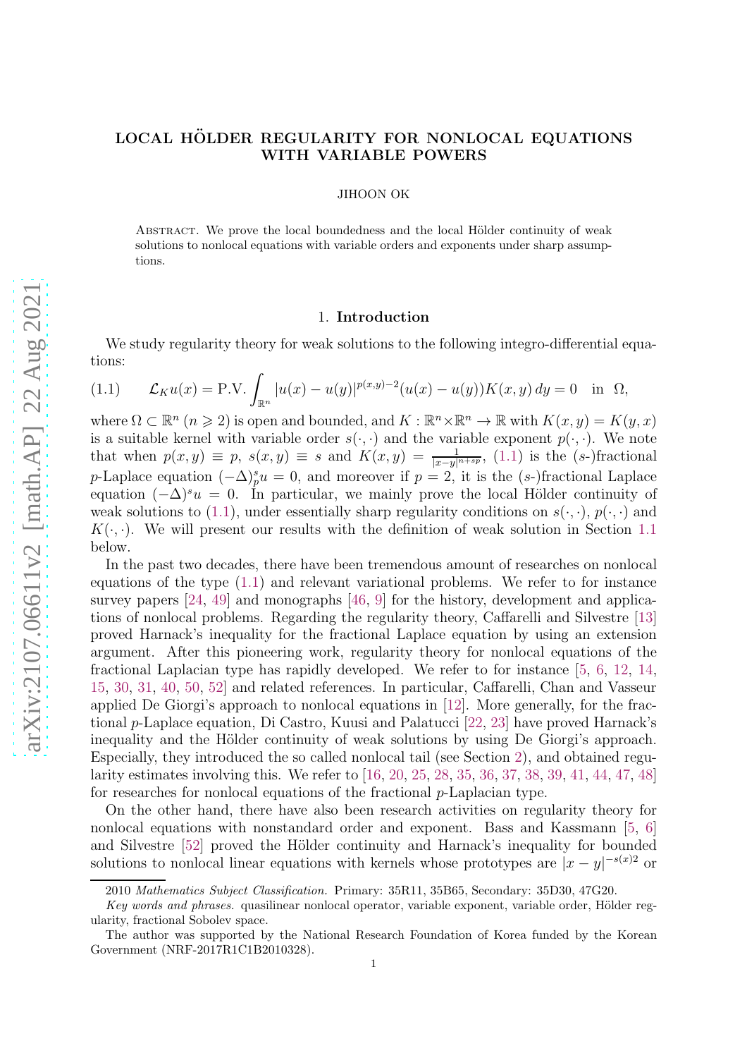# LOCAL HÖLDER REGULARITY FOR NONLOCAL EQUATIONS WITH VARIABLE POWERS

JIHOON OK

Abstract. We prove the local boundedness and the local Hölder continuity of weak solutions to nonlocal equations with variable orders and exponents under sharp assumptions.

## 1. Introduction

We study regularity theory for weak solutions to the following integro-differential equations:

$$
\mathcal{L}_K u(x) = \text{P.V.} \int_{\mathbb{R}^n} |u(x)-u(y)|^{p(x,y)-2}(u(x)-u(y))K(x,y)\,dy = 0 \quad \text{in } \Omega, \tag{1.1}
$$

where $\Omega \subset \mathbb{R}^n$ ($n \geqslant 2$) is open and bounded, and $K : \mathbb{R}^n \times \mathbb{R}^n \to \mathbb{R}$ with $K(x,y) = K(y,x)$ is a suitable kernel with variable order $s(\cdot,\cdot)$ and the variable exponent $p(\cdot,\cdot)$. We note that when $p(x,y) \equiv p$, $s(x,y) \equiv s$ and $K(x,y) = \frac{1}{|x-y|^{n+sp}}$, (1.1) is the ($s$-)fractional $p$-Laplace equation $(-\Delta)^s_p u = 0$, and moreover if $p = 2$, it is the ($s$-)fractional Laplace equation $(-\Delta)^s u = 0$. In particular, we mainly prove the local Hölder continuity of weak solutions to (1.1), under essentially sharp regularity conditions on $s(\cdot,\cdot)$, $p(\cdot,\cdot)$ and $K(\cdot,\cdot)$. We will present our results with the definition of weak solution in Section 1.1 below.

In the past two decades, there have been tremendous amount of researches on nonlocal equations of the type (1.1) and relevant variational problems. We refer to for instance survey papers [24, 49] and monographs [46, 9] for the history, development and applications of nonlocal problems. Regarding the regularity theory, Caffarelli and Silvestre [13] proved Harnack's inequality for the fractional Laplace equation by using an extension argument. After this pioneering work, regularity theory for nonlocal equations of the fractional Laplacian type has rapidly developed. We refer to for instance [5, 6, 12, 14, 15, 30, 31, 40, 50, 52] and related references. In particular, Caffarelli, Chan and Vasseur applied De Giorgi's approach to nonlocal equations in [12]. More generally, for the fractional $p$-Laplace equation, Di Castro, Kuusi and Palatucci [22, 23] have proved Harnack's inequality and the Hölder continuity of weak solutions by using De Giorgi's approach. Especially, they introduced the so called nonlocal tail (see Section 2), and obtained regularity estimates involving this. We refer to [16, 20, 25, 28, 35, 36, 37, 38, 39, 41, 44, 47, 48] for researches for nonlocal equations of the fractional $p$-Laplacian type.

On the other hand, there have also been research activities on regularity theory for nonlocal equations with nonstandard order and exponent. Bass and Kassmann [5, 6] and Silvestre [52] proved the Hölder continuity and Harnack's inequality for bounded solutions to nonlocal linear equations with kernels whose prototypes are $|x-y|^{-s(x)2}$ or

2010 *Mathematics Subject Classification.* Primary: 35R11, 35B65, Secondary: 35D30, 47G20.

*Key words and phrases.* quasilinear nonlocal operator, variable exponent, variable order, Hölder regularity, fractional Sobolev space.

The author was supported by the National Research Foundation of Korea funded by the Korean Government (NRF-2017R1C1B2010328).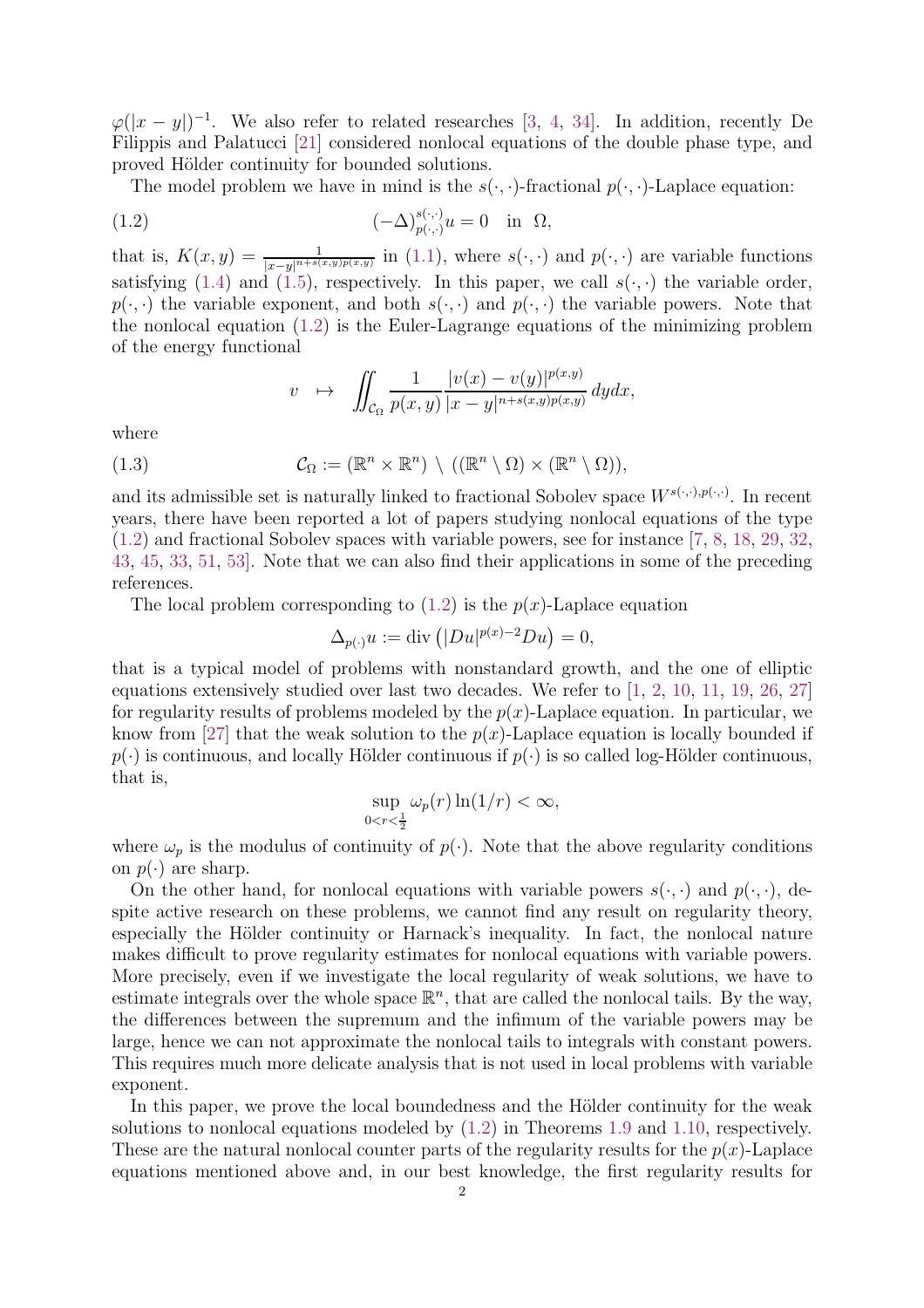$\varphi(|x-y|)^{-1}$. We also refer to related researches [3, 4, 34]. In addition, recently De Filippis and Palatucci [21] considered nonlocal equations of the double phase type, and proved Hölder continuity for bounded solutions.

The model problem we have in mind is the $s(\cdot,\cdot)$-fractional $p(\cdot,\cdot)$-Laplace equation:

$$(-\Delta)^{s(\cdot,\cdot)}_{p(\cdot,\cdot)} u = 0 \quad \text{in } \Omega, \tag{1.2}$$

that is, $K(x,y) = \frac{1}{|x-y|^{n+s(x,y)p(x,y)}}$ in (1.1), where $s(\cdot,\cdot)$ and $p(\cdot,\cdot)$ are variable functions satisfying (1.4) and (1.5), respectively. In this paper, we call $s(\cdot,\cdot)$ the variable order, $p(\cdot,\cdot)$ the variable exponent, and both $s(\cdot,\cdot)$ and $p(\cdot,\cdot)$ the variable powers. Note that the nonlocal equation (1.2) is the Euler-Lagrange equations of the minimizing problem of the energy functional

$$v \ \ \mapsto \ \ \iint_{\mathcal{C}_\Omega} \frac{1}{p(x,y)} \frac{|v(x)-v(y)|^{p(x,y)}}{|x-y|^{n+s(x,y)p(x,y)}}\, dydx,$$

where

$$\mathcal{C}_\Omega := (\mathbb{R}^n \times \mathbb{R}^n) \setminus ((\mathbb{R}^n \setminus \Omega) \times (\mathbb{R}^n \setminus \Omega)), \tag{1.3}$$

and its admissible set is naturally linked to fractional Sobolev space $W^{s(\cdot,\cdot),p(\cdot,\cdot)}$. In recent years, there have been reported a lot of papers studying nonlocal equations of the type (1.2) and fractional Sobolev spaces with variable powers, see for instance [7, 8, 18, 29, 32, 43, 45, 33, 51, 53]. Note that we can also find their applications in some of the preceding references.

The local problem corresponding to (1.2) is the $p(x)$-Laplace equation

$$\Delta_{p(\cdot)} u := \operatorname{div}\left(|Du|^{p(x)-2} Du\right) = 0,$$

that is a typical model of problems with nonstandard growth, and the one of elliptic equations extensively studied over last two decades. We refer to [1, 2, 10, 11, 19, 26, 27] for regularity results of problems modeled by the $p(x)$-Laplace equation. In particular, we know from [27] that the weak solution to the $p(x)$-Laplace equation is locally bounded if $p(\cdot)$ is continuous, and locally Hölder continuous if $p(\cdot)$ is so called log-Hölder continuous, that is,

$$\sup_{0<r<\frac{1}{2}} \omega_p(r) \ln(1/r) < \infty,$$

where $\omega_p$ is the modulus of continuity of $p(\cdot)$. Note that the above regularity conditions on $p(\cdot)$ are sharp.

On the other hand, for nonlocal equations with variable powers $s(\cdot,\cdot)$ and $p(\cdot,\cdot)$, despite active research on these problems, we cannot find any result on regularity theory, especially the Hölder continuity or Harnack's inequality. In fact, the nonlocal nature makes difficult to prove regularity estimates for nonlocal equations with variable powers. More precisely, even if we investigate the local regularity of weak solutions, we have to estimate integrals over the whole space $\mathbb{R}^n$, that are called the nonlocal tails. By the way, the differences between the supremum and the infimum of the variable powers may be large, hence we can not approximate the nonlocal tails to integrals with constant powers. This requires much more delicate analysis that is not used in local problems with variable exponent.

In this paper, we prove the local boundedness and the Hölder continuity for the weak solutions to nonlocal equations modeled by (1.2) in Theorems 1.9 and 1.10, respectively. These are the natural nonlocal counter parts of the regularity results for the $p(x)$-Laplace equations mentioned above and, in our best knowledge, the first regularity results for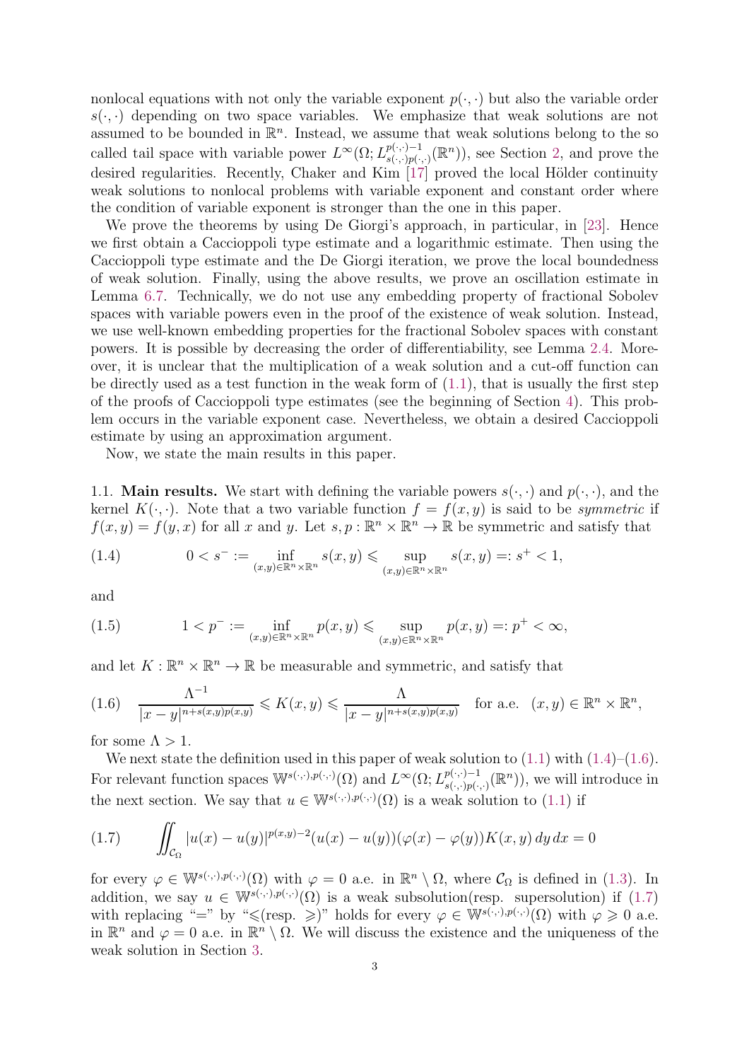nonlocal equations with not only the variable exponent $p(\cdot,\cdot)$ but also the variable order $s(\cdot,\cdot)$ depending on two space variables. We emphasize that weak solutions are not assumed to be bounded in $\mathbb{R}^n$. Instead, we assume that weak solutions belong to the so called tail space with variable power $L^\infty(\Omega; L^{p(\cdot,\cdot)-1}_{s(\cdot,\cdot)p(\cdot,\cdot)}(\mathbb{R}^n))$, see Section 2, and prove the desired regularities. Recently, Chaker and Kim [17] proved the local Hölder continuity weak solutions to nonlocal problems with variable exponent and constant order where the condition of variable exponent is stronger than the one in this paper.

We prove the theorems by using De Giorgi's approach, in particular, in [23]. Hence we first obtain a Caccioppoli type estimate and a logarithmic estimate. Then using the Caccioppoli type estimate and the De Giorgi iteration, we prove the local boundedness of weak solution. Finally, using the above results, we prove an oscillation estimate in Lemma 6.7. Technically, we do not use any embedding property of fractional Sobolev spaces with variable powers even in the proof of the existence of weak solution. Instead, we use well-known embedding properties for the fractional Sobolev spaces with constant powers. It is possible by decreasing the order of differentiability, see Lemma 2.4. Moreover, it is unclear that the multiplication of a weak solution and a cut-off function can be directly used as a test function in the weak form of (1.1), that is usually the first step of the proofs of Caccioppoli type estimates (see the beginning of Section 4). This problem occurs in the variable exponent case. Nevertheless, we obtain a desired Caccioppoli estimate by using an approximation argument.

Now, we state the main results in this paper.

## 1.1. Main results.

We start with defining the variable powers $s(\cdot,\cdot)$ and $p(\cdot,\cdot)$, and the kernel $K(\cdot,\cdot)$. Note that a two variable function $f = f(x, y)$ is said to be *symmetric* if $f(x, y) = f(y, x)$ for all $x$ and $y$. Let $s, p : \mathbb{R}^n \times \mathbb{R}^n \to \mathbb{R}$ be symmetric and satisfy that

$$0 < s^- := \inf_{(x,y)\in\mathbb{R}^n\times\mathbb{R}^n} s(x, y) \leqslant \sup_{(x,y)\in\mathbb{R}^n\times\mathbb{R}^n} s(x, y) =: s^+ < 1, \tag{1.4}$$

and

$$1 < p^- := \inf_{(x,y)\in\mathbb{R}^n\times\mathbb{R}^n} p(x, y) \leqslant \sup_{(x,y)\in\mathbb{R}^n\times\mathbb{R}^n} p(x, y) =: p^+ < \infty, \tag{1.5}$$

and let $K : \mathbb{R}^n \times \mathbb{R}^n \to \mathbb{R}$ be measurable and symmetric, and satisfy that

$$\frac{\Lambda^{-1}}{|x - y|^{n+s(x,y)p(x,y)}} \leqslant K(x, y) \leqslant \frac{\Lambda}{|x - y|^{n+s(x,y)p(x,y)}} \quad \text{for a.e.} \quad (x, y) \in \mathbb{R}^n \times \mathbb{R}^n, \tag{1.6}$$

for some $\Lambda > 1$.

We next state the definition used in this paper of weak solution to (1.1) with (1.4)–(1.6). For relevant function spaces $\mathbb{W}^{s(\cdot,\cdot),p(\cdot,\cdot)}(\Omega)$ and $L^\infty(\Omega; L^{p(\cdot,\cdot)-1}_{s(\cdot,\cdot)p(\cdot,\cdot)}(\mathbb{R}^n))$, we will introduce in the next section. We say that $u \in \mathbb{W}^{s(\cdot,\cdot),p(\cdot,\cdot)}(\Omega)$ is a weak solution to (1.1) if

$$\iint_{\mathcal{C}_\Omega} |u(x) - u(y)|^{p(x,y)-2}(u(x) - u(y))(\varphi(x) - \varphi(y))K(x, y)\, dy\, dx = 0 \tag{1.7}$$

for every $\varphi \in \mathbb{W}^{s(\cdot,\cdot),p(\cdot,\cdot)}(\Omega)$ with $\varphi = 0$ a.e. in $\mathbb{R}^n \setminus \Omega$, where $\mathcal{C}_\Omega$ is defined in (1.3). In addition, we say $u \in \mathbb{W}^{s(\cdot,\cdot),p(\cdot,\cdot)}(\Omega)$ is a weak subsolution(resp. supersolution) if (1.7) with replacing "=" by "$\leqslant$(resp. $\geqslant$)" holds for every $\varphi \in \mathbb{W}^{s(\cdot,\cdot),p(\cdot,\cdot)}(\Omega)$ with $\varphi \geqslant 0$ a.e. in $\mathbb{R}^n$ and $\varphi = 0$ a.e. in $\mathbb{R}^n \setminus \Omega$. We will discuss the existence and the uniqueness of the weak solution in Section 3.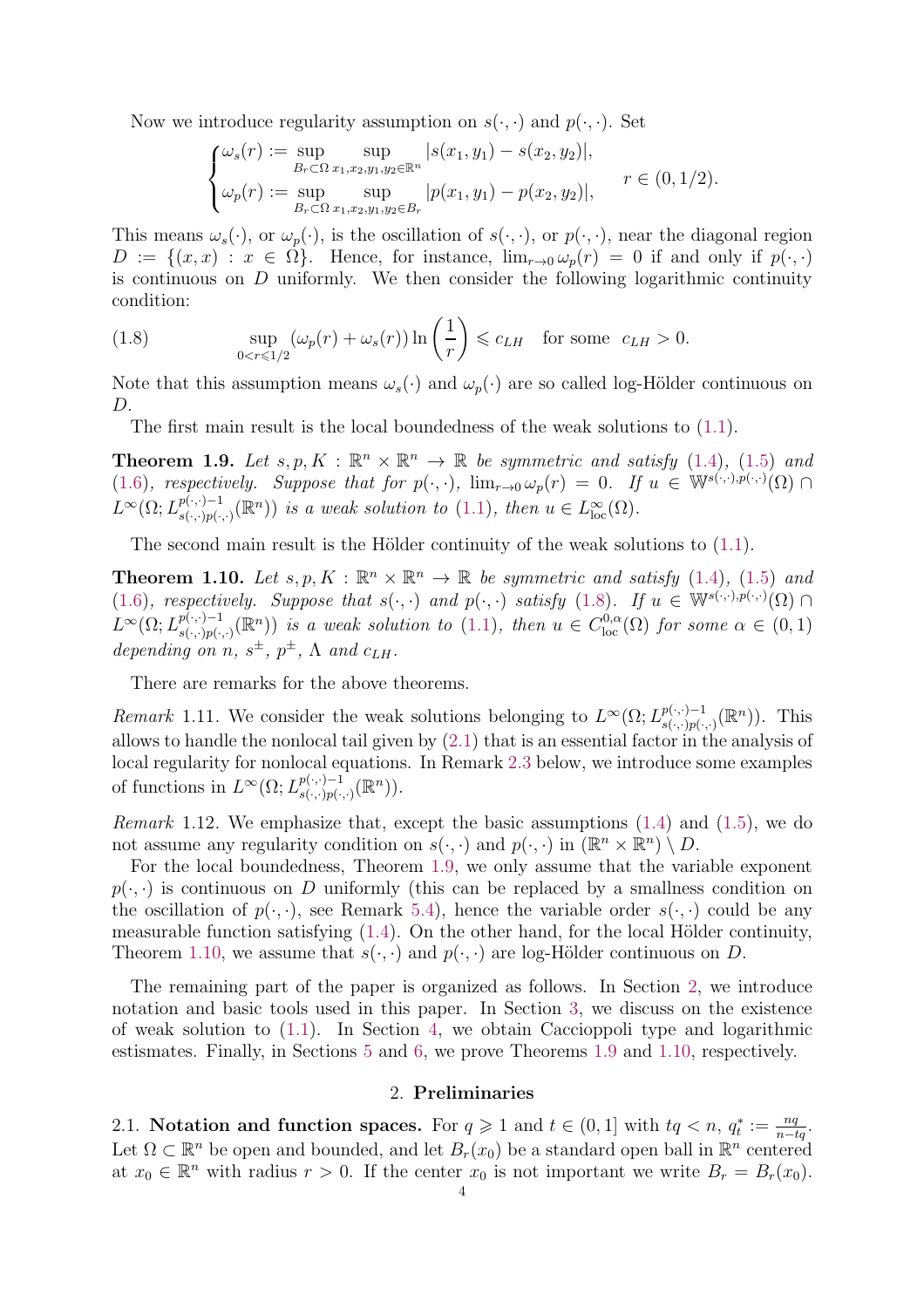Now we introduce regularity assumption on $s(\cdot,\cdot)$ and $p(\cdot,\cdot)$. Set

$$
\begin{cases}
\omega_s(r) := \sup\limits_{B_r\subset\Omega} \sup\limits_{x_1,x_2,y_1,y_2\in\mathbb{R}^n} |s(x_1,y_1)-s(x_2,y_2)|, \\
\omega_p(r) := \sup\limits_{B_r\subset\Omega} \sup\limits_{x_1,x_2,y_1,y_2\in B_r} |p(x_1,y_1)-p(x_2,y_2)|,
\end{cases}
\quad r\in(0,1/2).
$$

This means $\omega_s(\cdot)$, or $\omega_p(\cdot)$, is the oscillation of $s(\cdot,\cdot)$, or $p(\cdot,\cdot)$, near the diagonal region $D := \{(x,x) : x\in\Omega\}$. Hence, for instance, $\lim_{r\to 0}\omega_p(r) = 0$ if and only if $p(\cdot,\cdot)$ is continuous on $D$ uniformly. We then consider the following logarithmic continuity condition:

$$
\sup_{0<r\leqslant 1/2} (\omega_p(r)+\omega_s(r))\ln\left(\frac{1}{r}\right) \leqslant c_{LH} \quad \text{for some } \ c_{LH}>0. \tag{1.8}
$$

Note that this assumption means $\omega_s(\cdot)$ and $\omega_p(\cdot)$ are so called log-Hölder continuous on $D$.

The first main result is the local boundedness of the weak solutions to (1.1).

**Theorem 1.9.** *Let $s,p,K:\mathbb{R}^n\times\mathbb{R}^n\to\mathbb{R}$ be symmetric and satisfy (1.4), (1.5) and (1.6), respectively. Suppose that for $p(\cdot,\cdot)$, $\lim_{r\to 0}\omega_p(r)=0$. If $u\in\mathbb{W}^{s(\cdot,\cdot),p(\cdot,\cdot)}(\Omega)\cap L^\infty(\Omega;L^{p(\cdot,\cdot)-1}_{s(\cdot,\cdot)p(\cdot,\cdot)}(\mathbb{R}^n))$ is a weak solution to (1.1), then $u\in L^\infty_{\mathrm{loc}}(\Omega)$.*

The second main result is the Hölder continuity of the weak solutions to (1.1).

**Theorem 1.10.** *Let $s,p,K:\mathbb{R}^n\times\mathbb{R}^n\to\mathbb{R}$ be symmetric and satisfy (1.4), (1.5) and (1.6), respectively. Suppose that $s(\cdot,\cdot)$ and $p(\cdot,\cdot)$ satisfy (1.8). If $u\in\mathbb{W}^{s(\cdot,\cdot),p(\cdot,\cdot)}(\Omega)\cap L^\infty(\Omega;L^{p(\cdot,\cdot)-1}_{s(\cdot,\cdot)p(\cdot,\cdot)}(\mathbb{R}^n))$ is a weak solution to (1.1), then $u\in C^{0,\alpha}_{\mathrm{loc}}(\Omega)$ for some $\alpha\in(0,1)$ depending on $n$, $s^\pm$, $p^\pm$, $\Lambda$ and $c_{LH}$.*

There are remarks for the above theorems.

*Remark* 1.11. We consider the weak solutions belonging to $L^\infty(\Omega;L^{p(\cdot,\cdot)-1}_{s(\cdot,\cdot)p(\cdot,\cdot)}(\mathbb{R}^n))$. This allows to handle the nonlocal tail given by (2.1) that is an essential factor in the analysis of local regularity for nonlocal equations. In Remark 2.3 below, we introduce some examples of functions in $L^\infty(\Omega;L^{p(\cdot,\cdot)-1}_{s(\cdot,\cdot)p(\cdot,\cdot)}(\mathbb{R}^n))$.

*Remark* 1.12. We emphasize that, except the basic assumptions (1.4) and (1.5), we do not assume any regularity condition on $s(\cdot,\cdot)$ and $p(\cdot,\cdot)$ in $(\mathbb{R}^n\times\mathbb{R}^n)\setminus D$.

For the local boundedness, Theorem 1.9, we only assume that the variable exponent $p(\cdot,\cdot)$ is continuous on $D$ uniformly (this can be replaced by a smallness condition on the oscillation of $p(\cdot,\cdot)$, see Remark 5.4), hence the variable order $s(\cdot,\cdot)$ could be any measurable function satisfying (1.4). On the other hand, for the local Hölder continuity, Theorem 1.10, we assume that $s(\cdot,\cdot)$ and $p(\cdot,\cdot)$ are log-Hölder continuous on $D$.

The remaining part of the paper is organized as follows. In Section 2, we introduce notation and basic tools used in this paper. In Section 3, we discuss on the existence of weak solution to (1.1). In Section 4, we obtain Caccioppoli type and logarithmic estismates. Finally, in Sections 5 and 6, we prove Theorems 1.9 and 1.10, respectively.

## 2. Preliminaries

2.1. **Notation and function spaces.** For $q\geqslant 1$ and $t\in(0,1]$ with $tq<n$, $q_t^* := \frac{nq}{n-tq}$. Let $\Omega\subset\mathbb{R}^n$ be open and bounded, and let $B_r(x_0)$ be a standard open ball in $\mathbb{R}^n$ centered at $x_0\in\mathbb{R}^n$ with radius $r>0$. If the center $x_0$ is not important we write $B_r = B_r(x_0)$.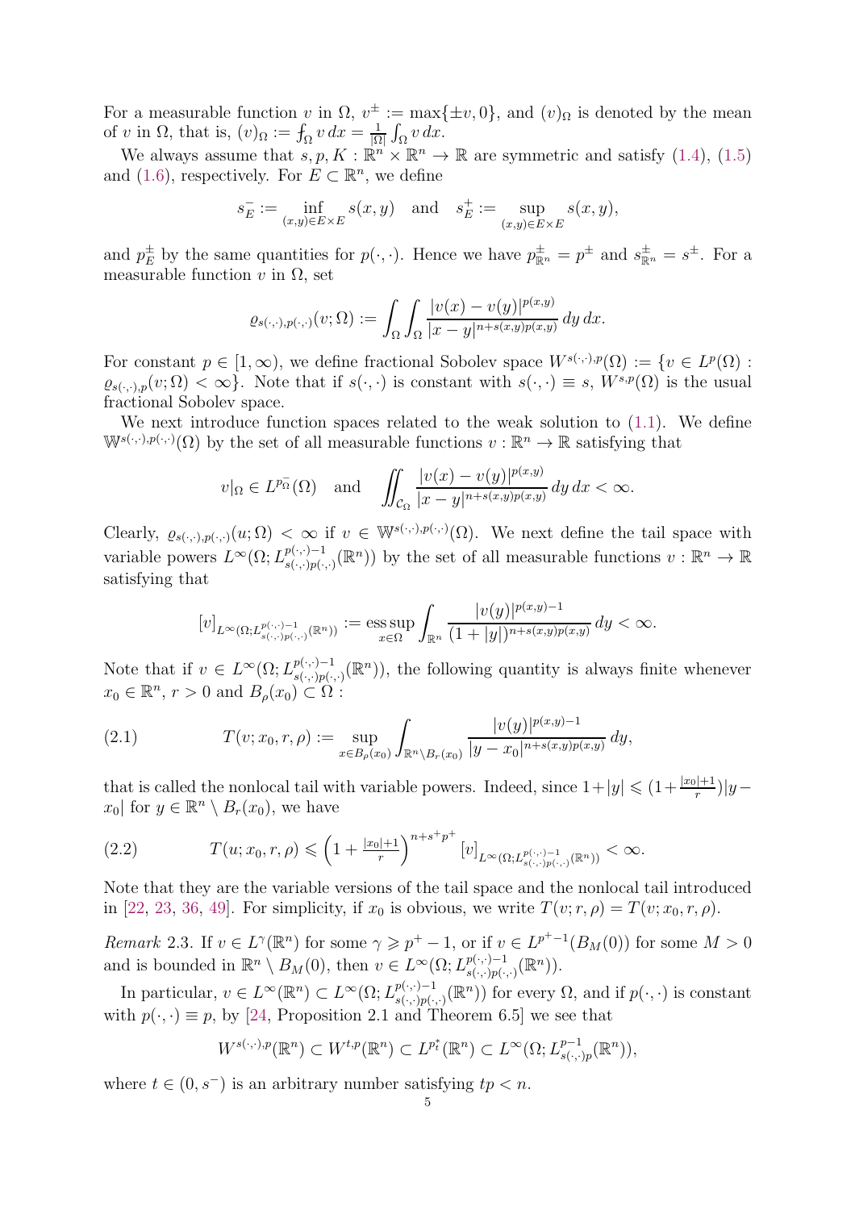For a measurable function $v$ in $\Omega$, $v^{\pm} := \max\{\pm v, 0\}$, and $(v)_\Omega$ is denoted by the mean of $v$ in $\Omega$, that is, $(v)_\Omega := \fint_\Omega v\,dx = \frac{1}{|\Omega|}\int_\Omega v\,dx$.

We always assume that $s, p, K : \mathbb{R}^n \times \mathbb{R}^n \to \mathbb{R}$ are symmetric and satisfy (1.4), (1.5) and (1.6), respectively. For $E \subset \mathbb{R}^n$, we define

$$s_E^- := \inf_{(x,y)\in E\times E} s(x,y) \quad \text{and} \quad s_E^+ := \sup_{(x,y)\in E\times E} s(x,y),$$

and $p_E^{\pm}$ by the same quantities for $p(\cdot,\cdot)$. Hence we have $p_{\mathbb{R}^n}^{\pm} = p^{\pm}$ and $s_{\mathbb{R}^n}^{\pm} = s^{\pm}$. For a measurable function $v$ in $\Omega$, set

$$\varrho_{s(\cdot,\cdot),p(\cdot,\cdot)}(v;\Omega) := \int_\Omega \int_\Omega \frac{|v(x)-v(y)|^{p(x,y)}}{|x-y|^{n+s(x,y)p(x,y)}}\,dy\,dx.$$

For constant $p \in [1,\infty)$, we define fractional Sobolev space $W^{s(\cdot,\cdot),p}(\Omega) := \{v \in L^p(\Omega) : \varrho_{s(\cdot,\cdot),p}(v;\Omega) < \infty\}$. Note that if $s(\cdot,\cdot)$ is constant with $s(\cdot,\cdot) \equiv s$, $W^{s,p}(\Omega)$ is the usual fractional Sobolev space.

We next introduce function spaces related to the weak solution to (1.1). We define $\mathbb{W}^{s(\cdot,\cdot),p(\cdot,\cdot)}(\Omega)$ by the set of all measurable functions $v : \mathbb{R}^n \to \mathbb{R}$ satisfying that

$$v|_\Omega \in L^{p_\Omega^-}(\Omega) \quad \text{and} \quad \iint_{\mathcal{C}_\Omega} \frac{|v(x)-v(y)|^{p(x,y)}}{|x-y|^{n+s(x,y)p(x,y)}}\,dy\,dx < \infty.$$

Clearly, $\varrho_{s(\cdot,\cdot),p(\cdot,\cdot)}(u;\Omega) < \infty$ if $v \in \mathbb{W}^{s(\cdot,\cdot),p(\cdot,\cdot)}(\Omega)$. We next define the tail space with variable powers $L^\infty(\Omega; L^{p(\cdot,\cdot)-1}_{s(\cdot,\cdot)p(\cdot,\cdot)}(\mathbb{R}^n))$ by the set of all measurable functions $v : \mathbb{R}^n \to \mathbb{R}$ satisfying that

$$[v]_{L^\infty(\Omega;L^{p(\cdot,\cdot)-1}_{s(\cdot,\cdot)p(\cdot,\cdot)}(\mathbb{R}^n))} := \operatorname*{ess\,sup}_{x\in\Omega} \int_{\mathbb{R}^n} \frac{|v(y)|^{p(x,y)-1}}{(1+|y|)^{n+s(x,y)p(x,y)}}\,dy < \infty.$$

Note that if $v \in L^\infty(\Omega; L^{p(\cdot,\cdot)-1}_{s(\cdot,\cdot)p(\cdot,\cdot)}(\mathbb{R}^n))$, the following quantity is always finite whenever $x_0 \in \mathbb{R}^n$, $r > 0$ and $B_\rho(x_0) \subset \Omega$ :

$$T(v;x_0,r,\rho) := \sup_{x\in B_\rho(x_0)} \int_{\mathbb{R}^n\setminus B_r(x_0)} \frac{|v(y)|^{p(x,y)-1}}{|y-x_0|^{n+s(x,y)p(x,y)}}\,dy, \tag{2.1}$$

that is called the nonlocal tail with variable powers. Indeed, since $1+|y| \leqslant (1+\frac{|x_0|+1}{r})|y-x_0|$ for $y \in \mathbb{R}^n \setminus B_r(x_0)$, we have

$$T(u;x_0,r,\rho) \leqslant \left(1+\tfrac{|x_0|+1}{r}\right)^{n+s^+p^+} [v]_{L^\infty(\Omega;L^{p(\cdot,\cdot)-1}_{s(\cdot,\cdot)p(\cdot,\cdot)}(\mathbb{R}^n))} < \infty. \tag{2.2}$$

Note that they are the variable versions of the tail space and the nonlocal tail introduced in [22, 23, 36, 49]. For simplicity, if $x_0$ is obvious, we write $T(v;r,\rho) = T(v;x_0,r,\rho)$.

*Remark* 2.3. If $v \in L^\gamma(\mathbb{R}^n)$ for some $\gamma \geqslant p^+ - 1$, or if $v \in L^{p^+-1}(B_M(0))$ for some $M > 0$ and is bounded in $\mathbb{R}^n \setminus B_M(0)$, then $v \in L^\infty(\Omega; L^{p(\cdot,\cdot)-1}_{s(\cdot,\cdot)p(\cdot,\cdot)}(\mathbb{R}^n))$.

In particular, $v \in L^\infty(\mathbb{R}^n) \subset L^\infty(\Omega; L^{p(\cdot,\cdot)-1}_{s(\cdot,\cdot)p(\cdot,\cdot)}(\mathbb{R}^n))$ for every $\Omega$, and if $p(\cdot,\cdot)$ is constant with $p(\cdot,\cdot) \equiv p$, by [24, Proposition 2.1 and Theorem 6.5] we see that

$$W^{s(\cdot,\cdot),p}(\mathbb{R}^n) \subset W^{t,p}(\mathbb{R}^n) \subset L^{p_t^*}(\mathbb{R}^n) \subset L^\infty(\Omega; L^{p-1}_{s(\cdot,\cdot)p}(\mathbb{R}^n)),$$

where $t \in (0, s^-)$ is an arbitrary number satisfying $tp < n$.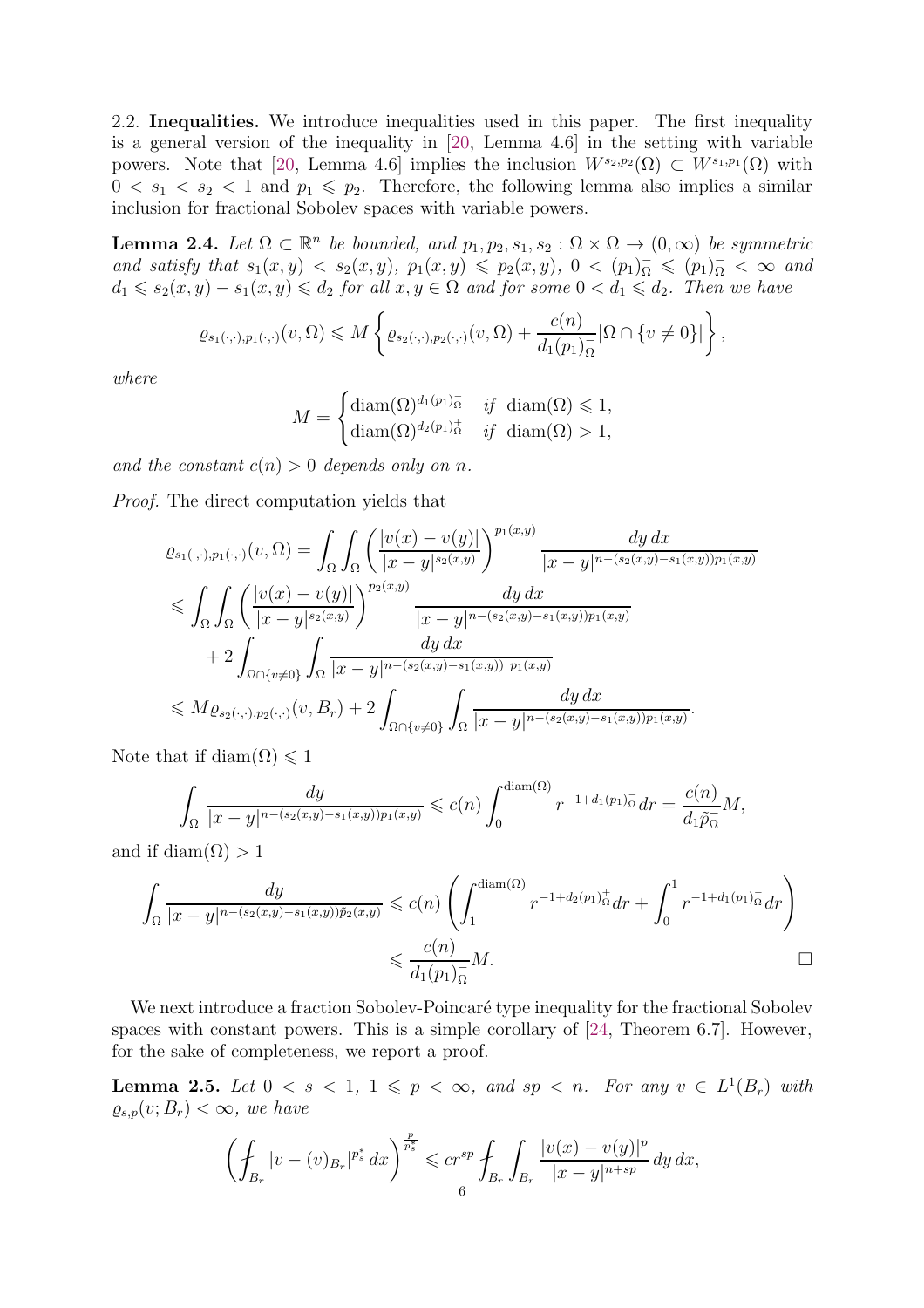2.2. **Inequalities.** We introduce inequalities used in this paper. The first inequality is a general version of the inequality in [20, Lemma 4.6] in the setting with variable powers. Note that [20, Lemma 4.6] implies the inclusion $W^{s_2,p_2}(\Omega) \subset W^{s_1,p_1}(\Omega)$ with $0 < s_1 < s_2 < 1$ and $p_1 \leqslant p_2$. Therefore, the following lemma also implies a similar inclusion for fractional Sobolev spaces with variable powers.

**Lemma 2.4.** *Let $\Omega \subset \mathbb{R}^n$ be bounded, and $p_1, p_2, s_1, s_2 : \Omega \times \Omega \to (0, \infty)$ be symmetric and satisfy that $s_1(x, y) < s_2(x, y)$, $p_1(x, y) \leqslant p_2(x, y)$, $0 < (p_1)^-_\Omega \leqslant (p_1)^-_\Omega < \infty$ and $d_1 \leqslant s_2(x, y) - s_1(x, y) \leqslant d_2$ for all $x, y \in \Omega$ and for some $0 < d_1 \leqslant d_2$. Then we have*

$$
\varrho_{s_1(\cdot,\cdot),p_1(\cdot,\cdot)}(v, \Omega) \leqslant M \left\{ \varrho_{s_2(\cdot,\cdot),p_2(\cdot,\cdot)}(v, \Omega) + \frac{c(n)}{d_1 (p_1)^-_\Omega} |\Omega \cap \{v \neq 0\}| \right\},
$$

*where*

$$
M = \begin{cases} \operatorname{diam}(\Omega)^{d_1 (p_1)^-_\Omega} & \text{if } \operatorname{diam}(\Omega) \leqslant 1, \\ \operatorname{diam}(\Omega)^{d_2 (p_1)^+_\Omega} & \text{if } \operatorname{diam}(\Omega) > 1, \end{cases}
$$

*and the constant $c(n) > 0$ depends only on $n$.*

*Proof.* The direct computation yields that

$$
\begin{aligned}
\varrho_{s_1(\cdot,\cdot),p_1(\cdot,\cdot)}(v, \Omega) &= \int_\Omega \int_\Omega \left( \frac{|v(x) - v(y)|}{|x - y|^{s_2(x,y)}} \right)^{p_1(x,y)} \frac{dy\, dx}{|x - y|^{n - (s_2(x,y) - s_1(x,y)) p_1(x,y)}} \\
&\leqslant \int_\Omega \int_\Omega \left( \frac{|v(x) - v(y)|}{|x - y|^{s_2(x,y)}} \right)^{p_2(x,y)} \frac{dy\, dx}{|x - y|^{n - (s_2(x,y) - s_1(x,y)) p_1(x,y)}} \\
&\quad + 2 \int_{\Omega \cap \{v \neq 0\}} \int_\Omega \frac{dy\, dx}{|x - y|^{n - (s_2(x,y) - s_1(x,y))\ p_1(x,y)}} \\
&\leqslant M \varrho_{s_2(\cdot,\cdot),p_2(\cdot,\cdot)}(v, B_r) + 2 \int_{\Omega \cap \{v \neq 0\}} \int_\Omega \frac{dy\, dx}{|x - y|^{n - (s_2(x,y) - s_1(x,y)) p_1(x,y)}}.
\end{aligned}
$$

Note that if $\operatorname{diam}(\Omega) \leqslant 1$

$$
\int_\Omega \frac{dy}{|x - y|^{n - (s_2(x,y) - s_1(x,y)) p_1(x,y)}} \leqslant c(n) \int_0^{\operatorname{diam}(\Omega)} r^{-1 + d_1 (p_1)^-_\Omega} dr = \frac{c(n)}{d_1 \tilde{p}^-_\Omega} M,
$$

and if $\operatorname{diam}(\Omega) > 1$

$$
\begin{aligned}
\int_\Omega \frac{dy}{|x - y|^{n - (s_2(x,y) - s_1(x,y)) \tilde{p}_2(x,y)}} &\leqslant c(n) \left( \int_1^{\operatorname{diam}(\Omega)} r^{-1 + d_2 (p_1)^+_\Omega} dr + \int_0^1 r^{-1 + d_1 (p_1)^-_\Omega} dr \right) \\
&\leqslant \frac{c(n)}{d_1 (p_1)^-_\Omega} M.
\end{aligned}
$$

□

We next introduce a fraction Sobolev-Poincaré type inequality for the fractional Sobolev spaces with constant powers. This is a simple corollary of [24, Theorem 6.7]. However, for the sake of completeness, we report a proof.

**Lemma 2.5.** *Let $0 < s < 1$, $1 \leqslant p < \infty$, and $sp < n$. For any $v \in L^1(B_r)$ with $\varrho_{s,p}(v; B_r) < \infty$, we have*

$$
\left( \fint_{B_r} |v - (v)_{B_r}|^{p^*_s} dx \right)^{\frac{p}{p^*_s}} \leqslant c r^{sp} \fint_{B_r} \int_{B_r} \frac{|v(x) - v(y)|^p}{|x - y|^{n + sp}} \, dy \, dx,
$$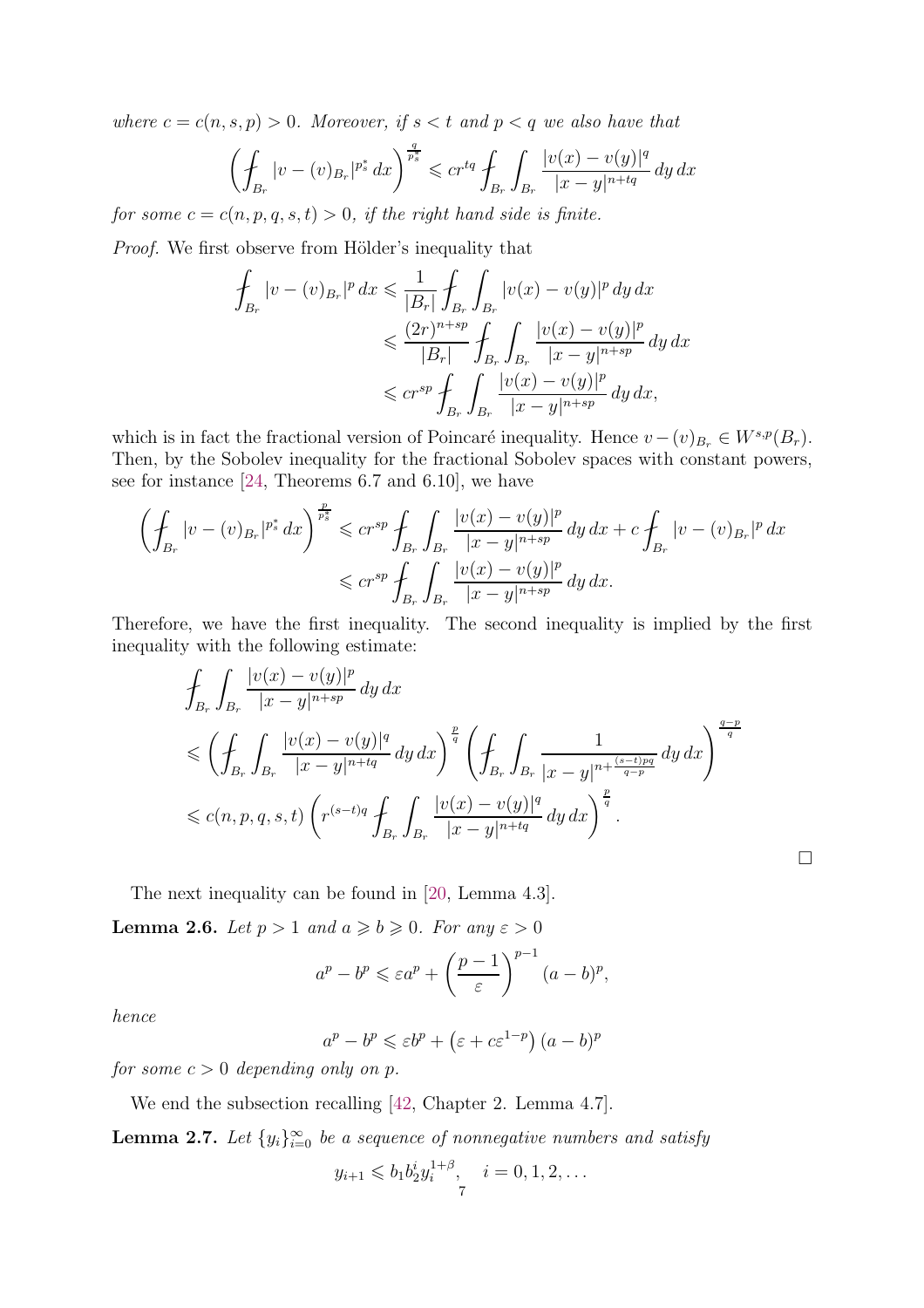*where $c = c(n, s, p) > 0$. Moreover, if $s < t$ and $p < q$ we also have that*

$$\left( \fint_{B_r} |v - (v)_{B_r}|^{p_s^*} \, dx \right)^{\frac{q}{p_s^*}} \leqslant c r^{tq} \fint_{B_r} \int_{B_r} \frac{|v(x) - v(y)|^q}{|x - y|^{n+tq}} \, dy \, dx$$

*for some $c = c(n, p, q, s, t) > 0$, if the right hand side is finite.*

*Proof.* We first observe from Hölder's inequality that

$$\begin{aligned}
\fint_{B_r} |v - (v)_{B_r}|^p \, dx &\leqslant \frac{1}{|B_r|} \fint_{B_r} \int_{B_r} |v(x) - v(y)|^p \, dy \, dx \\
&\leqslant \frac{(2r)^{n+sp}}{|B_r|} \fint_{B_r} \int_{B_r} \frac{|v(x) - v(y)|^p}{|x - y|^{n+sp}} \, dy \, dx \\
&\leqslant c r^{sp} \fint_{B_r} \int_{B_r} \frac{|v(x) - v(y)|^p}{|x - y|^{n+sp}} \, dy \, dx,
\end{aligned}$$

which is in fact the fractional version of Poincaré inequality. Hence $v - (v)_{B_r} \in W^{s,p}(B_r)$. Then, by the Sobolev inequality for the fractional Sobolev spaces with constant powers, see for instance [24, Theorems 6.7 and 6.10], we have

$$\begin{aligned}
\left( \fint_{B_r} |v - (v)_{B_r}|^{p_s^*} \, dx \right)^{\frac{p}{p_s^*}} &\leqslant c r^{sp} \fint_{B_r} \int_{B_r} \frac{|v(x) - v(y)|^p}{|x - y|^{n+sp}} \, dy \, dx + c \fint_{B_r} |v - (v)_{B_r}|^p \, dx \\
&\leqslant c r^{sp} \fint_{B_r} \int_{B_r} \frac{|v(x) - v(y)|^p}{|x - y|^{n+sp}} \, dy \, dx.
\end{aligned}$$

Therefore, we have the first inequality. The second inequality is implied by the first inequality with the following estimate:

$$\begin{aligned}
&\fint_{B_r} \int_{B_r} \frac{|v(x) - v(y)|^p}{|x - y|^{n+sp}} \, dy \, dx \\
&\leqslant \left( \fint_{B_r} \int_{B_r} \frac{|v(x) - v(y)|^q}{|x - y|^{n+tq}} \, dy \, dx \right)^{\frac{p}{q}} \left( \fint_{B_r} \int_{B_r} \frac{1}{|x - y|^{n + \frac{(s-t)pq}{q-p}}} \, dy \, dx \right)^{\frac{q-p}{q}} \\
&\leqslant c(n, p, q, s, t) \left( r^{(s-t)q} \fint_{B_r} \int_{B_r} \frac{|v(x) - v(y)|^q}{|x - y|^{n+tq}} \, dy \, dx \right)^{\frac{p}{q}}.
\end{aligned}$$

□

The next inequality can be found in [20, Lemma 4.3].

**Lemma 2.6.** *Let $p > 1$ and $a \geqslant b \geqslant 0$. For any $\varepsilon > 0$*

$$a^p - b^p \leqslant \varepsilon a^p + \left( \frac{p-1}{\varepsilon} \right)^{p-1} (a - b)^p,$$

*hence*

$$a^p - b^p \leqslant \varepsilon b^p + \left( \varepsilon + c \varepsilon^{1-p} \right) (a - b)^p$$

*for some $c > 0$ depending only on $p$.*

We end the subsection recalling [42, Chapter 2. Lemma 4.7].

**Lemma 2.7.** *Let $\{y_i\}_{i=0}^{\infty}$ be a sequence of nonnegative numbers and satisfy*

$$y_{i+1} \leqslant b_1 b_2^i y_i^{1+\beta}, \quad i = 0, 1, 2, \dots$$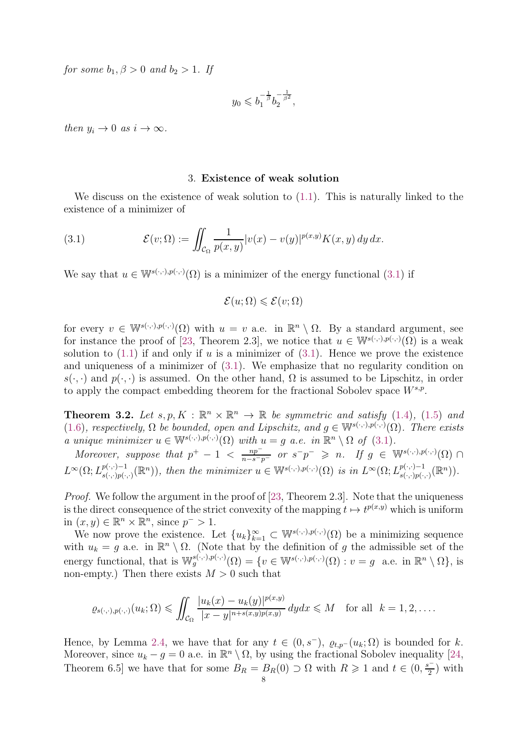*for some $b_1, \beta > 0$ and $b_2 > 1$. If*

$$y_0 \leqslant b_1^{-\frac{1}{\beta}} b_2^{-\frac{1}{\beta^2}},$$

*then $y_i \to 0$ as $i \to \infty$.*

## 3. Existence of weak solution

We discuss on the existence of weak solution to (1.1). This is naturally linked to the existence of a minimizer of

$$\mathcal{E}(v;\Omega) := \iint_{\mathcal{C}_\Omega} \frac{1}{p(x,y)} |v(x)-v(y)|^{p(x,y)} K(x,y)\, dy\, dx. \tag{3.1}$$

We say that $u \in \mathbb{W}^{s(\cdot,\cdot),p(\cdot,\cdot)}(\Omega)$ is a minimizer of the energy functional (3.1) if

$$\mathcal{E}(u;\Omega) \leqslant \mathcal{E}(v;\Omega)$$

for every $v \in \mathbb{W}^{s(\cdot,\cdot),p(\cdot,\cdot)}(\Omega)$ with $u = v$ a.e. in $\mathbb{R}^n \setminus \Omega$. By a standard argument, see for instance the proof of [23, Theorem 2.3], we notice that $u \in \mathbb{W}^{s(\cdot,\cdot),p(\cdot,\cdot)}(\Omega)$ is a weak solution to (1.1) if and only if $u$ is a minimizer of (3.1). Hence we prove the existence and uniqueness of a minimizer of (3.1). We emphasize that no regularity condition on $s(\cdot,\cdot)$ and $p(\cdot,\cdot)$ is assumed. On the other hand, $\Omega$ is assumed to be Lipschitz, in order to apply the compact embedding theorem for the fractional Sobolev space $W^{s,p}$.

**Theorem 3.2.** *Let $s, p, K : \mathbb{R}^n \times \mathbb{R}^n \to \mathbb{R}$ be symmetric and satisfy (1.4), (1.5) and (1.6), respectively, $\Omega$ be bounded, open and Lipschitz, and $g \in \mathbb{W}^{s(\cdot,\cdot),p(\cdot,\cdot)}(\Omega)$. There exists a unique minimizer $u \in \mathbb{W}^{s(\cdot,\cdot),p(\cdot,\cdot)}(\Omega)$ with $u = g$ a.e. in $\mathbb{R}^n \setminus \Omega$ of (3.1).*

*Moreover, suppose that $p^+ - 1 < \frac{np^-}{n - s^- p^-}$ or $s^- p^- \geqslant n$. If $g \in \mathbb{W}^{s(\cdot,\cdot),p(\cdot,\cdot)}(\Omega) \cap L^\infty(\Omega; L^{p(\cdot,\cdot)-1}_{s(\cdot,\cdot)p(\cdot,\cdot)}(\mathbb{R}^n))$, then the minimizer $u \in \mathbb{W}^{s(\cdot,\cdot),p(\cdot,\cdot)}(\Omega)$ is in $L^\infty(\Omega; L^{p(\cdot,\cdot)-1}_{s(\cdot,\cdot)p(\cdot,\cdot)}(\mathbb{R}^n))$.*

*Proof.* We follow the argument in the proof of [23, Theorem 2.3]. Note that the uniqueness is the direct consequence of the strict convexity of the mapping $t \mapsto t^{p(x,y)}$ which is uniform in $(x,y) \in \mathbb{R}^n \times \mathbb{R}^n$, since $p^- > 1$.

We now prove the existence. Let $\{u_k\}_{k=1}^\infty \subset \mathbb{W}^{s(\cdot,\cdot),p(\cdot,\cdot)}(\Omega)$ be a minimizing sequence with $u_k = g$ a.e. in $\mathbb{R}^n \setminus \Omega$. (Note that by the definition of $g$ the admissible set of the energy functional, that is $\mathbb{W}^{s(\cdot,\cdot),p(\cdot,\cdot)}_g(\Omega) = \{v \in \mathbb{W}^{s(\cdot,\cdot),p(\cdot,\cdot)}(\Omega) : v = g \text{ a.e. in } \mathbb{R}^n \setminus \Omega\}$, is non-empty.) Then there exists $M > 0$ such that

$$\varrho_{s(\cdot,\cdot),p(\cdot,\cdot)}(u_k;\Omega) \leqslant \iint_{\mathcal{C}_\Omega} \frac{|u_k(x)-u_k(y)|^{p(x,y)}}{|x-y|^{n+s(x,y)p(x,y)}}\, dydx \leqslant M \quad \text{for all } k = 1, 2, \ldots.$$

Hence, by Lemma 2.4, we have that for any $t \in (0, s^-)$, $\varrho_{t,p^-}(u_k;\Omega)$ is bounded for $k$. Moreover, since $u_k - g = 0$ a.e. in $\mathbb{R}^n \setminus \Omega$, by using the fractional Sobolev inequality [24, Theorem 6.5] we have that for some $B_R = B_R(0) \supset \Omega$ with $R \geqslant 1$ and $t \in (0, \frac{s^-}{2})$ with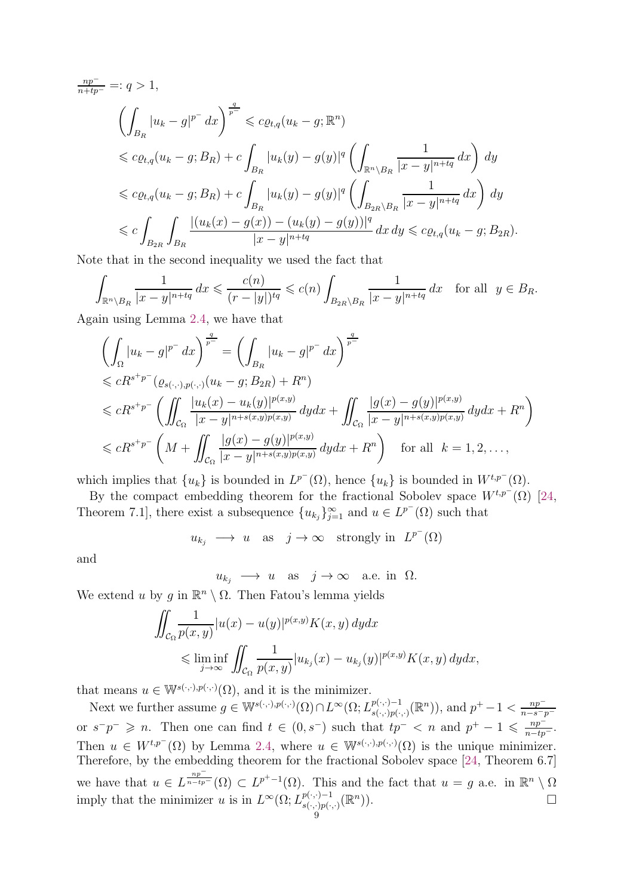$\frac{np^-}{n+tp^-} =: q > 1$,

$$
\begin{aligned}
\left(\int_{B_R} |u_k - g|^{p^-}\,dx\right)^{\frac{q}{p^-}} &\leqslant c\varrho_{t,q}(u_k - g;\mathbb{R}^n)\\
&\leqslant c\varrho_{t,q}(u_k - g;B_R) + c\int_{B_R} |u_k(y)-g(y)|^q \left(\int_{\mathbb{R}^n\setminus B_R} \frac{1}{|x-y|^{n+tq}}\,dx\right)dy\\
&\leqslant c\varrho_{t,q}(u_k - g;B_R) + c\int_{B_R} |u_k(y)-g(y)|^q \left(\int_{B_{2R}\setminus B_R} \frac{1}{|x-y|^{n+tq}}\,dx\right)dy\\
&\leqslant c\int_{B_{2R}}\int_{B_R} \frac{|(u_k(x)-g(x))-(u_k(y)-g(y))|^q}{|x-y|^{n+tq}}\,dx\,dy \leqslant c\varrho_{t,q}(u_k-g;B_{2R}).
\end{aligned}
$$

Note that in the second inequality we used the fact that

$$
\int_{\mathbb{R}^n\setminus B_R} \frac{1}{|x-y|^{n+tq}}\,dx \leqslant \frac{c(n)}{(r-|y|)^{tq}} \leqslant c(n)\int_{B_{2R}\setminus B_R} \frac{1}{|x-y|^{n+tq}}\,dx \quad \text{for all } \ y\in B_R.
$$

Again using Lemma 2.4, we have that

$$
\begin{aligned}
\left(\int_{\Omega} |u_k - g|^{p^-}\,dx\right)^{\frac{q}{p^-}} &= \left(\int_{B_R} |u_k - g|^{p^-}\,dx\right)^{\frac{q}{p^-}}\\
&\leqslant cR^{s^+p^-}(\varrho_{s(\cdot,\cdot),p(\cdot,\cdot)}(u_k-g;B_{2R}) + R^n)\\
&\leqslant cR^{s^+p^-}\left(\iint_{\mathcal{C}_\Omega} \frac{|u_k(x)-u_k(y)|^{p(x,y)}}{|x-y|^{n+s(x,y)p(x,y)}}\,dydx + \iint_{\mathcal{C}_\Omega} \frac{|g(x)-g(y)|^{p(x,y)}}{|x-y|^{n+s(x,y)p(x,y)}}\,dydx + R^n\right)\\
&\leqslant cR^{s^+p^-}\left(M + \iint_{\mathcal{C}_\Omega} \frac{|g(x)-g(y)|^{p(x,y)}}{|x-y|^{n+s(x,y)p(x,y)}}\,dydx + R^n\right) \quad \text{for all } \ k=1,2,\ldots,
\end{aligned}
$$

which implies that $\{u_k\}$ is bounded in $L^{p^-}(\Omega)$, hence $\{u_k\}$ is bounded in $W^{t,p^-}(\Omega)$.

By the compact embedding theorem for the fractional Sobolev space $W^{t,p^-}(\Omega)$ [24, Theorem 7.1], there exist a subsequence $\{u_{k_j}\}_{j=1}^{\infty}$ and $u \in L^{p^-}(\Omega)$ such that

$$
u_{k_j} \longrightarrow u \quad \text{as} \quad j\to\infty \quad \text{strongly in } \ L^{p^-}(\Omega)
$$

and

$$
u_{k_j} \longrightarrow u \quad \text{as} \quad j\to\infty \quad \text{a.e. in } \ \Omega.
$$

We extend $u$ by $g$ in $\mathbb{R}^n\setminus\Omega$. Then Fatou's lemma yields

$$
\begin{aligned}
&\iint_{\mathcal{C}_\Omega} \frac{1}{p(x,y)}|u(x)-u(y)|^{p(x,y)}K(x,y)\,dydx\\
&\qquad\leqslant \liminf_{j\to\infty} \iint_{\mathcal{C}_\Omega} \frac{1}{p(x,y)}|u_{k_j}(x)-u_{k_j}(y)|^{p(x,y)}K(x,y)\,dydx,
\end{aligned}
$$

that means $u\in\mathbb{W}^{s(\cdot,\cdot),p(\cdot,\cdot)}(\Omega)$, and it is the minimizer.

Next we further assume $g\in\mathbb{W}^{s(\cdot,\cdot),p(\cdot,\cdot)}(\Omega)\cap L^{\infty}(\Omega;L^{p(\cdot,\cdot)-1}_{s(\cdot,\cdot)p(\cdot,\cdot)}(\mathbb{R}^n))$, and $p^+-1<\frac{np^-}{n-s^-p^-}$ or $s^-p^-\geqslant n$. Then one can find $t\in(0,s^-)$ such that $tp^-<n$ and $p^+-1\leqslant\frac{np^-}{n-tp^-}$. Then $u\in W^{t,p^-}(\Omega)$ by Lemma 2.4, where $u\in\mathbb{W}^{s(\cdot,\cdot),p(\cdot,\cdot)}(\Omega)$ is the unique minimizer. Therefore, by the embedding theorem for the fractional Sobolev space [24, Theorem 6.7] we have that $u\in L^{\frac{np^-}{n-tp^-}}(\Omega)\subset L^{p^+-1}(\Omega)$. This and the fact that $u=g$ a.e. in $\mathbb{R}^n\setminus\Omega$ imply that the minimizer $u$ is in $L^{\infty}(\Omega;L^{p(\cdot,\cdot)-1}_{s(\cdot,\cdot)p(\cdot,\cdot)}(\mathbb{R}^n))$. $\square$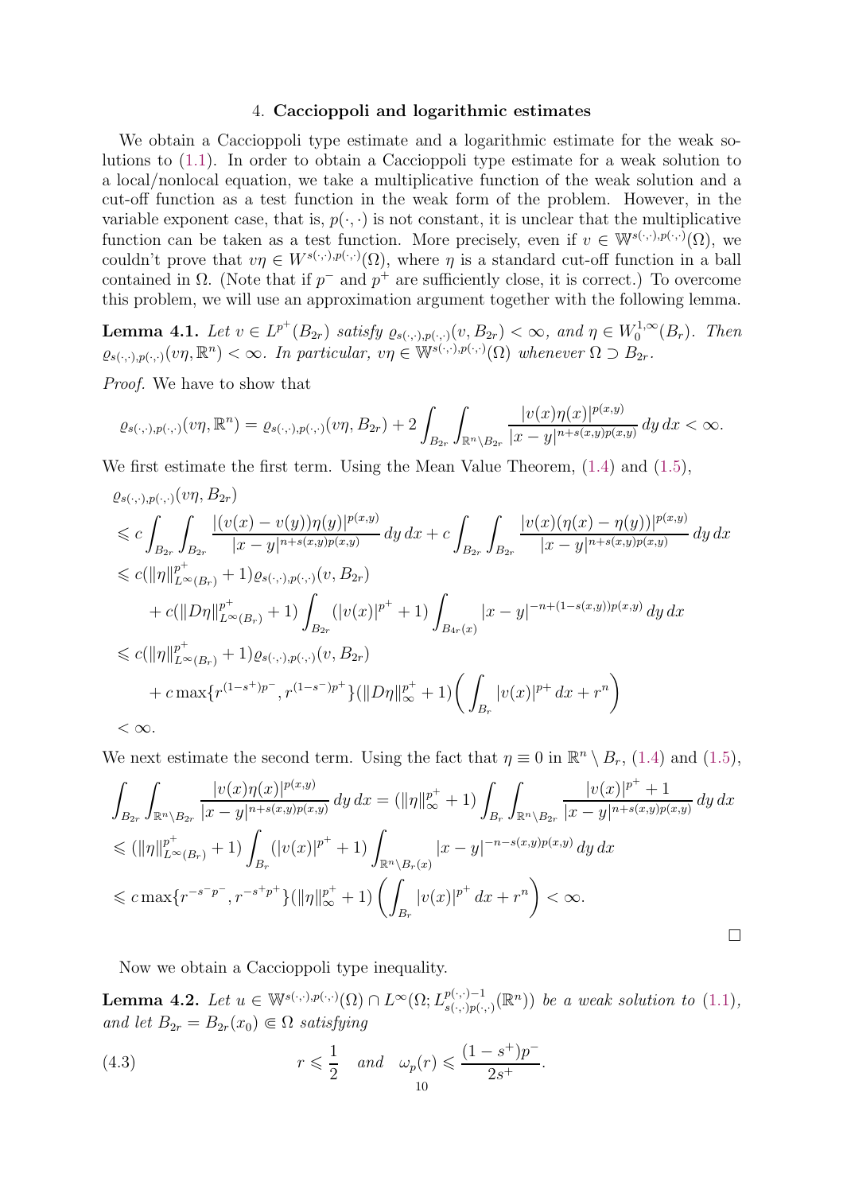## 4. Caccioppoli and logarithmic estimates

We obtain a Caccioppoli type estimate and a logarithmic estimate for the weak solutions to (1.1). In order to obtain a Caccioppoli type estimate for a weak solution to a local/nonlocal equation, we take a multiplicative function of the weak solution and a cut-off function as a test function in the weak form of the problem. However, in the variable exponent case, that is, $p(\cdot,\cdot)$ is not constant, it is unclear that the multiplicative function can be taken as a test function. More precisely, even if $v \in \mathbb{W}^{s(\cdot,\cdot),p(\cdot,\cdot)}(\Omega)$, we couldn't prove that $v\eta \in W^{s(\cdot,\cdot),p(\cdot,\cdot)}(\Omega)$, where $\eta$ is a standard cut-off function in a ball contained in $\Omega$. (Note that if $p^-$ and $p^+$ are sufficiently close, it is correct.) To overcome this problem, we will use an approximation argument together with the following lemma.

**Lemma 4.1.** *Let $v \in L^{p^+}(B_{2r})$ satisfy $\varrho_{s(\cdot,\cdot),p(\cdot,\cdot)}(v, B_{2r}) < \infty$, and $\eta \in W_0^{1,\infty}(B_r)$. Then $\varrho_{s(\cdot,\cdot),p(\cdot,\cdot)}(v\eta, \mathbb{R}^n) < \infty$. In particular, $v\eta \in \mathbb{W}^{s(\cdot,\cdot),p(\cdot,\cdot)}(\Omega)$ whenever $\Omega \supset B_{2r}$.*

*Proof.* We have to show that

$$\varrho_{s(\cdot,\cdot),p(\cdot,\cdot)}(v\eta, \mathbb{R}^n) = \varrho_{s(\cdot,\cdot),p(\cdot,\cdot)}(v\eta, B_{2r}) + 2\int_{B_{2r}}\int_{\mathbb{R}^n\setminus B_{2r}} \frac{|v(x)\eta(x)|^{p(x,y)}}{|x-y|^{n+s(x,y)p(x,y)}}\,dy\,dx < \infty.$$

We first estimate the first term. Using the Mean Value Theorem, (1.4) and (1.5),

$$\begin{aligned}
&\varrho_{s(\cdot,\cdot),p(\cdot,\cdot)}(v\eta, B_{2r})\\
&\leqslant c\int_{B_{2r}}\int_{B_{2r}} \frac{|(v(x)-v(y))\eta(y)|^{p(x,y)}}{|x-y|^{n+s(x,y)p(x,y)}}\,dy\,dx + c\int_{B_{2r}}\int_{B_{2r}} \frac{|v(x)(\eta(x)-\eta(y))|^{p(x,y)}}{|x-y|^{n+s(x,y)p(x,y)}}\,dy\,dx\\
&\leqslant c(\|\eta\|_{L^\infty(B_r)}^{p^+}+1)\varrho_{s(\cdot,\cdot),p(\cdot,\cdot)}(v, B_{2r})\\
&\quad + c(\|D\eta\|_{L^\infty(B_r)}^{p^+}+1)\int_{B_{2r}}(|v(x)|^{p^+}+1)\int_{B_{4r}(x)}|x-y|^{-n+(1-s(x,y))p(x,y)}\,dy\,dx\\
&\leqslant c(\|\eta\|_{L^\infty(B_r)}^{p^+}+1)\varrho_{s(\cdot,\cdot),p(\cdot,\cdot)}(v, B_{2r})\\
&\quad + c\max\{r^{(1-s^+)p^-}, r^{(1-s^-)p^+}\}(\|D\eta\|_\infty^{p^+}+1)\left(\int_{B_r}|v(x)|^{p^+}\,dx + r^n\right)\\
&< \infty.
\end{aligned}$$

We next estimate the second term. Using the fact that $\eta \equiv 0$ in $\mathbb{R}^n \setminus B_r$, (1.4) and (1.5),

$$\begin{aligned}
&\int_{B_{2r}}\int_{\mathbb{R}^n\setminus B_{2r}} \frac{|v(x)\eta(x)|^{p(x,y)}}{|x-y|^{n+s(x,y)p(x,y)}}\,dy\,dx = (\|\eta\|_\infty^{p^+}+1)\int_{B_r}\int_{\mathbb{R}^n\setminus B_{2r}} \frac{|v(x)|^{p^+}+1}{|x-y|^{n+s(x,y)p(x,y)}}\,dy\,dx\\
&\leqslant (\|\eta\|_{L^\infty(B_r)}^{p^+}+1)\int_{B_r}(|v(x)|^{p^+}+1)\int_{\mathbb{R}^n\setminus B_r(x)}|x-y|^{-n-s(x,y)p(x,y)}\,dy\,dx\\
&\leqslant c\max\{r^{-s^-p^-}, r^{-s^+p^+}\}(\|\eta\|_\infty^{p^+}+1)\left(\int_{B_r}|v(x)|^{p^+}\,dx + r^n\right) < \infty.
\end{aligned}$$

$\square$

Now we obtain a Caccioppoli type inequality.

**Lemma 4.2.** *Let $u \in \mathbb{W}^{s(\cdot,\cdot),p(\cdot,\cdot)}(\Omega) \cap L^\infty(\Omega; L^{p(\cdot,\cdot)-1}_{s(\cdot,\cdot)p(\cdot,\cdot)}(\mathbb{R}^n))$ be a weak solution to (1.1), and let $B_{2r} = B_{2r}(x_0) \Subset \Omega$ satisfying*

$$r \leqslant \frac{1}{2} \quad \text{and} \quad \omega_p(r) \leqslant \frac{(1-s^+)p^-}{2s^+}. \tag{4.3}$$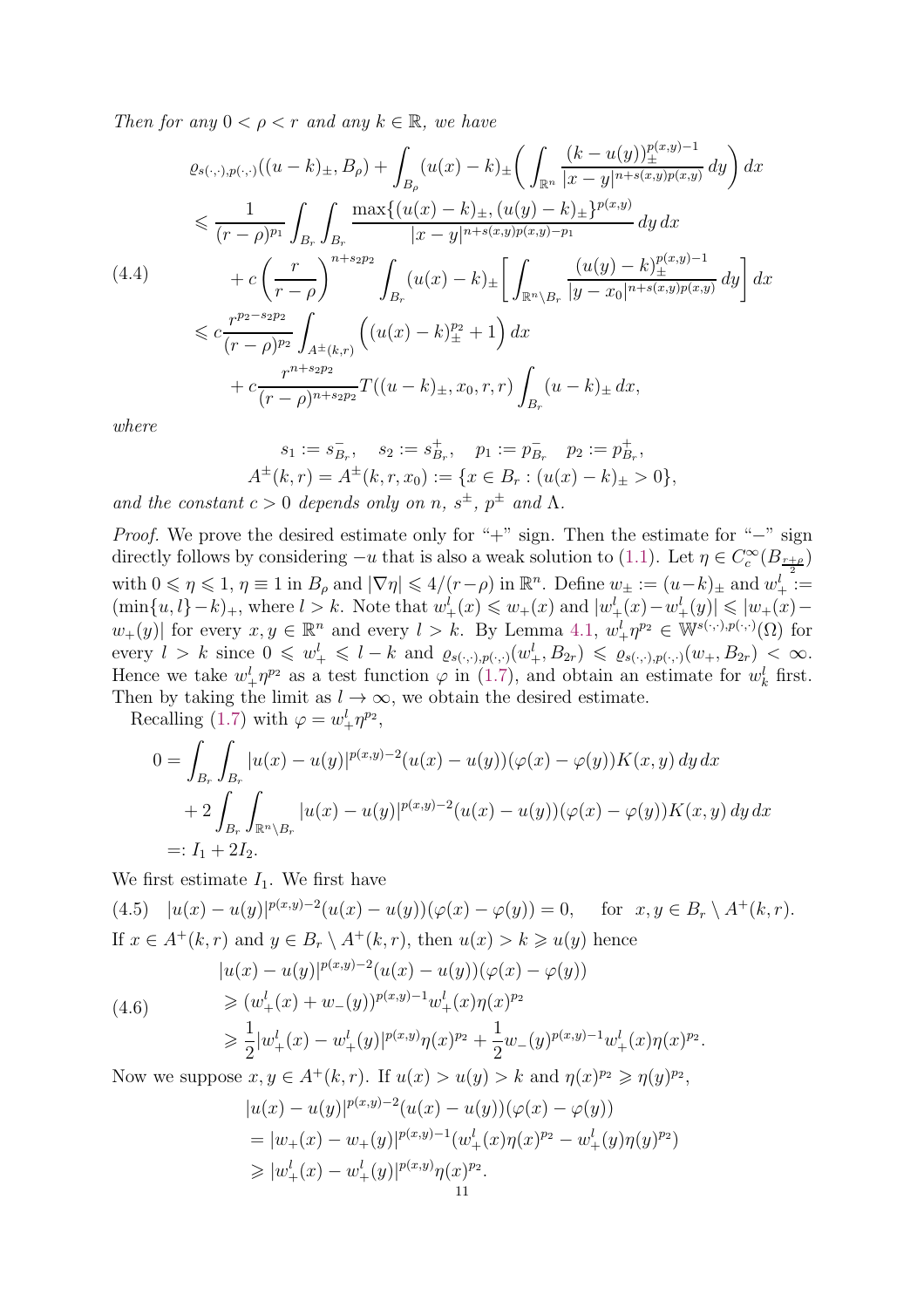*Then for any $0 < \rho < r$ and any $k \in \mathbb{R}$, we have*

$$
\begin{aligned}
&\varrho_{s(\cdot,\cdot),p(\cdot,\cdot)}((u-k)_\pm, B_\rho) + \int_{B_\rho} (u(x)-k)_\pm \bigg( \int_{\mathbb{R}^n} \frac{(k-u(y))_\pm^{p(x,y)-1}}{|x-y|^{n+s(x,y)p(x,y)}}\,dy \bigg)\,dx \\
&\leqslant \frac{1}{(r-\rho)^{p_1}} \int_{B_r}\int_{B_r} \frac{\max\{(u(x)-k)_\pm, (u(y)-k)_\pm\}^{p(x,y)}}{|x-y|^{n+s(x,y)p(x,y)-p_1}}\,dy\,dx \\
&\quad + c\left(\frac{r}{r-\rho}\right)^{n+s_2p_2} \int_{B_r} (u(x)-k)_\pm \bigg[ \int_{\mathbb{R}^n\setminus B_r} \frac{(u(y)-k)_\pm^{p(x,y)-1}}{|y-x_0|^{n+s(x,y)p(x,y)}}\,dy \bigg]\,dx \qquad (4.4)\\
&\leqslant c\frac{r^{p_2-s_2p_2}}{(r-\rho)^{p_2}} \int_{A^\pm(k,r)} \Big( (u(x)-k)_\pm^{p_2} + 1 \Big)\,dx \\
&\quad + c\frac{r^{n+s_2p_2}}{(r-\rho)^{n+s_2p_2}} T((u-k)_\pm, x_0, r, r) \int_{B_r} (u-k)_\pm\,dx,
\end{aligned}
$$

*where*

$$
s_1 := s^-_{B_r}, \quad s_2 := s^+_{B_r}, \quad p_1 := p^-_{B_r} \quad p_2 := p^+_{B_r},
$$
$$
A^\pm(k,r) = A^\pm(k,r,x_0) := \{x \in B_r : (u(x)-k)_\pm > 0\},
$$

*and the constant $c > 0$ depends only on $n$, $s^\pm$, $p^\pm$ and $\Lambda$.*

*Proof.* We prove the desired estimate only for "+" sign. Then the estimate for "−" sign directly follows by considering $-u$ that is also a weak solution to (1.1). Let $\eta \in C_c^\infty(B_{\frac{r+\rho}{2}})$ with $0 \leqslant \eta \leqslant 1$, $\eta \equiv 1$ in $B_\rho$ and $|\nabla \eta| \leqslant 4/(r-\rho)$ in $\mathbb{R}^n$. Define $w_\pm := (u-k)_\pm$ and $w_+^l := (\min\{u,l\}-k)_+$, where $l > k$. Note that $w_+^l(x) \leqslant w_+(x)$ and $|w_+^l(x) - w_+^l(y)| \leqslant |w_+(x) - w_+(y)|$ for every $x, y \in \mathbb{R}^n$ and every $l > k$. By Lemma 4.1, $w_+^l\eta^{p_2} \in \mathbb{W}^{s(\cdot,\cdot),p(\cdot,\cdot)}(\Omega)$ for every $l > k$ since $0 \leqslant w_+^l \leqslant l-k$ and $\varrho_{s(\cdot,\cdot),p(\cdot,\cdot)}(w_+^l, B_{2r}) \leqslant \varrho_{s(\cdot,\cdot),p(\cdot,\cdot)}(w_+, B_{2r}) < \infty$. Hence we take $w_+^l\eta^{p_2}$ as a test function $\varphi$ in (1.7), and obtain an estimate for $w_k^l$ first. Then by taking the limit as $l \to \infty$, we obtain the desired estimate.

Recalling (1.7) with $\varphi = w_+^l\eta^{p_2}$,

$$
\begin{aligned}
0 &= \int_{B_r}\int_{B_r} |u(x)-u(y)|^{p(x,y)-2}(u(x)-u(y))(\varphi(x)-\varphi(y))K(x,y)\,dy\,dx \\
&\quad + 2\int_{B_r}\int_{\mathbb{R}^n\setminus B_r} |u(x)-u(y)|^{p(x,y)-2}(u(x)-u(y))(\varphi(x)-\varphi(y))K(x,y)\,dy\,dx \\
&=: I_1 + 2I_2.
\end{aligned}
$$

We first estimate $I_1$. We first have

$$
|u(x)-u(y)|^{p(x,y)-2}(u(x)-u(y))(\varphi(x)-\varphi(y)) = 0, \quad \text{for } x, y \in B_r \setminus A^+(k,r). \qquad (4.5)
$$

If $x \in A^+(k,r)$ and $y \in B_r \setminus A^+(k,r)$, then $u(x) > k \geqslant u(y)$ hence

$$
\begin{aligned}
&|u(x)-u(y)|^{p(x,y)-2}(u(x)-u(y))(\varphi(x)-\varphi(y)) \\
&\geqslant (w_+^l(x) + w_-(y))^{p(x,y)-1} w_+^l(x)\eta(x)^{p_2} \qquad (4.6)\\
&\geqslant \frac{1}{2}|w_+^l(x) - w_+^l(y)|^{p(x,y)}\eta(x)^{p_2} + \frac{1}{2}w_-(y)^{p(x,y)-1}w_+^l(x)\eta(x)^{p_2}.
\end{aligned}
$$

Now we suppose $x, y \in A^+(k,r)$. If $u(x) > u(y) > k$ and $\eta(x)^{p_2} \geqslant \eta(y)^{p_2}$,

$$
\begin{aligned}
&|u(x)-u(y)|^{p(x,y)-2}(u(x)-u(y))(\varphi(x)-\varphi(y)) \\
&= |w_+(x) - w_+(y)|^{p(x,y)-1}(w_+^l(x)\eta(x)^{p_2} - w_+^l(y)\eta(y)^{p_2}) \\
&\geqslant |w_+^l(x) - w_+^l(y)|^{p(x,y)}\eta(x)^{p_2}.
\end{aligned}
$$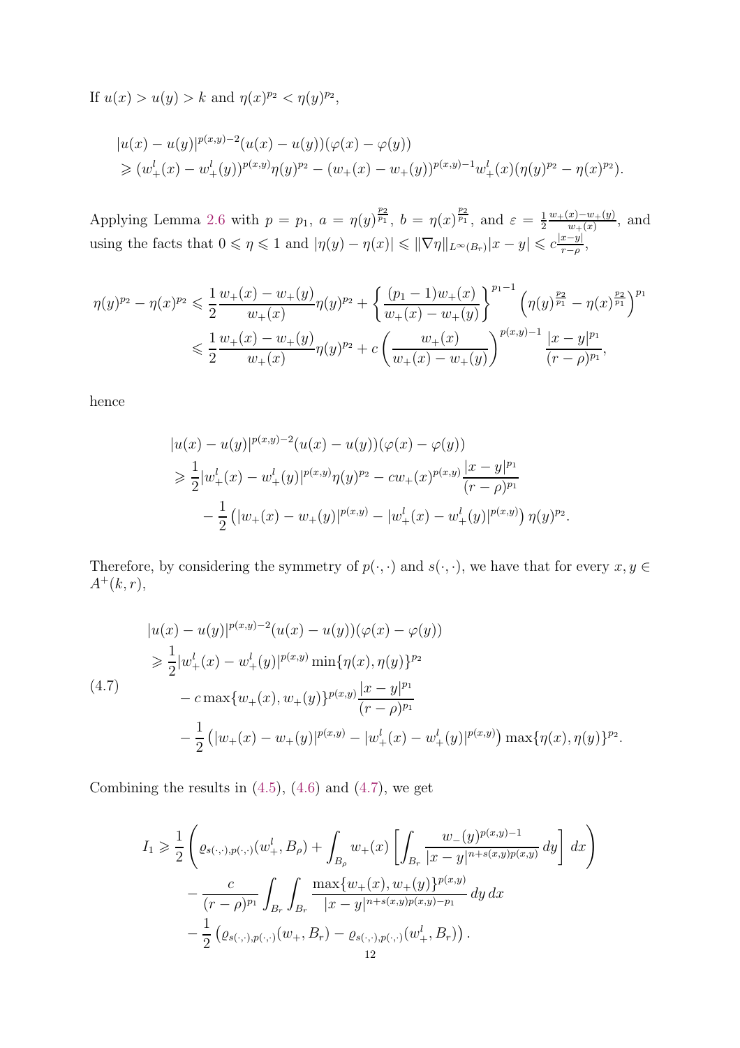If $u(x) > u(y) > k$ and $\eta(x)^{p_2} < \eta(y)^{p_2}$,

$$
\begin{aligned}
&|u(x)-u(y)|^{p(x,y)-2}(u(x)-u(y))(\varphi(x)-\varphi(y)) \\
&\geqslant (w_+^l(x)-w_+^l(y))^{p(x,y)}\eta(y)^{p_2} - (w_+(x)-w_+(y))^{p(x,y)-1}w_+^l(x)(\eta(y)^{p_2}-\eta(x)^{p_2}).
\end{aligned}
$$

Applying Lemma 2.6 with $p=p_1$, $a=\eta(y)^{\frac{p_2}{p_1}}$, $b=\eta(x)^{\frac{p_2}{p_1}}$, and $\varepsilon = \frac{1}{2}\frac{w_+(x)-w_+(y)}{w_+(x)}$, and using the facts that $0 \leqslant \eta \leqslant 1$ and $|\eta(y)-\eta(x)| \leqslant \|\nabla \eta\|_{L^\infty(B_r)}|x-y| \leqslant c\frac{|x-y|}{r-\rho}$,

$$
\begin{aligned}
\eta(y)^{p_2}-\eta(x)^{p_2} &\leqslant \frac{1}{2}\frac{w_+(x)-w_+(y)}{w_+(x)}\eta(y)^{p_2} + \left\{\frac{(p_1-1)w_+(x)}{w_+(x)-w_+(y)}\right\}^{p_1-1}\left(\eta(y)^{\frac{p_2}{p_1}}-\eta(x)^{\frac{p_2}{p_1}}\right)^{p_1} \\
&\leqslant \frac{1}{2}\frac{w_+(x)-w_+(y)}{w_+(x)}\eta(y)^{p_2} + c\left(\frac{w_+(x)}{w_+(x)-w_+(y)}\right)^{p(x,y)-1}\frac{|x-y|^{p_1}}{(r-\rho)^{p_1}},
\end{aligned}
$$

hence

$$
\begin{aligned}
&|u(x)-u(y)|^{p(x,y)-2}(u(x)-u(y))(\varphi(x)-\varphi(y)) \\
&\geqslant \frac{1}{2}|w_+^l(x)-w_+^l(y)|^{p(x,y)}\eta(y)^{p_2} - cw_+(x)^{p(x,y)}\frac{|x-y|^{p_1}}{(r-\rho)^{p_1}} \\
&\quad - \frac{1}{2}\left(|w_+(x)-w_+(y)|^{p(x,y)} - |w_+^l(x)-w_+^l(y)|^{p(x,y)}\right)\eta(y)^{p_2}.
\end{aligned}
$$

Therefore, by considering the symmetry of $p(\cdot,\cdot)$ and $s(\cdot,\cdot)$, we have that for every $x, y \in A^+(k,r)$,

$$
\begin{aligned}
&|u(x)-u(y)|^{p(x,y)-2}(u(x)-u(y))(\varphi(x)-\varphi(y)) \\
&\geqslant \frac{1}{2}|w_+^l(x)-w_+^l(y)|^{p(x,y)}\min\{\eta(x),\eta(y)\}^{p_2} \\
&\quad - c\max\{w_+(x),w_+(y)\}^{p(x,y)}\frac{|x-y|^{p_1}}{(r-\rho)^{p_1}} \\
&\quad - \frac{1}{2}\left(|w_+(x)-w_+(y)|^{p(x,y)} - |w_+^l(x)-w_+^l(y)|^{p(x,y)}\right)\max\{\eta(x),\eta(y)\}^{p_2}.
\end{aligned}
\tag{4.7}
$$

Combining the results in (4.5), (4.6) and (4.7), we get

$$
\begin{aligned}
I_1 &\geqslant \frac{1}{2}\left(\varrho_{s(\cdot,\cdot),p(\cdot,\cdot)}(w_+^l, B_\rho) + \int_{B_\rho} w_+(x)\left[\int_{B_r}\frac{w_-(y)^{p(x,y)-1}}{|x-y|^{n+s(x,y)p(x,y)}}\,dy\right]dx\right) \\
&\quad - \frac{c}{(r-\rho)^{p_1}}\int_{B_r}\int_{B_r}\frac{\max\{w_+(x),w_+(y)\}^{p(x,y)}}{|x-y|^{n+s(x,y)p(x,y)-p_1}}\,dy\,dx \\
&\quad - \frac{1}{2}\left(\varrho_{s(\cdot,\cdot),p(\cdot,\cdot)}(w_+, B_r) - \varrho_{s(\cdot,\cdot),p(\cdot,\cdot)}(w_+^l, B_r)\right).
\end{aligned}
$$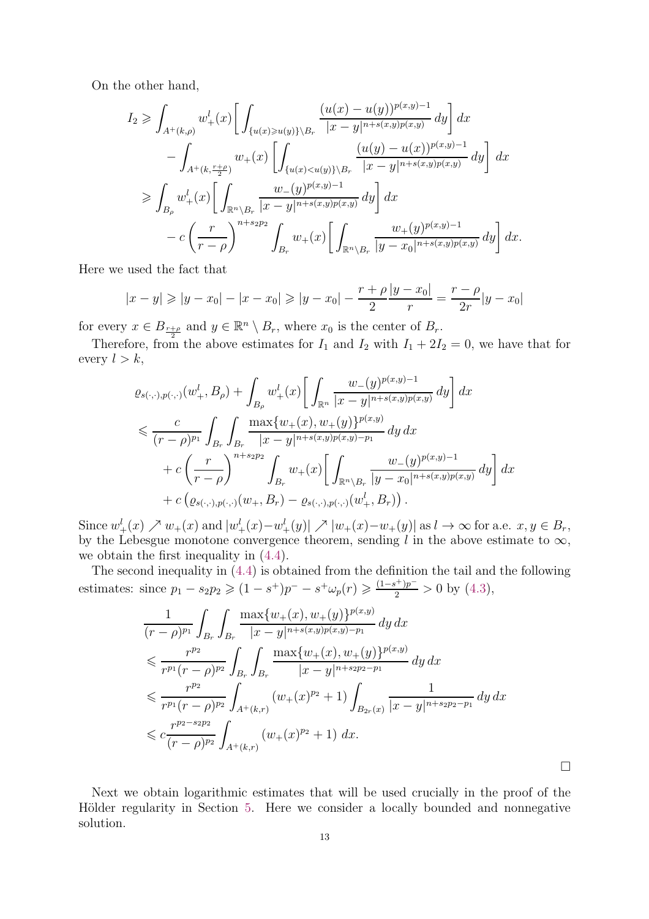On the other hand,

$$
\begin{aligned}
I_2 &\geqslant \int_{A^+(k,\rho)} w_+^l(x)\bigg[\int_{\{u(x)\geqslant u(y)\}\setminus B_r} \frac{(u(x)-u(y))^{p(x,y)-1}}{|x-y|^{n+s(x,y)p(x,y)}}\,dy\bigg]\,dx \\
&\quad - \int_{A^+(k,\frac{r+\rho}{2})} w_+(x)\left[\int_{\{u(x)<u(y)\}\setminus B_r} \frac{(u(y)-u(x))^{p(x,y)-1}}{|x-y|^{n+s(x,y)p(x,y)}}\,dy\right]\,dx \\
&\geqslant \int_{B_\rho} w_+^l(x)\bigg[\int_{\mathbb{R}^n\setminus B_r} \frac{w_-(y)^{p(x,y)-1}}{|x-y|^{n+s(x,y)p(x,y)}}\,dy\bigg]\,dx \\
&\quad - c\left(\frac{r}{r-\rho}\right)^{n+s_2p_2}\int_{B_r} w_+(x)\bigg[\int_{\mathbb{R}^n\setminus B_r} \frac{w_+(y)^{p(x,y)-1}}{|y-x_0|^{n+s(x,y)p(x,y)}}\,dy\bigg]\,dx.
\end{aligned}
$$

Here we used the fact that

$$
|x-y| \geqslant |y-x_0| - |x-x_0| \geqslant |y-x_0| - \frac{r+\rho}{2}\frac{|y-x_0|}{r} = \frac{r-\rho}{2r}|y-x_0|
$$

for every $x \in B_{\frac{r+\rho}{2}}$ and $y \in \mathbb{R}^n \setminus B_r$, where $x_0$ is the center of $B_r$.

Therefore, from the above estimates for $I_1$ and $I_2$ with $I_1 + 2I_2 = 0$, we have that for every $l > k$,

$$
\begin{aligned}
&\varrho_{s(\cdot,\cdot),p(\cdot,\cdot)}(w_+^l, B_\rho) + \int_{B_\rho} w_+^l(x)\bigg[\int_{\mathbb{R}^n} \frac{w_-(y)^{p(x,y)-1}}{|x-y|^{n+s(x,y)p(x,y)}}\,dy\bigg]\,dx \\
&\leqslant \frac{c}{(r-\rho)^{p_1}}\int_{B_r}\int_{B_r} \frac{\max\{w_+(x),w_+(y)\}^{p(x,y)}}{|x-y|^{n+s(x,y)p(x,y)-p_1}}\,dy\,dx \\
&\quad + c\left(\frac{r}{r-\rho}\right)^{n+s_2p_2}\int_{B_r} w_+(x)\bigg[\int_{\mathbb{R}^n\setminus B_r} \frac{w_-(y)^{p(x,y)-1}}{|y-x_0|^{n+s(x,y)p(x,y)}}\,dy\bigg]\,dx \\
&\quad + c\left(\varrho_{s(\cdot,\cdot),p(\cdot,\cdot)}(w_+, B_r) - \varrho_{s(\cdot,\cdot),p(\cdot,\cdot)}(w_+^l, B_r)\right).
\end{aligned}
$$

Since $w_+^l(x) \nearrow w_+(x)$ and $|w_+^l(x)-w_+^l(y)| \nearrow |w_+(x)-w_+(y)|$ as $l \to \infty$ for a.e. $x, y \in B_r$, by the Lebesgue monotone convergence theorem, sending $l$ in the above estimate to $\infty$, we obtain the first inequality in (4.4).

The second inequality in (4.4) is obtained from the definition the tail and the following estimates: since $p_1 - s_2p_2 \geqslant (1-s^+)p^- - s^+\omega_p(r) \geqslant \frac{(1-s^+)p^-}{2} > 0$ by (4.3),

$$
\begin{aligned}
&\frac{1}{(r-\rho)^{p_1}}\int_{B_r}\int_{B_r} \frac{\max\{w_+(x),w_+(y)\}^{p(x,y)}}{|x-y|^{n+s(x,y)p(x,y)-p_1}}\,dy\,dx \\
&\leqslant \frac{r^{p_2}}{r^{p_1}(r-\rho)^{p_2}}\int_{B_r}\int_{B_r} \frac{\max\{w_+(x),w_+(y)\}^{p(x,y)}}{|x-y|^{n+s_2p_2-p_1}}\,dy\,dx \\
&\leqslant \frac{r^{p_2}}{r^{p_1}(r-\rho)^{p_2}}\int_{A^+(k,r)} (w_+(x)^{p_2}+1)\int_{B_{2r}(x)} \frac{1}{|x-y|^{n+s_2p_2-p_1}}\,dy\,dx \\
&\leqslant c\frac{r^{p_2-s_2p_2}}{(r-\rho)^{p_2}}\int_{A^+(k,r)} (w_+(x)^{p_2}+1)\,dx.
\end{aligned}
$$

□

Next we obtain logarithmic estimates that will be used crucially in the proof of the Hölder regularity in Section 5. Here we consider a locally bounded and nonnegative solution.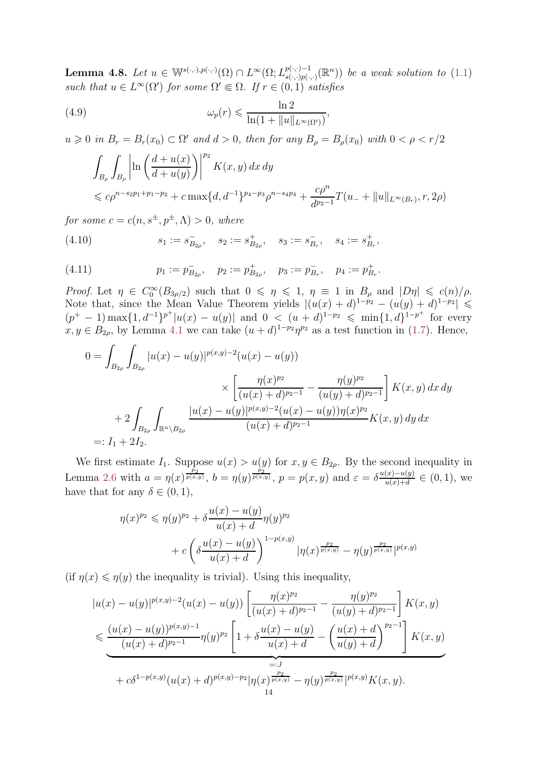**Lemma 4.8.** *Let $u \in \mathbb{W}^{s(\cdot,\cdot),p(\cdot,\cdot)}(\Omega) \cap L^\infty(\Omega; L^{p(\cdot,\cdot)-1}_{s(\cdot,\cdot)p(\cdot,\cdot)}(\mathbb{R}^n))$ be a weak solution to (1.1) such that $u \in L^\infty(\Omega')$ for some $\Omega' \Subset \Omega$. If $r \in (0,1)$ satisfies*

$$\omega_p(r) \leqslant \frac{\ln 2}{\ln(1 + \|u\|_{L^\infty(\Omega')})}, \tag{4.9}$$

*$u \geqslant 0$ in $B_r = B_r(x_0) \subset \Omega'$ and $d > 0$, then for any $B_\rho = B_\rho(x_0)$ with $0 < \rho < r/2$*

$$\begin{aligned}
&\int_{B_\rho}\int_{B_\rho} \left|\ln\left(\frac{d+u(x)}{d+u(y)}\right)\right|^{p_2} K(x,y)\,dx\,dy \\
&\leqslant c\rho^{n-s_2p_1+p_1-p_2} + c\max\{d, d^{-1}\}^{p_4-p_3}\rho^{n-s_4p_4} + \frac{c\rho^n}{d^{p_2-1}} T(u_- + \|u\|_{L^\infty(B_r)}, r, 2\rho)
\end{aligned}$$

*for some $c = c(n, s^\pm, p^\pm, \Lambda) > 0$, where*

$$s_1 := s^-_{B_{2\rho}}, \quad s_2 := s^+_{B_{2\rho}}, \quad s_3 := s^-_{B_r}, \quad s_4 := s^+_{B_r}, \tag{4.10}$$

$$p_1 := p^-_{B_{2\rho}}, \quad p_2 := p^+_{B_{2\rho}}, \quad p_3 := p^-_{B_r}, \quad p_4 := p^+_{B_r}. \tag{4.11}$$

*Proof.* Let $\eta \in C_0^\infty(B_{3\rho/2})$ such that $0 \leqslant \eta \leqslant 1$, $\eta \equiv 1$ in $B_\rho$ and $|D\eta| \leqslant c(n)/\rho$. Note that, since the Mean Value Theorem yields $|(u(x)+d)^{1-p_2} - (u(y)+d)^{1-p_2}| \leqslant (p^+-1)\max\{1, d^{-1}\}^{p^+}|u(x)-u(y)|$ and $0 < (u+d)^{1-p_2} \leqslant \min\{1, d\}^{1-p^+}$ for every $x, y \in B_{2\rho}$, by Lemma 4.1 we can take $(u+d)^{1-p_2}\eta^{p_2}$ as a test function in (1.7). Hence,

$$\begin{aligned}
0 &= \int_{B_{2\rho}}\int_{B_{2\rho}} |u(x)-u(y)|^{p(x,y)-2}(u(x)-u(y)) \\
&\qquad\qquad \times \left[\frac{\eta(x)^{p_2}}{(u(x)+d)^{p_2-1}} - \frac{\eta(y)^{p_2}}{(u(y)+d)^{p_2-1}}\right] K(x,y)\,dx\,dy \\
&\quad + 2\int_{B_{2\rho}}\int_{\mathbb{R}^n\setminus B_{2\rho}} \frac{|u(x)-u(y)|^{p(x,y)-2}(u(x)-u(y))\eta(x)^{p_2}}{(u(x)+d)^{p_2-1}} K(x,y)\,dy\,dx \\
&=: I_1 + 2I_2.
\end{aligned}$$

We first estimate $I_1$. Suppose $u(x) > u(y)$ for $x, y \in B_{2\rho}$. By the second inequality in Lemma 2.6 with $a = \eta(x)^{\frac{p_2}{p(x,y)}}$, $b = \eta(y)^{\frac{p_2}{p(x,y)}}$, $p = p(x,y)$ and $\varepsilon = \delta\frac{u(x)-u(y)}{u(x)+d} \in (0,1)$, we have that for any $\delta \in (0,1)$,

$$\begin{aligned}
\eta(x)^{p_2} &\leqslant \eta(y)^{p_2} + \delta\frac{u(x)-u(y)}{u(x)+d}\eta(y)^{p_2} \\
&\qquad + c\left(\delta\frac{u(x)-u(y)}{u(x)+d}\right)^{1-p(x,y)} |\eta(x)^{\frac{p_2}{p(x,y)}} - \eta(y)^{\frac{p_2}{p(x,y)}}|^{p(x,y)}
\end{aligned}$$

(if $\eta(x) \leqslant \eta(y)$ the inequality is trivial). Using this inequality,

$$\begin{aligned}
&|u(x)-u(y)|^{p(x,y)-2}(u(x)-u(y))\left[\frac{\eta(x)^{p_2}}{(u(x)+d)^{p_2-1}} - \frac{\eta(y)^{p_2}}{(u(y)+d)^{p_2-1}}\right] K(x,y) \\
&\leqslant \underbrace{\frac{(u(x)-u(y))^{p(x,y)-1}}{(u(x)+d)^{p_2-1}}\eta(y)^{p_2}\left[1 + \delta\frac{u(x)-u(y)}{u(x)+d} - \left(\frac{u(x)+d}{u(y)+d}\right)^{p_2-1}\right] K(x,y)}_{=:J} \\
&\quad + c\delta^{1-p(x,y)}(u(x)+d)^{p(x,y)-p_2}|\eta(x)^{\frac{p_2}{p(x,y)}} - \eta(y)^{\frac{p_2}{p(x,y)}}|^{p(x,y)} K(x,y).
\end{aligned}$$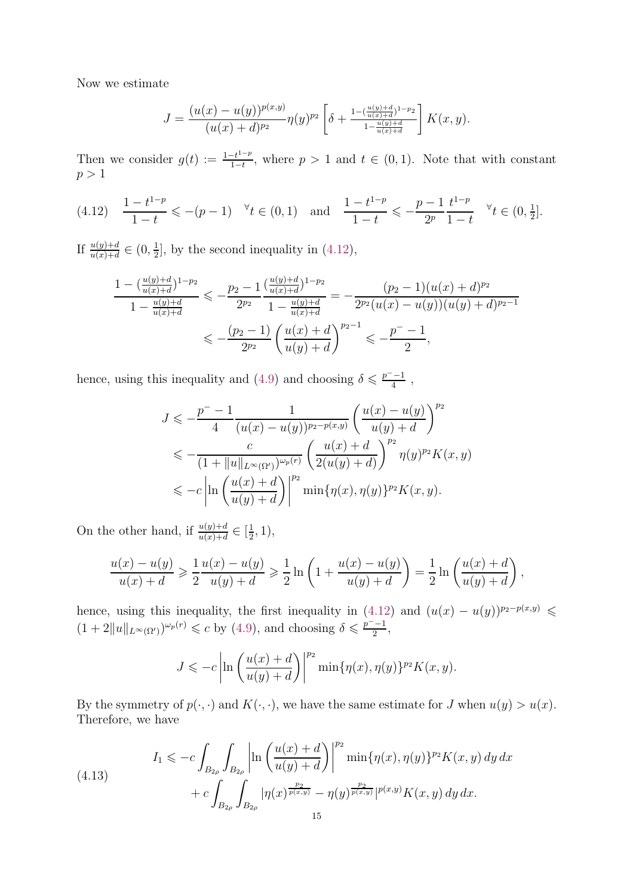Now we estimate

$$J = \frac{(u(x)-u(y))^{p(x,y)}}{(u(x)+d)^{p_2}}\eta(y)^{p_2}\left[\delta + \frac{1-(\frac{u(y)+d}{u(x)+d})^{1-p_2}}{1-\frac{u(y)+d}{u(x)+d}}\right]K(x,y).$$

Then we consider $g(t) := \frac{1-t^{1-p}}{1-t}$, where $p>1$ and $t\in(0,1)$. Note that with constant $p>1$

$$\frac{1-t^{1-p}}{1-t} \leqslant -(p-1) \quad {}^{\forall} t\in(0,1) \quad \text{and} \quad \frac{1-t^{1-p}}{1-t} \leqslant -\frac{p-1}{2^p}\frac{t^{1-p}}{1-t} \quad {}^{\forall} t\in(0,\tfrac{1}{2}]. \tag{4.12}$$

If $\frac{u(y)+d}{u(x)+d}\in(0,\frac{1}{2}]$, by the second inequality in (4.12),

$$\begin{aligned}
\frac{1-(\frac{u(y)+d}{u(x)+d})^{1-p_2}}{1-\frac{u(y)+d}{u(x)+d}} &\leqslant -\frac{p_2-1}{2^{p_2}}\frac{(\frac{u(y)+d}{u(x)+d})^{1-p_2}}{1-\frac{u(y)+d}{u(x)+d}} = -\frac{(p_2-1)(u(x)+d)^{p_2}}{2^{p_2}(u(x)-u(y))(u(y)+d)^{p_2-1}} \\
&\leqslant -\frac{(p_2-1)}{2^{p_2}}\left(\frac{u(x)+d}{u(y)+d}\right)^{p_2-1} \leqslant -\frac{p^- -1}{2},
\end{aligned}$$

hence, using this inequality and (4.9) and choosing $\delta \leqslant \frac{p^- -1}{4}$ ,

$$\begin{aligned}
J &\leqslant -\frac{p^- -1}{4}\frac{1}{(u(x)-u(y))^{p_2-p(x,y)}}\left(\frac{u(x)-u(y)}{u(y)+d}\right)^{p_2} \\
&\leqslant -\frac{c}{(1+\|u\|_{L^\infty(\Omega')})^{\omega_p(r)}}\left(\frac{u(x)+d}{2(u(y)+d)}\right)^{p_2}\eta(y)^{p_2}K(x,y) \\
&\leqslant -c\left|\ln\left(\frac{u(x)+d}{u(y)+d}\right)\right|^{p_2}\min\{\eta(x),\eta(y)\}^{p_2}K(x,y).
\end{aligned}$$

On the other hand, if $\frac{u(y)+d}{u(x)+d}\in[\frac{1}{2},1)$,

$$\frac{u(x)-u(y)}{u(x)+d} \geqslant \frac{1}{2}\frac{u(x)-u(y)}{u(y)+d} \geqslant \frac{1}{2}\ln\left(1+\frac{u(x)-u(y)}{u(y)+d}\right) = \frac{1}{2}\ln\left(\frac{u(x)+d}{u(y)+d}\right),$$

hence, using this inequality, the first inequality in (4.12) and $(u(x)-u(y))^{p_2-p(x,y)} \leqslant (1+2\|u\|_{L^\infty(\Omega')})^{\omega_p(r)} \leqslant c$ by (4.9), and choosing $\delta \leqslant \frac{p^- -1}{2}$,

$$J \leqslant -c\left|\ln\left(\frac{u(x)+d}{u(y)+d}\right)\right|^{p_2}\min\{\eta(x),\eta(y)\}^{p_2}K(x,y).$$

By the symmetry of $p(\cdot,\cdot)$ and $K(\cdot,\cdot)$, we have the same estimate for $J$ when $u(y)>u(x)$. Therefore, we have

$$\begin{aligned}
I_1 &\leqslant -c\int_{B_{2\rho}}\int_{B_{2\rho}}\left|\ln\left(\frac{u(x)+d}{u(y)+d}\right)\right|^{p_2}\min\{\eta(x),\eta(y)\}^{p_2}K(x,y)\,dy\,dx \\
&\quad + c\int_{B_{2\rho}}\int_{B_{2\rho}}|\eta(x)^{\frac{p_2}{p(x,y)}}-\eta(y)^{\frac{p_2}{p(x,y)}}|^{p(x,y)}K(x,y)\,dy\,dx.
\end{aligned} \tag{4.13}$$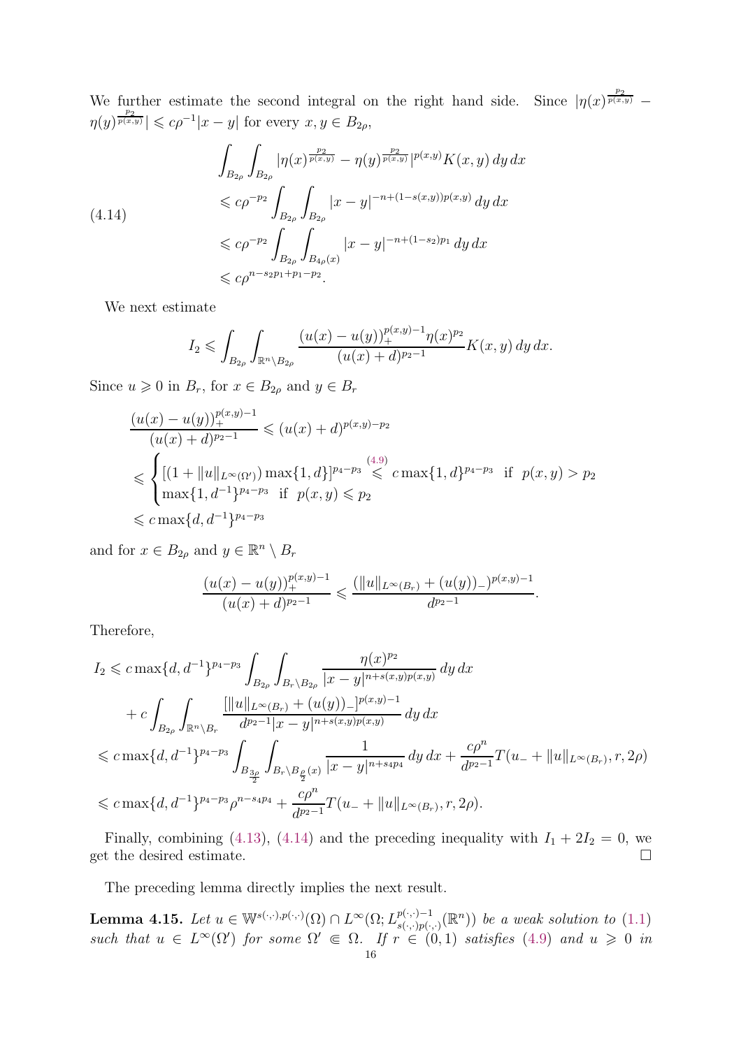We further estimate the second integral on the right hand side. Since $|\eta(x)^{\frac{p_2}{p(x,y)}} - \eta(y)^{\frac{p_2}{p(x,y)}}| \leqslant c\rho^{-1}|x-y|$ for every $x, y \in B_{2\rho}$,

$$
\begin{aligned}
&\int_{B_{2\rho}}\int_{B_{2\rho}} |\eta(x)^{\frac{p_2}{p(x,y)}} - \eta(y)^{\frac{p_2}{p(x,y)}}|^{p(x,y)} K(x,y)\,dy\,dx \\
&\leqslant c\rho^{-p_2}\int_{B_{2\rho}}\int_{B_{2\rho}} |x-y|^{-n+(1-s(x,y))p(x,y)}\,dy\,dx \\
&\leqslant c\rho^{-p_2}\int_{B_{2\rho}}\int_{B_{4\rho}(x)} |x-y|^{-n+(1-s_2)p_1}\,dy\,dx \\
&\leqslant c\rho^{n-s_2p_1+p_1-p_2}.
\end{aligned}
\tag{4.14}
$$

We next estimate

$$
I_2 \leqslant \int_{B_{2\rho}}\int_{\mathbb{R}^n\setminus B_{2\rho}} \frac{(u(x)-u(y))_+^{p(x,y)-1}\eta(x)^{p_2}}{(u(x)+d)^{p_2-1}} K(x,y)\,dy\,dx.
$$

Since $u \geqslant 0$ in $B_r$, for $x \in B_{2\rho}$ and $y \in B_r$

$$
\begin{aligned}
&\frac{(u(x)-u(y))_+^{p(x,y)-1}}{(u(x)+d)^{p_2-1}} \leqslant (u(x)+d)^{p(x,y)-p_2} \\
&\leqslant \begin{cases} [(1+\|u\|_{L^\infty(\Omega')})\max\{1,d\}]^{p_4-p_3} \overset{(4.9)}{\leqslant} c\max\{1,d\}^{p_4-p_3} & \text{if } \ p(x,y) > p_2 \\ \max\{1,d^{-1}\}^{p_4-p_3} \ \text{ if } \ p(x,y) \leqslant p_2 \end{cases} \\
&\leqslant c\max\{d,d^{-1}\}^{p_4-p_3}
\end{aligned}
$$

and for $x \in B_{2\rho}$ and $y \in \mathbb{R}^n \setminus B_r$

$$
\frac{(u(x)-u(y))_+^{p(x,y)-1}}{(u(x)+d)^{p_2-1}} \leqslant \frac{(\|u\|_{L^\infty(B_r)} + (u(y))_-)^{p(x,y)-1}}{d^{p_2-1}}.
$$

Therefore,

$$
\begin{aligned}
I_2 &\leqslant c\max\{d,d^{-1}\}^{p_4-p_3}\int_{B_{2\rho}}\int_{B_r\setminus B_{2\rho}} \frac{\eta(x)^{p_2}}{|x-y|^{n+s(x,y)p(x,y)}}\,dy\,dx \\
&\quad + c\int_{B_{2\rho}}\int_{\mathbb{R}^n\setminus B_r} \frac{[\|u\|_{L^\infty(B_r)} + (u(y))_-]^{p(x,y)-1}}{d^{p_2-1}|x-y|^{n+s(x,y)p(x,y)}}\,dy\,dx \\
&\leqslant c\max\{d,d^{-1}\}^{p_4-p_3}\int_{B_{\frac{3\rho}{2}}}\int_{B_r\setminus B_{\frac{\rho}{2}}(x)} \frac{1}{|x-y|^{n+s_4p_4}}\,dy\,dx + \frac{c\rho^n}{d^{p_2-1}}T(u_- + \|u\|_{L^\infty(B_r)}, r, 2\rho) \\
&\leqslant c\max\{d,d^{-1}\}^{p_4-p_3}\rho^{n-s_4p_4} + \frac{c\rho^n}{d^{p_2-1}}T(u_- + \|u\|_{L^\infty(B_r)}, r, 2\rho).
\end{aligned}
$$

Finally, combining (4.13), (4.14) and the preceding inequality with $I_1 + 2I_2 = 0$, we get the desired estimate. □

The preceding lemma directly implies the next result.

**Lemma 4.15.** *Let $u \in \mathbb{W}^{s(\cdot,\cdot),p(\cdot,\cdot)}(\Omega) \cap L^\infty(\Omega; L^{p(\cdot,\cdot)-1}_{s(\cdot,\cdot)p(\cdot,\cdot)}(\mathbb{R}^n))$ be a weak solution to (1.1) such that $u \in L^\infty(\Omega')$ for some $\Omega' \Subset \Omega$. If $r \in (0,1)$ satisfies (4.9) and $u \geqslant 0$ in*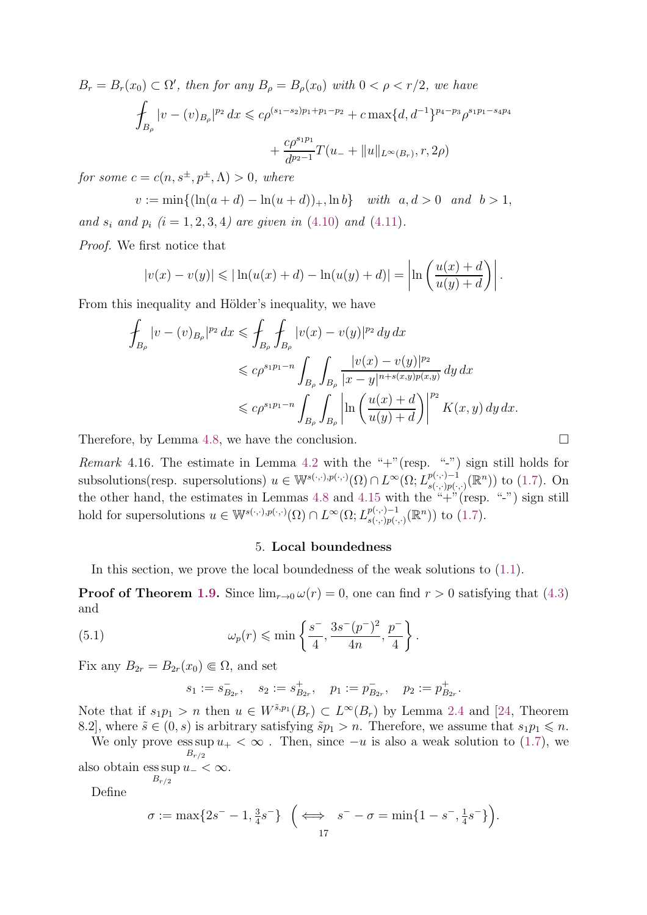$B_r = B_r(x_0) \subset \Omega'$, *then for any* $B_\rho = B_\rho(x_0)$ *with* $0<\rho<r/2$, *we have*

$$\fint_{B_\rho} |v-(v)_{B_\rho}|^{p_2}\,dx \leqslant c\rho^{(s_1-s_2)p_1+p_1-p_2} + c\max\{d,d^{-1}\}^{p_4-p_3}\rho^{s_1p_1-s_4p_4} + \frac{c\rho^{s_1p_1}}{d^{p_2-1}}T(u_- + \|u\|_{L^\infty(B_r)}, r, 2\rho)$$

*for some* $c = c(n,s^\pm,p^\pm,\Lambda)>0$, *where*

$$v := \min\{(\ln(a+d)-\ln(u+d))_+, \ln b\} \quad \text{with} \quad a,d>0 \quad \text{and} \quad b>1,$$

*and* $s_i$ *and* $p_i$ *(*$i=1,2,3,4$*) are given in* (4.10) *and* (4.11).

*Proof.* We first notice that

$$|v(x)-v(y)| \leqslant |\ln(u(x)+d)-\ln(u(y)+d)| = \left|\ln\left(\frac{u(x)+d}{u(y)+d}\right)\right|.$$

From this inequality and Hölder's inequality, we have

$$\begin{aligned}
\fint_{B_\rho} |v-(v)_{B_\rho}|^{p_2}\,dx &\leqslant \fint_{B_\rho}\fint_{B_\rho} |v(x)-v(y)|^{p_2}\,dy\,dx \\
&\leqslant c\rho^{s_1p_1-n}\int_{B_\rho}\int_{B_\rho} \frac{|v(x)-v(y)|^{p_2}}{|x-y|^{n+s(x,y)p(x,y)}}\,dy\,dx \\
&\leqslant c\rho^{s_1p_1-n}\int_{B_\rho}\int_{B_\rho} \left|\ln\left(\frac{u(x)+d}{u(y)+d}\right)\right|^{p_2} K(x,y)\,dy\,dx.
\end{aligned}$$

Therefore, by Lemma 4.8, we have the conclusion. □

*Remark* 4.16. The estimate in Lemma 4.2 with the "+"(resp. "-") sign still holds for subsolutions(resp. supersolutions) $u \in \mathbb{W}^{s(\cdot,\cdot),p(\cdot,\cdot)}(\Omega) \cap L^\infty(\Omega; L^{p(\cdot,\cdot)-1}_{s(\cdot,\cdot)p(\cdot,\cdot)}(\mathbb{R}^n))$ to (1.7). On the other hand, the estimates in Lemmas 4.8 and 4.15 with the "+"(resp. "-") sign still hold for supersolutions $u \in \mathbb{W}^{s(\cdot,\cdot),p(\cdot,\cdot)}(\Omega) \cap L^\infty(\Omega; L^{p(\cdot,\cdot)-1}_{s(\cdot,\cdot)p(\cdot,\cdot)}(\mathbb{R}^n))$ to (1.7).

## 5. Local boundedness

In this section, we prove the local boundedness of the weak solutions to (1.1).

**Proof of Theorem 1.9.** Since $\lim_{r\to 0}\omega(r)=0$, one can find $r>0$ satisfying that (4.3) and

$$\omega_p(r) \leqslant \min\left\{\frac{s^-}{4}, \frac{3s^-(p^-)^2}{4n}, \frac{p^-}{4}\right\}. \tag{5.1}$$

Fix any $B_{2r} = B_{2r}(x_0) \Subset \Omega$, and set

$$s_1 := s^-_{B_{2r}}, \quad s_2 := s^+_{B_{2r}}, \quad p_1 := p^-_{B_{2r}}, \quad p_2 := p^+_{B_{2r}}.$$

Note that if $s_1p_1>n$ then $u \in W^{\tilde{s},p_1}(B_r) \subset L^\infty(B_r)$ by Lemma 2.4 and [24, Theorem 8.2], where $\tilde{s}\in(0,s)$ is arbitrary satisfying $\tilde{s}p_1>n$. Therefore, we assume that $s_1p_1 \leqslant n$.

We only prove $\operatorname*{ess\,sup}_{B_{r/2}} u_+ < \infty$ . Then, since $-u$ is also a weak solution to (1.7), we also obtain $\operatorname*{ess\,sup}_{B_{r/2}} u_- < \infty$.

Define

$$\sigma := \max\{2s^- - 1, \tfrac{3}{4}s^-\} \ \left(\iff \ s^- - \sigma = \min\{1-s^-, \tfrac{1}{4}s^-\}\right).$$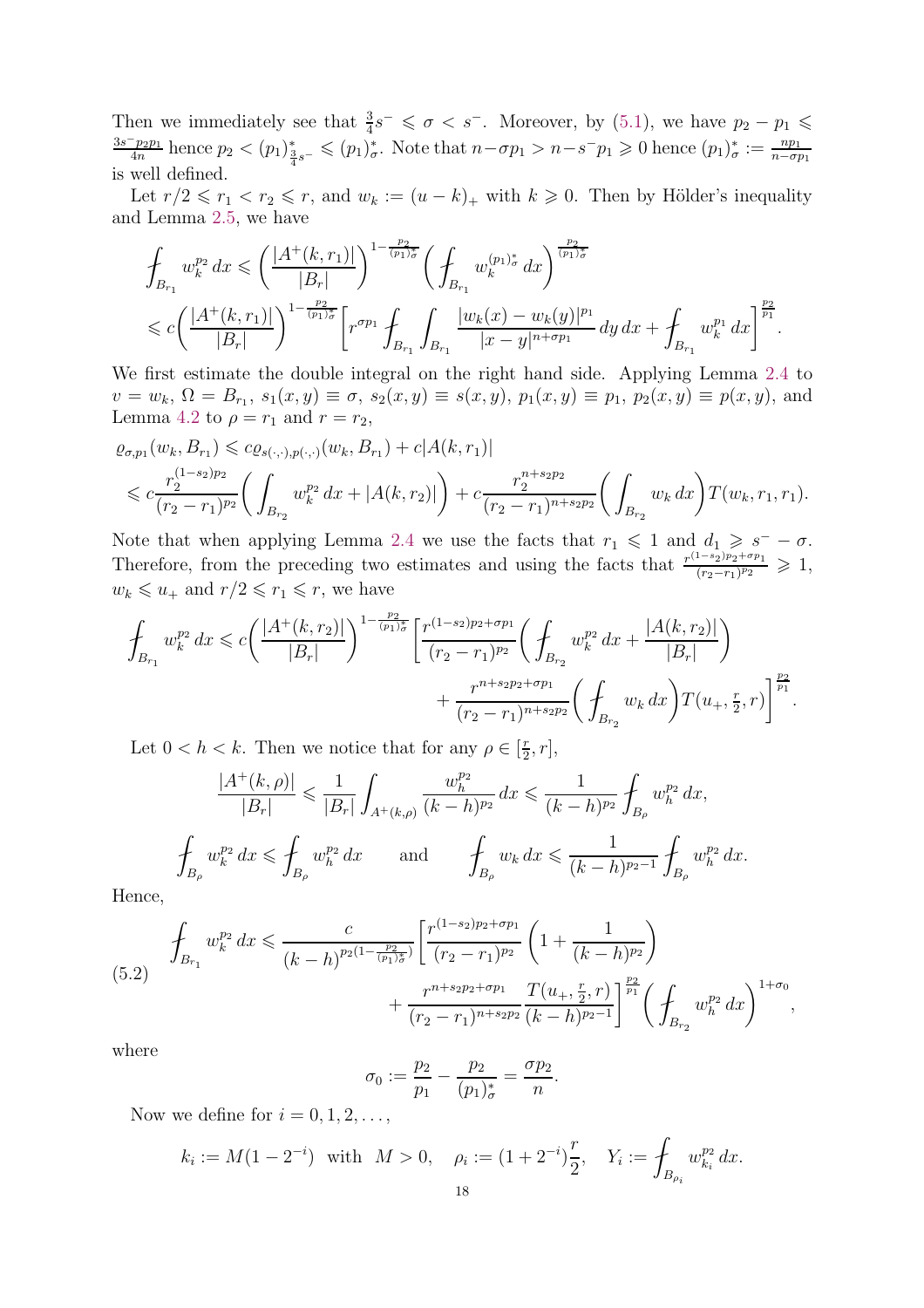Then we immediately see that $\frac{3}{4}s^- \leqslant \sigma < s^-$. Moreover, by (5.1), we have $p_2 - p_1 \leqslant \frac{3s^- p_2 p_1}{4n}$ hence $p_2 < (p_1)^*_{\frac{3}{4}s^-} \leqslant (p_1)^*_\sigma$. Note that $n - \sigma p_1 > n - s^- p_1 \geqslant 0$ hence $(p_1)^*_\sigma := \frac{np_1}{n-\sigma p_1}$ is well defined.

Let $r/2 \leqslant r_1 < r_2 \leqslant r$, and $w_k := (u-k)_+$ with $k \geqslant 0$. Then by Hölder's inequality and Lemma 2.5, we have

$$
\begin{aligned}
\fint_{B_{r_1}} w_k^{p_2}\,dx &\leqslant \left(\frac{|A^+(k,r_1)|}{|B_r|}\right)^{1-\frac{p_2}{(p_1)^*_\sigma}} \left(\fint_{B_{r_1}} w_k^{(p_1)^*_\sigma}\,dx\right)^{\frac{p_2}{(p_1)^*_\sigma}} \\
&\leqslant c\left(\frac{|A^+(k,r_1)|}{|B_r|}\right)^{1-\frac{p_2}{(p_1)^*_\sigma}} \left[ r^{\sigma p_1} \fint_{B_{r_1}} \int_{B_{r_1}} \frac{|w_k(x)-w_k(y)|^{p_1}}{|x-y|^{n+\sigma p_1}}\,dy\,dx + \fint_{B_{r_1}} w_k^{p_1}\,dx \right]^{\frac{p_2}{p_1}}.
\end{aligned}
$$

We first estimate the double integral on the right hand side. Applying Lemma 2.4 to $v = w_k$, $\Omega = B_{r_1}$, $s_1(x,y) \equiv \sigma$, $s_2(x,y) \equiv s(x,y)$, $p_1(x,y) \equiv p_1$, $p_2(x,y) \equiv p(x,y)$, and Lemma 4.2 to $\rho = r_1$ and $r = r_2$,

$$
\begin{aligned}
\varrho_{\sigma,p_1}(w_k, B_{r_1}) &\leqslant c\varrho_{s(\cdot,\cdot),p(\cdot,\cdot)}(w_k, B_{r_1}) + c|A(k,r_1)| \\
&\leqslant c\frac{r_2^{(1-s_2)p_2}}{(r_2-r_1)^{p_2}}\left(\int_{B_{r_2}} w_k^{p_2}\,dx + |A(k,r_2)|\right) + c\frac{r_2^{n+s_2p_2}}{(r_2-r_1)^{n+s_2p_2}}\left(\int_{B_{r_2}} w_k\,dx\right) T(w_k, r_1, r_1).
\end{aligned}
$$

Note that when applying Lemma 2.4 we use the facts that $r_1 \leqslant 1$ and $d_1 \geqslant s^- - \sigma$. Therefore, from the preceding two estimates and using the facts that $\frac{r^{(1-s_2)p_2+\sigma p_1}}{(r_2-r_1)^{p_2}} \geqslant 1$, $w_k \leqslant u_+$ and $r/2 \leqslant r_1 \leqslant r$, we have

$$
\begin{aligned}
\fint_{B_{r_1}} w_k^{p_2}\,dx \leqslant c\left(\frac{|A^+(k,r_2)|}{|B_r|}\right)^{1-\frac{p_2}{(p_1)^*_\sigma}} \Bigg[ &\frac{r^{(1-s_2)p_2+\sigma p_1}}{(r_2-r_1)^{p_2}}\left(\fint_{B_{r_2}} w_k^{p_2}\,dx + \frac{|A(k,r_2)|}{|B_r|}\right) \\
&+ \frac{r^{n+s_2p_2+\sigma p_1}}{(r_2-r_1)^{n+s_2p_2}}\left(\fint_{B_{r_2}} w_k\,dx\right) T(u_+, \tfrac{r}{2}, r)\Bigg]^{\frac{p_2}{p_1}}.
\end{aligned}
$$

Let $0 < h < k$. Then we notice that for any $\rho \in [\frac{r}{2}, r]$,

$$
\frac{|A^+(k,\rho)|}{|B_r|} \leqslant \frac{1}{|B_r|}\int_{A^+(k,\rho)} \frac{w_h^{p_2}}{(k-h)^{p_2}}\,dx \leqslant \frac{1}{(k-h)^{p_2}}\fint_{B_\rho} w_h^{p_2}\,dx,
$$

$$
\fint_{B_\rho} w_k^{p_2}\,dx \leqslant \fint_{B_\rho} w_h^{p_2}\,dx \qquad \text{and} \qquad \fint_{B_\rho} w_k\,dx \leqslant \frac{1}{(k-h)^{p_2-1}}\fint_{B_\rho} w_h^{p_2}\,dx.
$$

Hence,

$$
\begin{aligned}
\fint_{B_{r_1}} w_k^{p_2}\,dx \leqslant \frac{c}{(k-h)^{p_2(1-\frac{p_2}{(p_1)^*_\sigma})}} \Bigg[ &\frac{r^{(1-s_2)p_2+\sigma p_1}}{(r_2-r_1)^{p_2}}\left(1 + \frac{1}{(k-h)^{p_2}}\right) \\
&+ \frac{r^{n+s_2p_2+\sigma p_1}}{(r_2-r_1)^{n+s_2p_2}} \frac{T(u_+, \frac{r}{2}, r)}{(k-h)^{p_2-1}}\Bigg]^{\frac{p_2}{p_1}} \left(\fint_{B_{r_2}} w_h^{p_2}\,dx\right)^{1+\sigma_0},
\end{aligned}
\tag{5.2}
$$

where

$$
\sigma_0 := \frac{p_2}{p_1} - \frac{p_2}{(p_1)^*_\sigma} = \frac{\sigma p_2}{n}.
$$

Now we define for $i = 0, 1, 2, \ldots$,

$$
k_i := M(1 - 2^{-i}) \ \text{ with } \ M > 0, \quad \rho_i := (1 + 2^{-i})\frac{r}{2}, \quad Y_i := \fint_{B_{\rho_i}} w_{k_i}^{p_2}\,dx.
$$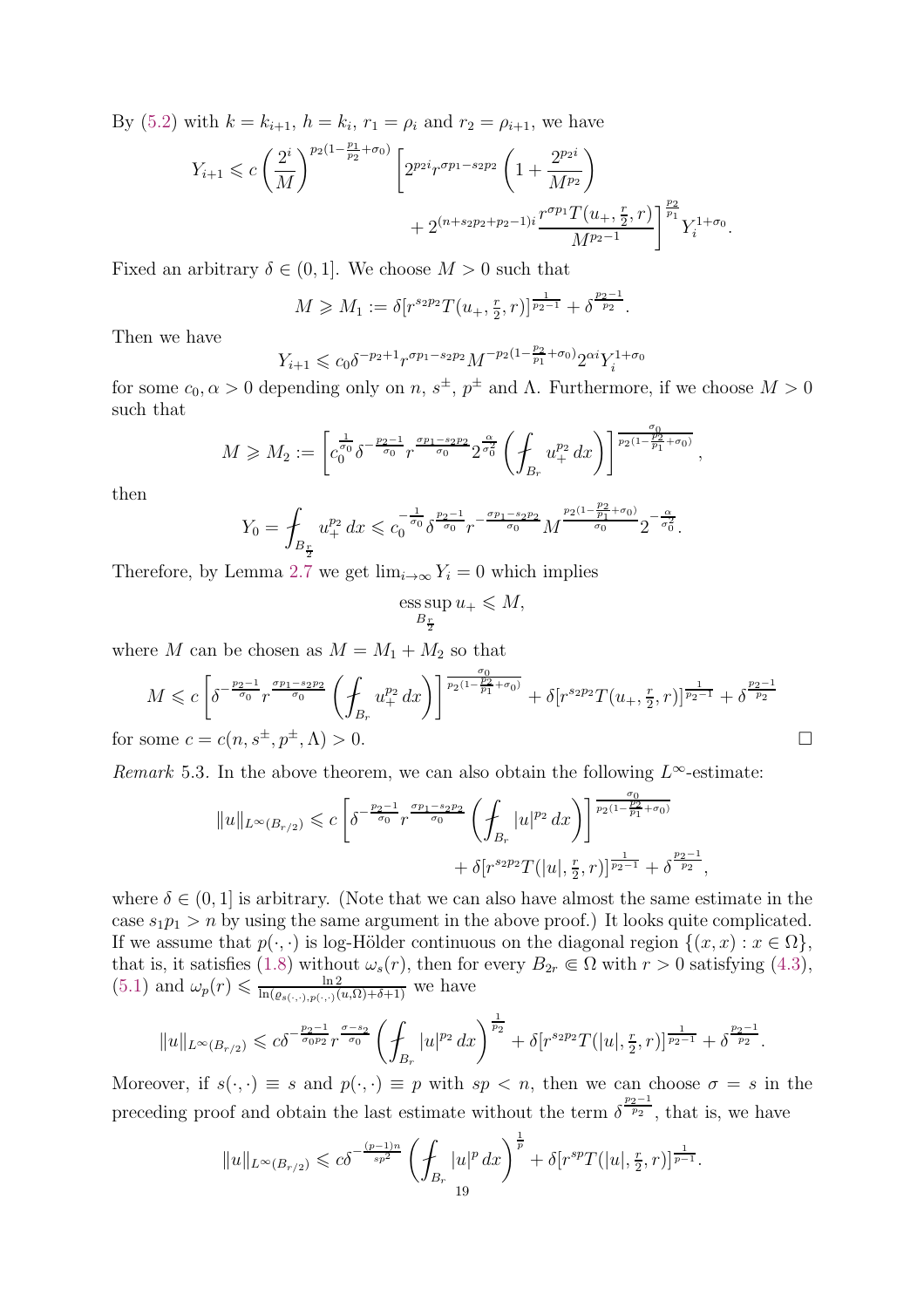By (5.2) with $k = k_{i+1}$, $h = k_i$, $r_1 = \rho_i$ and $r_2 = \rho_{i+1}$, we have

$$Y_{i+1} \leqslant c\left(\frac{2^i}{M}\right)^{p_2(1-\frac{p_1}{p_2}+\sigma_0)}\left[2^{p_2 i} r^{\sigma p_1 - s_2 p_2}\left(1+\frac{2^{p_2 i}}{M^{p_2}}\right)\right.$$
$$\left. + 2^{(n+s_2p_2+p_2-1)i}\frac{r^{\sigma p_1}T(u_+,\frac{r}{2},r)}{M^{p_2-1}}\right]^{\frac{p_2}{p_1}} Y_i^{1+\sigma_0}.$$

Fixed an arbitrary $\delta \in (0,1]$. We choose $M > 0$ such that

$$M \geqslant M_1 := \delta[r^{s_2p_2}T(u_+,\tfrac{r}{2},r)]^{\frac{1}{p_2-1}} + \delta^{\frac{p_2-1}{p_2}}.$$

Then we have

$$Y_{i+1} \leqslant c_0 \delta^{-p_2+1} r^{\sigma p_1 - s_2 p_2} M^{-p_2(1-\frac{p_2}{p_1}+\sigma_0)} 2^{\alpha i} Y_i^{1+\sigma_0}$$

for some $c_0, \alpha > 0$ depending only on $n$, $s^\pm$, $p^\pm$ and $\Lambda$. Furthermore, if we choose $M > 0$ such that

$$M \geqslant M_2 := \left[c_0^{\frac{1}{\sigma_0}} \delta^{-\frac{p_2-1}{\sigma_0}} r^{\frac{\sigma p_1 - s_2 p_2}{\sigma_0}} 2^{\frac{\alpha}{\sigma_0^2}} \left(\fint_{B_r} u_+^{p_2}\,dx\right)\right]^{\frac{\sigma_0}{p_2(1-\frac{p_2}{p_1}+\sigma_0)}},$$

then

$$Y_0 = \fint_{B_{\frac{r}{2}}} u_+^{p_2}\,dx \leqslant c_0^{-\frac{1}{\sigma_0}} \delta^{\frac{p_2-1}{\sigma_0}} r^{-\frac{\sigma p_1 - s_2 p_2}{\sigma_0}} M^{\frac{p_2(1-\frac{p_2}{p_1}+\sigma_0)}{\sigma_0}} 2^{-\frac{\alpha}{\sigma_0^2}}.$$

Therefore, by Lemma 2.7 we get $\lim_{i\to\infty} Y_i = 0$ which implies

$$\operatorname*{ess\,sup}_{B_{\frac{r}{2}}} u_+ \leqslant M,$$

where $M$ can be chosen as $M = M_1 + M_2$ so that

$$M \leqslant c\left[\delta^{-\frac{p_2-1}{\sigma_0}} r^{\frac{\sigma p_1 - s_2 p_2}{\sigma_0}} \left(\fint_{B_r} u_+^{p_2}\,dx\right)\right]^{\frac{\sigma_0}{p_2(1-\frac{p_2}{p_1}+\sigma_0)}} + \delta[r^{s_2p_2}T(u_+,\tfrac{r}{2},r)]^{\frac{1}{p_2-1}} + \delta^{\frac{p_2-1}{p_2}}$$

for some $c = c(n, s^\pm, p^\pm, \Lambda) > 0$. □

*Remark* 5.3. In the above theorem, we can also obtain the following $L^\infty$-estimate:

$$\|u\|_{L^\infty(B_{r/2})} \leqslant c\left[\delta^{-\frac{p_2-1}{\sigma_0}} r^{\frac{\sigma p_1 - s_2 p_2}{\sigma_0}} \left(\fint_{B_r} |u|^{p_2}\,dx\right)\right]^{\frac{\sigma_0}{p_2(1-\frac{p_2}{p_1}+\sigma_0)}}$$
$$+ \delta[r^{s_2p_2}T(|u|,\tfrac{r}{2},r)]^{\frac{1}{p_2-1}} + \delta^{\frac{p_2-1}{p_2}},$$

where $\delta \in (0,1]$ is arbitrary. (Note that we can also have almost the same estimate in the case $s_1p_1 > n$ by using the same argument in the above proof.) It looks quite complicated. If we assume that $p(\cdot,\cdot)$ is log-Hölder continuous on the diagonal region $\{(x,x) : x \in \Omega\}$, that is, it satisfies (1.8) without $\omega_s(r)$, then for every $B_{2r} \Subset \Omega$ with $r > 0$ satisfying (4.3), (5.1) and $\omega_p(r) \leqslant \frac{\ln 2}{\ln(\varrho_{s(\cdot,\cdot),p(\cdot,\cdot)}(u,\Omega)+\delta+1)}$ we have

$$\|u\|_{L^\infty(B_{r/2})} \leqslant c\delta^{-\frac{p_2-1}{\sigma_0 p_2}} r^{\frac{\sigma - s_2}{\sigma_0}} \left(\fint_{B_r} |u|^{p_2}\,dx\right)^{\frac{1}{p_2}} + \delta[r^{s_2p_2}T(|u|,\tfrac{r}{2},r)]^{\frac{1}{p_2-1}} + \delta^{\frac{p_2-1}{p_2}}.$$

Moreover, if $s(\cdot,\cdot) \equiv s$ and $p(\cdot,\cdot) \equiv p$ with $sp < n$, then we can choose $\sigma = s$ in the preceding proof and obtain the last estimate without the term $\delta^{\frac{p_2-1}{p_2}}$, that is, we have

$$\|u\|_{L^\infty(B_{r/2})} \leqslant c\delta^{-\frac{(p-1)n}{sp^2}} \left(\fint_{B_r} |u|^p\,dx\right)^{\frac{1}{p}} + \delta[r^{sp}T(|u|,\tfrac{r}{2},r)]^{\frac{1}{p-1}}.$$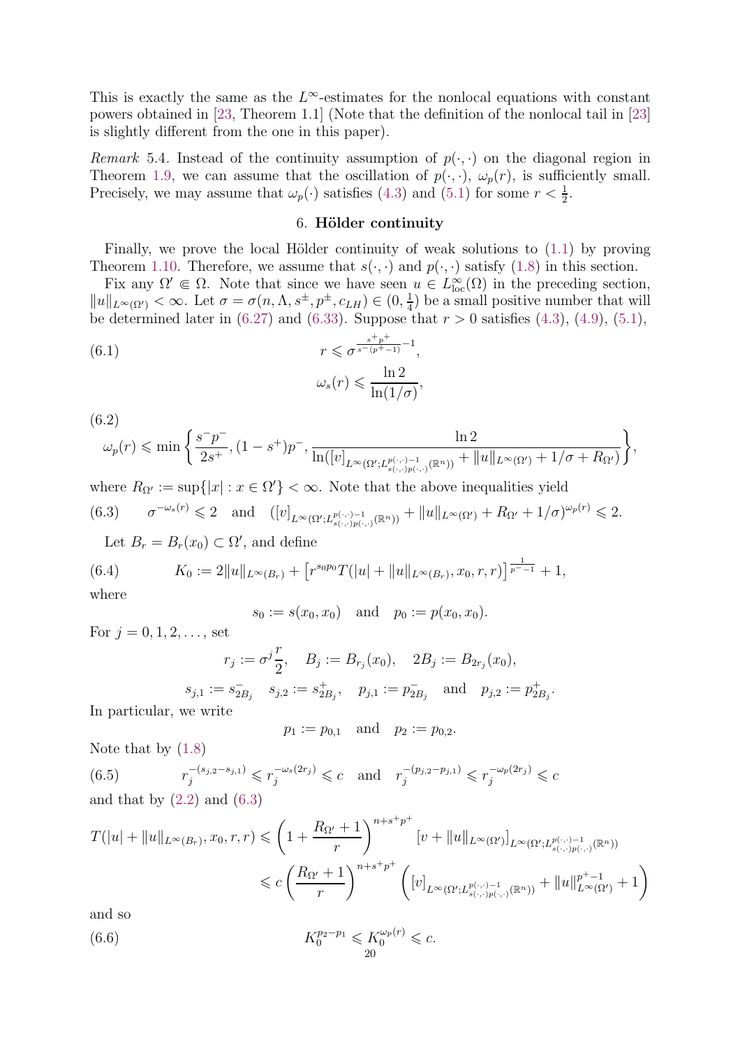This is exactly the same as the $L^\infty$-estimates for the nonlocal equations with constant powers obtained in [23, Theorem 1.1] (Note that the definition of the nonlocal tail in [23] is slightly different from the one in this paper).

*Remark* 5.4. Instead of the continuity assumption of $p(\cdot,\cdot)$ on the diagonal region in Theorem 1.9, we can assume that the oscillation of $p(\cdot,\cdot)$, $\omega_p(r)$, is sufficiently small. Precisely, we may assume that $\omega_p(\cdot)$ satisfies (4.3) and (5.1) for some $r < \frac{1}{2}$.

## 6. Hölder continuity

Finally, we prove the local Hölder continuity of weak solutions to (1.1) by proving Theorem 1.10. Therefore, we assume that $s(\cdot,\cdot)$ and $p(\cdot,\cdot)$ satisfy (1.8) in this section.

Fix any $\Omega' \Subset \Omega$. Note that since we have seen $u \in L^\infty_{\mathrm{loc}}(\Omega)$ in the preceding section, $\|u\|_{L^\infty(\Omega')} < \infty$. Let $\sigma = \sigma(n, \Lambda, s^\pm, p^\pm, c_{LH}) \in (0, \frac{1}{4})$ be a small positive number that will be determined later in (6.27) and (6.33). Suppose that $r > 0$ satisfies (4.3), (4.9), (5.1),

$$
r \leqslant \sigma^{\frac{s^+p^+}{s^-(p^+-1)}-1}, \tag{6.1}
$$

$$
\omega_s(r) \leqslant \frac{\ln 2}{\ln(1/\sigma)},
$$

$$
\omega_p(r) \leqslant \min\left\{\frac{s^-p^-}{2s^+}, (1-s^+)p^-, \frac{\ln 2}{\ln([v]_{L^\infty(\Omega';L^{p(\cdot,\cdot)-1}_{s(\cdot,\cdot)p(\cdot,\cdot)}(\mathbb{R}^n))} + \|u\|_{L^\infty(\Omega')} + 1/\sigma + R_{\Omega'})}\right\}, \tag{6.2}
$$

where $R_{\Omega'} := \sup\{|x| : x \in \Omega'\} < \infty$. Note that the above inequalities yield

$$
\sigma^{-\omega_s(r)} \leqslant 2 \quad \text{and} \quad ([v]_{L^\infty(\Omega';L^{p(\cdot,\cdot)-1}_{s(\cdot,\cdot)p(\cdot,\cdot)}(\mathbb{R}^n))} + \|u\|_{L^\infty(\Omega')} + R_{\Omega'} + 1/\sigma)^{\omega_p(r)} \leqslant 2. \tag{6.3}
$$

Let $B_r = B_r(x_0) \subset \Omega'$, and define

$$
K_0 := 2\|u\|_{L^\infty(B_r)} + \left[r^{s_0p_0} T(|u| + \|u\|_{L^\infty(B_r)}, x_0, r, r)\right]^{\frac{1}{p^--1}} + 1, \tag{6.4}
$$

where

$$
s_0 := s(x_0, x_0) \quad \text{and} \quad p_0 := p(x_0, x_0).
$$

For $j = 0, 1, 2, \ldots$, set

$$
r_j := \sigma^j \frac{r}{2}, \quad B_j := B_{r_j}(x_0), \quad 2B_j := B_{2r_j}(x_0),
$$

$$
s_{j,1} := s^-_{2B_j} \quad s_{j,2} := s^+_{2B_j}, \quad p_{j,1} := p^-_{2B_j} \quad \text{and} \quad p_{j,2} := p^+_{2B_j}.
$$

In particular, we write

$$
p_1 := p_{0,1} \quad \text{and} \quad p_2 := p_{0,2}.
$$

Note that by (1.8)

$$
r_j^{-(s_{j,2}-s_{j,1})} \leqslant r_j^{-\omega_s(2r_j)} \leqslant c \quad \text{and} \quad r_j^{-(p_{j,2}-p_{j,1})} \leqslant r_j^{-\omega_p(2r_j)} \leqslant c \tag{6.5}
$$

and that by (2.2) and (6.3)

$$
\begin{aligned}
T(|u| + \|u\|_{L^\infty(B_r)}, x_0, r, r) &\leqslant \left(1 + \frac{R_{\Omega'} + 1}{r}\right)^{n+s^+p^+} [v + \|u\|_{L^\infty(\Omega')}]_{L^\infty(\Omega';L^{p(\cdot,\cdot)-1}_{s(\cdot,\cdot)p(\cdot,\cdot)}(\mathbb{R}^n))} \\
&\leqslant c\left(\frac{R_{\Omega'} + 1}{r}\right)^{n+s^+p^+} \left([v]_{L^\infty(\Omega';L^{p(\cdot,\cdot)-1}_{s(\cdot,\cdot)p(\cdot,\cdot)}(\mathbb{R}^n))} + \|u\|^{p^+-1}_{L^\infty(\Omega')} + 1\right)
\end{aligned}
$$

and so

$$
K_0^{p_2-p_1} \leqslant K_0^{\omega_p(r)} \leqslant c. \tag{6.6}
$$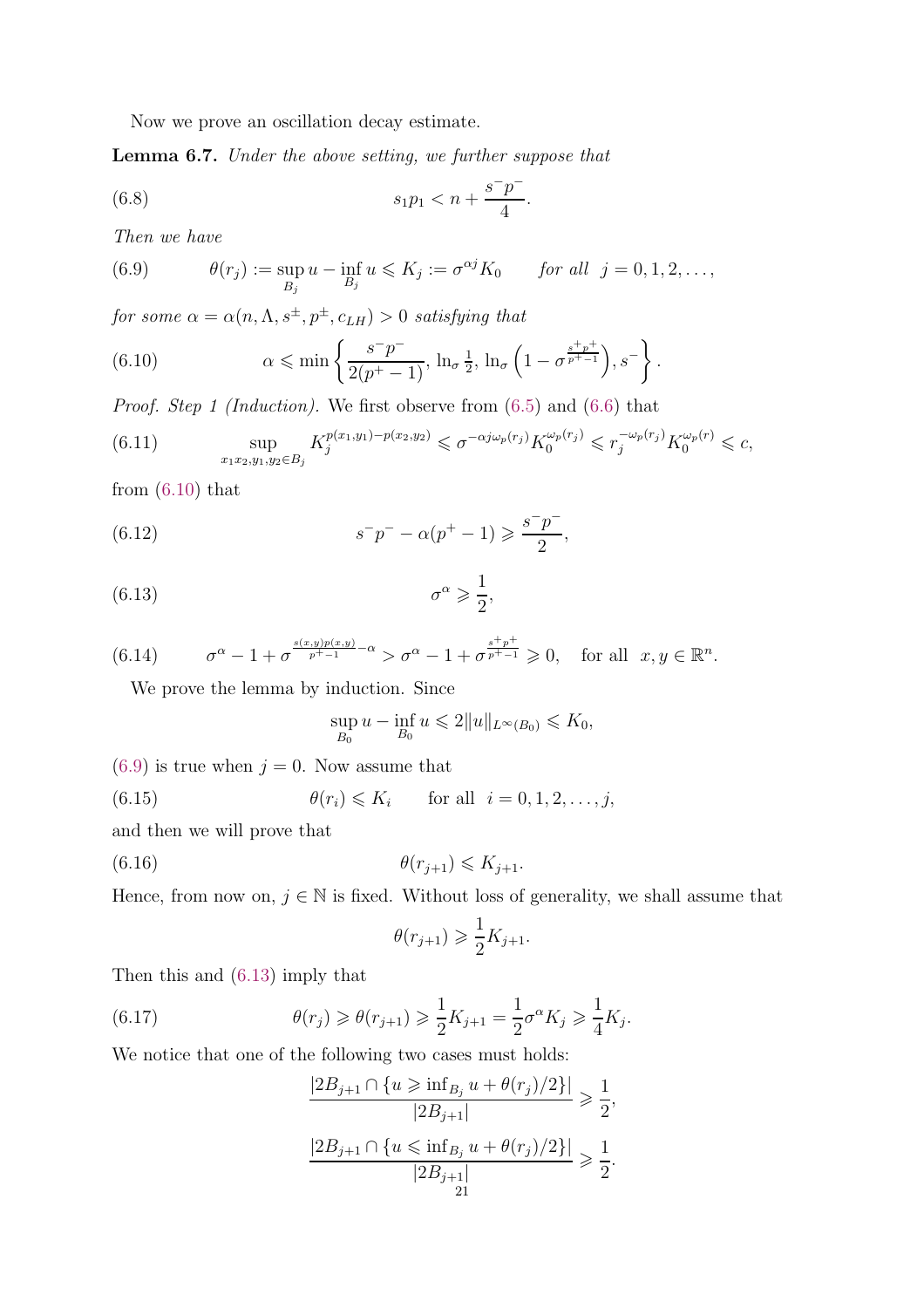Now we prove an oscillation decay estimate.

**Lemma 6.7.** *Under the above setting, we further suppose that*

$$s_1 p_1 < n + \frac{s^- p^-}{4}. \tag{6.8}$$

*Then we have*

$$\theta(r_j) := \sup_{B_j} u - \inf_{B_j} u \leqslant K_j := \sigma^{\alpha j} K_0 \qquad \text{for all} \;\; j = 0, 1, 2, \ldots, \tag{6.9}$$

*for some $\alpha = \alpha(n, \Lambda, s^\pm, p^\pm, c_{LH}) > 0$ satisfying that*

$$\alpha \leqslant \min\left\{ \frac{s^- p^-}{2(p^+ - 1)},\, \ln_\sigma \tfrac{1}{2},\, \ln_\sigma \left(1 - \sigma^{\frac{s^+ p^+}{p^+ - 1}}\right), s^- \right\}. \tag{6.10}$$

*Proof. Step 1 (Induction).* We first observe from (6.5) and (6.6) that

$$\sup_{x_1 x_2, y_1, y_2 \in B_j} K_j^{p(x_1, y_1) - p(x_2, y_2)} \leqslant \sigma^{-\alpha j \omega_p(r_j)} K_0^{\omega_p(r_j)} \leqslant r_j^{-\omega_p(r_j)} K_0^{\omega_p(r)} \leqslant c, \tag{6.11}$$

from (6.10) that

$$s^- p^- - \alpha(p^+ - 1) \geqslant \frac{s^- p^-}{2}, \tag{6.12}$$

$$\sigma^\alpha \geqslant \frac{1}{2}, \tag{6.13}$$

$$\sigma^\alpha - 1 + \sigma^{\frac{s(x,y)p(x,y)}{p^+ - 1} - \alpha} > \sigma^\alpha - 1 + \sigma^{\frac{s^+ p^+}{p^+ - 1}} \geqslant 0, \quad \text{for all} \;\; x, y \in \mathbb{R}^n. \tag{6.14}$$

We prove the lemma by induction. Since

$$\sup_{B_0} u - \inf_{B_0} u \leqslant 2\|u\|_{L^\infty(B_0)} \leqslant K_0,$$

(6.9) is true when $j = 0$. Now assume that

$$\theta(r_i) \leqslant K_i \qquad \text{for all} \;\; i = 0, 1, 2, \ldots, j, \tag{6.15}$$

and then we will prove that

$$\theta(r_{j+1}) \leqslant K_{j+1}. \tag{6.16}$$

Hence, from now on, $j \in \mathbb{N}$ is fixed. Without loss of generality, we shall assume that

$$\theta(r_{j+1}) \geqslant \frac{1}{2} K_{j+1}.$$

Then this and (6.13) imply that

$$\theta(r_j) \geqslant \theta(r_{j+1}) \geqslant \frac{1}{2} K_{j+1} = \frac{1}{2} \sigma^\alpha K_j \geqslant \frac{1}{4} K_j. \tag{6.17}$$

We notice that one of the following two cases must holds:

$$\frac{|2B_{j+1} \cap \{u \geqslant \inf_{B_j} u + \theta(r_j)/2\}|}{|2B_{j+1}|} \geqslant \frac{1}{2},$$

$$\frac{|2B_{j+1} \cap \{u \leqslant \inf_{B_j} u + \theta(r_j)/2\}|}{|2B_{j+1}|} \geqslant \frac{1}{2}.$$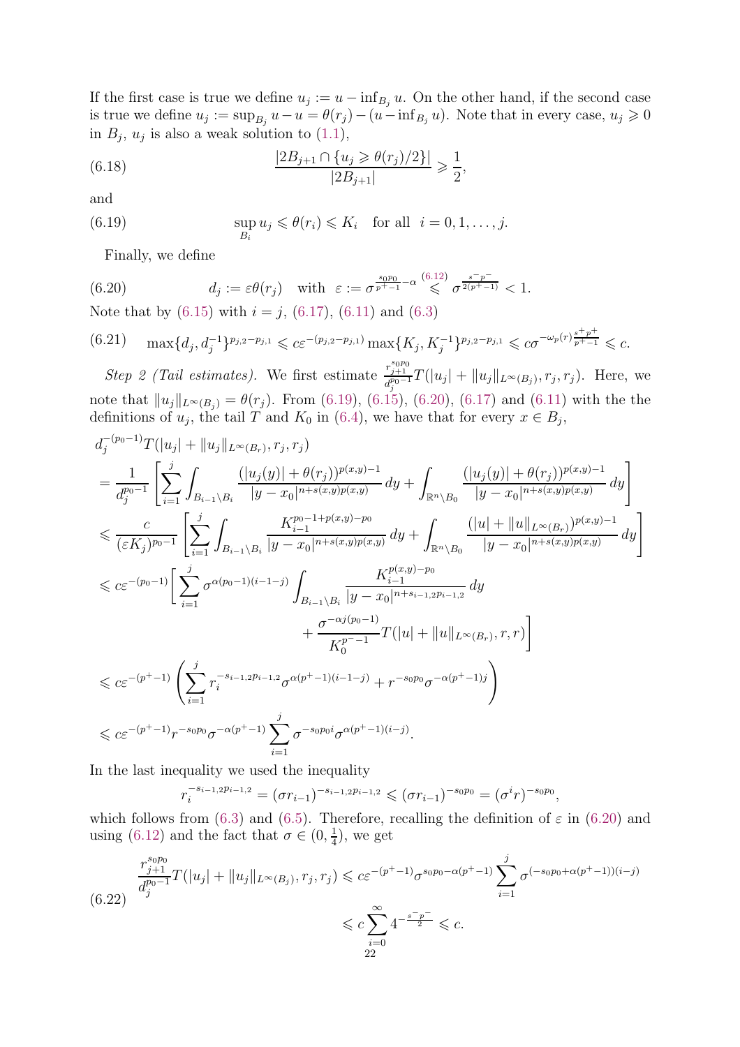If the first case is true we define $u_j := u - \inf_{B_j} u$. On the other hand, if the second case is true we define $u_j := \sup_{B_j} u - u = \theta(r_j) - (u - \inf_{B_j} u)$. Note that in every case, $u_j \geqslant 0$ in $B_j$, $u_j$ is also a weak solution to (1.1),

$$
\frac{|2B_{j+1} \cap \{u_j \geqslant \theta(r_j)/2\}|}{|2B_{j+1}|} \geqslant \frac{1}{2}, \tag{6.18}
$$

and

$$
\sup_{B_i} u_j \leqslant \theta(r_i) \leqslant K_i \quad \text{for all } \; i = 0, 1, \ldots, j. \tag{6.19}
$$

Finally, we define

$$
d_j := \varepsilon \theta(r_j) \quad \text{with } \; \varepsilon := \sigma^{\frac{s_0 p_0}{p^+ - 1} - \alpha} \overset{(6.12)}{\leqslant} \sigma^{\frac{s^- p^-}{2(p^+ - 1)}} < 1. \tag{6.20}
$$

Note that by (6.15) with $i = j$, (6.17), (6.11) and (6.3)

$$
\max\{d_j, d_j^{-1}\}^{p_{j,2} - p_{j,1}} \leqslant c\varepsilon^{-(p_{j,2} - p_{j,1})} \max\{K_j, K_j^{-1}\}^{p_{j,2} - p_{j,1}} \leqslant c\sigma^{-\omega_p(r)\frac{s^+ p^+}{p^+ - 1}} \leqslant c. \tag{6.21}
$$

*Step 2 (Tail estimates).* We first estimate $\frac{r_{j+1}^{s_0 p_0}}{d_j^{p_0 - 1}} T(|u_j| + \|u_j\|_{L^\infty(B_j)}, r_j, r_j)$. Here, we note that $\|u_j\|_{L^\infty(B_j)} = \theta(r_j)$. From (6.19), (6.15), (6.20), (6.17) and (6.11) with the the definitions of $u_j$, the tail $T$ and $K_0$ in (6.4), we have that for every $x \in B_j$,

$$
\begin{aligned}
&d_j^{-(p_0 - 1)} T(|u_j| + \|u_j\|_{L^\infty(B_r)}, r_j, r_j) \\
&= \frac{1}{d_j^{p_0 - 1}} \left[ \sum_{i=1}^{j} \int_{B_{i-1} \setminus B_i} \frac{(|u_j(y)| + \theta(r_j))^{p(x,y) - 1}}{|y - x_0|^{n + s(x,y)p(x,y)}} \, dy + \int_{\mathbb{R}^n \setminus B_0} \frac{(|u_j(y)| + \theta(r_j))^{p(x,y) - 1}}{|y - x_0|^{n + s(x,y)p(x,y)}} \, dy \right] \\
&\leqslant \frac{c}{(\varepsilon K_j)^{p_0 - 1}} \left[ \sum_{i=1}^{j} \int_{B_{i-1} \setminus B_i} \frac{K_{i-1}^{p_0 - 1 + p(x,y) - p_0}}{|y - x_0|^{n + s(x,y)p(x,y)}} \, dy + \int_{\mathbb{R}^n \setminus B_0} \frac{(|u| + \|u\|_{L^\infty(B_r)})^{p(x,y) - 1}}{|y - x_0|^{n + s(x,y)p(x,y)}} \, dy \right] \\
&\leqslant c\varepsilon^{-(p_0 - 1)} \Bigg[ \sum_{i=1}^{j} \sigma^{\alpha(p_0 - 1)(i - 1 - j)} \int_{B_{i-1} \setminus B_i} \frac{K_{i-1}^{p(x,y) - p_0}}{|y - x_0|^{n + s_{i-1,2} p_{i-1,2}}} \, dy \\
&\qquad\qquad\qquad\qquad\qquad\qquad + \frac{\sigma^{-\alpha j (p_0 - 1)}}{K_0^{p^- - 1}} T(|u| + \|u\|_{L^\infty(B_r)}, r, r) \Bigg] \\
&\leqslant c\varepsilon^{-(p^+ - 1)} \left( \sum_{i=1}^{j} r_i^{-s_{i-1,2} p_{i-1,2}} \sigma^{\alpha(p^+ - 1)(i - 1 - j)} + r^{-s_0 p_0} \sigma^{-\alpha(p^+ - 1)j} \right) \\
&\leqslant c\varepsilon^{-(p^+ - 1)} r^{-s_0 p_0} \sigma^{-\alpha(p^+ - 1)} \sum_{i=1}^{j} \sigma^{-s_0 p_0 i} \sigma^{\alpha(p^+ - 1)(i - j)}.
\end{aligned}
$$

In the last inequality we used the inequality

$$
r_i^{-s_{i-1,2} p_{i-1,2}} = (\sigma r_{i-1})^{-s_{i-1,2} p_{i-1,2}} \leqslant (\sigma r_{i-1})^{-s_0 p_0} = (\sigma^i r)^{-s_0 p_0},
$$

which follows from (6.3) and (6.5). Therefore, recalling the definition of $\varepsilon$ in (6.20) and using (6.12) and the fact that $\sigma \in (0, \frac{1}{4})$, we get

$$
\begin{aligned}
\frac{r_{j+1}^{s_0 p_0}}{d_j^{p_0 - 1}} T(|u_j| + \|u_j\|_{L^\infty(B_j)}, r_j, r_j) &\leqslant c\varepsilon^{-(p^+ - 1)} \sigma^{s_0 p_0 - \alpha(p^+ - 1)} \sum_{i=1}^{j} \sigma^{(-s_0 p_0 + \alpha(p^+ - 1))(i - j)} \\
&\leqslant c \sum_{i=0}^{\infty} 4^{-\frac{s^- p^-}{2}} \leqslant c.
\end{aligned} \tag{6.22}
$$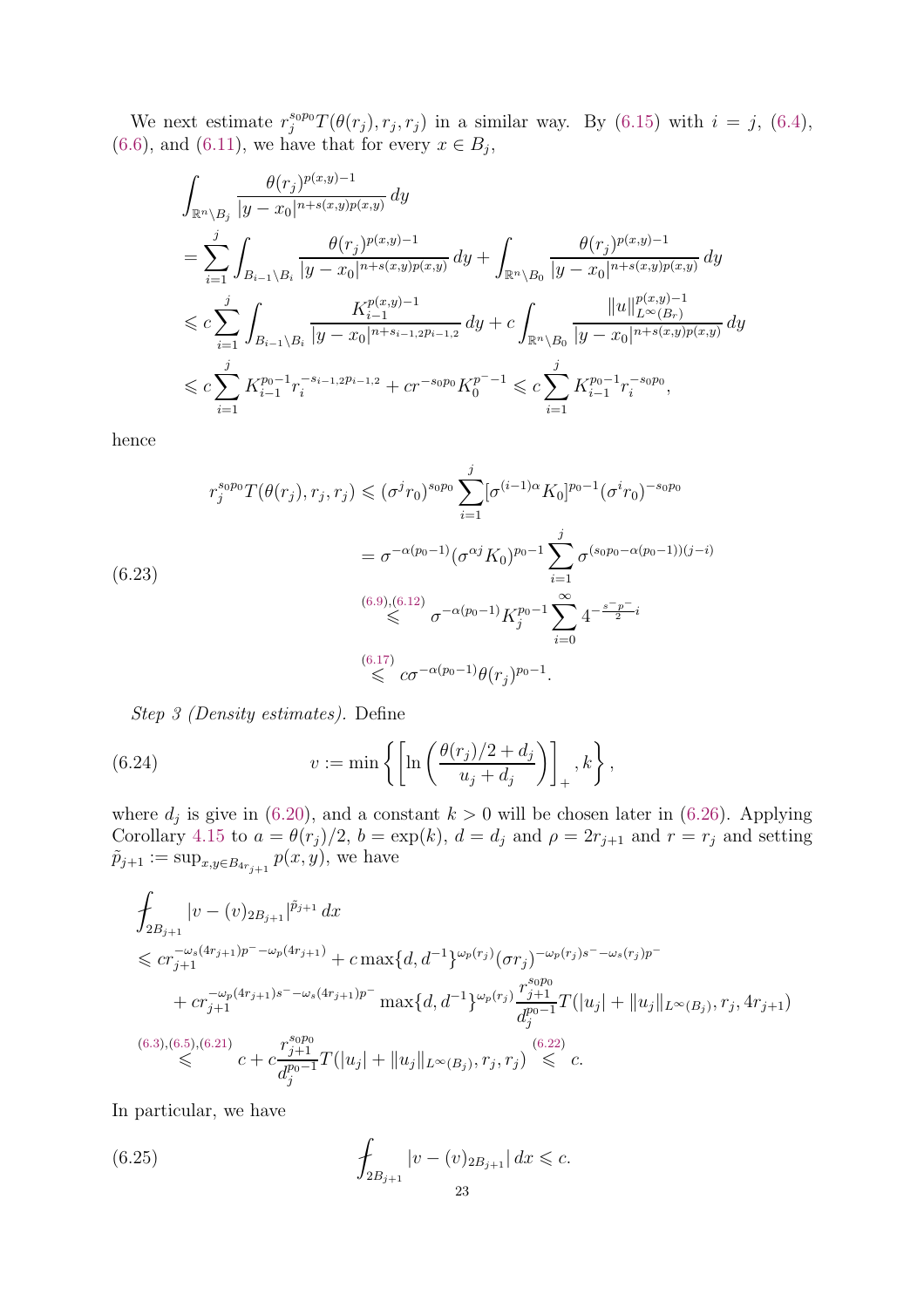We next estimate $r_j^{s_0p_0}T(\theta(r_j), r_j, r_j)$ in a similar way. By (6.15) with $i = j$, (6.4), (6.6), and (6.11), we have that for every $x \in B_j$,

$$
\begin{aligned}
&\int_{\mathbb{R}^n\setminus B_j} \frac{\theta(r_j)^{p(x,y)-1}}{|y-x_0|^{n+s(x,y)p(x,y)}}\,dy \\
&= \sum_{i=1}^{j}\int_{B_{i-1}\setminus B_i} \frac{\theta(r_j)^{p(x,y)-1}}{|y-x_0|^{n+s(x,y)p(x,y)}}\,dy + \int_{\mathbb{R}^n\setminus B_0} \frac{\theta(r_j)^{p(x,y)-1}}{|y-x_0|^{n+s(x,y)p(x,y)}}\,dy \\
&\leqslant c\sum_{i=1}^{j}\int_{B_{i-1}\setminus B_i} \frac{K_{i-1}^{p(x,y)-1}}{|y-x_0|^{n+s_{i-1,2}p_{i-1,2}}}\,dy + c\int_{\mathbb{R}^n\setminus B_0} \frac{\|u\|_{L^\infty(B_r)}^{p(x,y)-1}}{|y-x_0|^{n+s(x,y)p(x,y)}}\,dy \\
&\leqslant c\sum_{i=1}^{j} K_{i-1}^{p_0-1} r_i^{-s_{i-1,2}p_{i-1,2}} + c r^{-s_0p_0}K_0^{p^--1} \leqslant c\sum_{i=1}^{j} K_{i-1}^{p_0-1} r_i^{-s_0p_0},
\end{aligned}
$$

hence

$$
\begin{aligned}
r_j^{s_0p_0}T(\theta(r_j), r_j, r_j) &\leqslant (\sigma^j r_0)^{s_0p_0}\sum_{i=1}^{j}[\sigma^{(i-1)\alpha}K_0]^{p_0-1}(\sigma^i r_0)^{-s_0p_0} \\
&= \sigma^{-\alpha(p_0-1)}(\sigma^{\alpha j}K_0)^{p_0-1}\sum_{i=1}^{j}\sigma^{(s_0p_0-\alpha(p_0-1))(j-i)} \\
&\overset{(6.9),(6.12)}{\leqslant} \sigma^{-\alpha(p_0-1)}K_j^{p_0-1}\sum_{i=0}^{\infty}4^{-\frac{s^-p^-}{2}i} \\
&\overset{(6.17)}{\leqslant} c\sigma^{-\alpha(p_0-1)}\theta(r_j)^{p_0-1}.
\end{aligned} \tag{6.23}
$$

*Step 3 (Density estimates).* Define

$$
v := \min\left\{\left[\ln\left(\frac{\theta(r_j)/2+d_j}{u_j+d_j}\right)\right]_+, k\right\}, \tag{6.24}
$$

where $d_j$ is give in (6.20), and a constant $k > 0$ will be chosen later in (6.26). Applying Corollary 4.15 to $a = \theta(r_j)/2$, $b = \exp(k)$, $d = d_j$ and $\rho = 2r_{j+1}$ and $r = r_j$ and setting $\tilde{p}_{j+1} := \sup_{x,y\in B_{4r_{j+1}}} p(x,y)$, we have

$$
\begin{aligned}
&\fint_{2B_{j+1}} |v-(v)_{2B_{j+1}}|^{\tilde{p}_{j+1}}\,dx \\
&\leqslant c r_{j+1}^{-\omega_s(4r_{j+1})p^- - \omega_p(4r_{j+1})} + c\max\{d, d^{-1}\}^{\omega_p(r_j)}(\sigma r_j)^{-\omega_p(r_j)s^- - \omega_s(r_j)p^-} \\
&\quad + c r_{j+1}^{-\omega_p(4r_{j+1})s^- - \omega_s(4r_{j+1})p^-}\max\{d, d^{-1}\}^{\omega_p(r_j)}\frac{r_{j+1}^{s_0p_0}}{d_j^{p_0-1}}T(|u_j| + \|u_j\|_{L^\infty(B_j)}, r_j, 4r_{j+1}) \\
&\overset{(6.3),(6.5),(6.21)}{\leqslant} c + c\frac{r_{j+1}^{s_0p_0}}{d_j^{p_0-1}}T(|u_j| + \|u_j\|_{L^\infty(B_j)}, r_j, r_j) \overset{(6.22)}{\leqslant} c.
\end{aligned}
$$

In particular, we have

$$
\fint_{2B_{j+1}} |v-(v)_{2B_{j+1}}|\,dx \leqslant c. \tag{6.25}
$$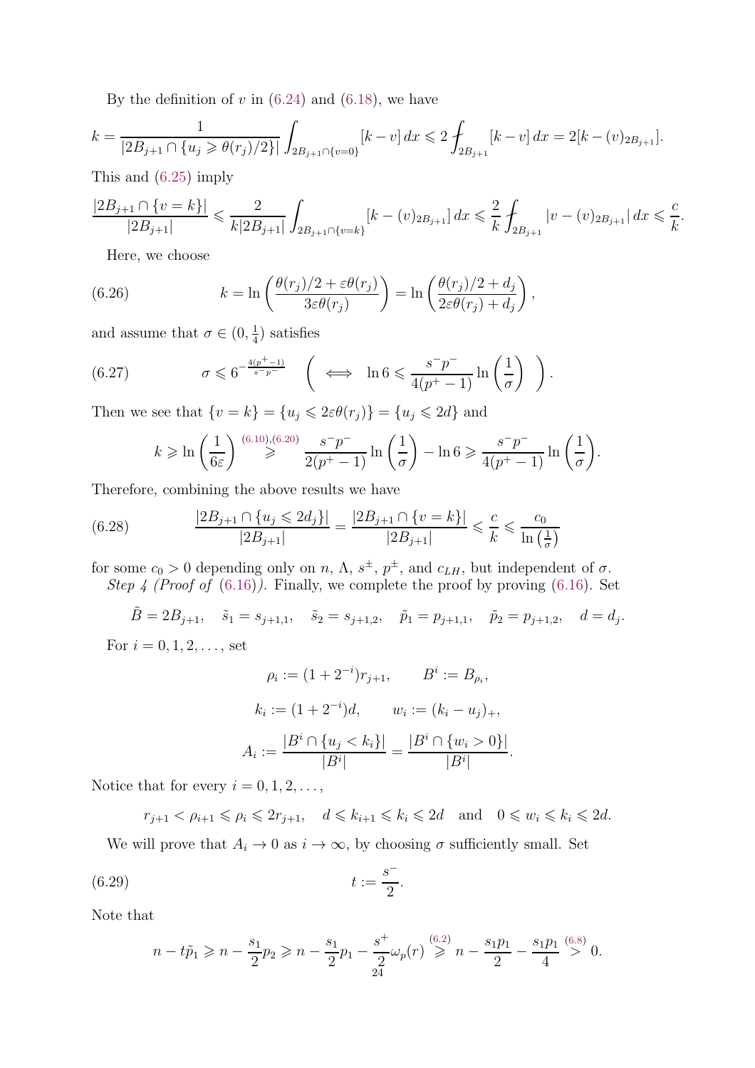By the definition of $v$ in (6.24) and (6.18), we have

$$k = \frac{1}{|2B_{j+1} \cap \{u_j \geqslant \theta(r_j)/2\}|} \int_{2B_{j+1} \cap \{v=0\}} [k - v] \, dx \leqslant 2 \fint_{2B_{j+1}} [k - v] \, dx = 2[k - (v)_{2B_{j+1}}].$$

This and (6.25) imply

$$\frac{|2B_{j+1} \cap \{v = k\}|}{|2B_{j+1}|} \leqslant \frac{2}{k|2B_{j+1}|} \int_{2B_{j+1} \cap \{v=k\}} [k - (v)_{2B_{j+1}}] \, dx \leqslant \frac{2}{k} \fint_{2B_{j+1}} |v - (v)_{2B_{j+1}}| \, dx \leqslant \frac{c}{k}.$$

Here, we choose

$$k = \ln \left( \frac{\theta(r_j)/2 + \varepsilon\theta(r_j)}{3\varepsilon\theta(r_j)} \right) = \ln \left( \frac{\theta(r_j)/2 + d_j}{2\varepsilon\theta(r_j) + d_j} \right), \tag{6.26}$$

and assume that $\sigma \in (0, \frac{1}{4})$ satisfies

$$\sigma \leqslant 6^{-\frac{4(p^+-1)}{s^-p^-}} \quad \left( \iff \ln 6 \leqslant \frac{s^-p^-}{4(p^+-1)} \ln \left( \frac{1}{\sigma} \right) \right). \tag{6.27}$$

Then we see that $\{v = k\} = \{u_j \leqslant 2\varepsilon\theta(r_j)\} = \{u_j \leqslant 2d\}$ and

$$k \geqslant \ln \left( \frac{1}{6\varepsilon} \right) \overset{(6.10),(6.20)}{\geqslant} \frac{s^-p^-}{2(p^+-1)} \ln \left( \frac{1}{\sigma} \right) - \ln 6 \geqslant \frac{s^-p^-}{4(p^+-1)} \ln \left( \frac{1}{\sigma} \right).$$

Therefore, combining the above results we have

$$\frac{|2B_{j+1} \cap \{u_j \leqslant 2d_j\}|}{|2B_{j+1}|} = \frac{|2B_{j+1} \cap \{v = k\}|}{|2B_{j+1}|} \leqslant \frac{c}{k} \leqslant \frac{c_0}{\ln\left(\frac{1}{\sigma}\right)} \tag{6.28}$$

for some $c_0 > 0$ depending only on $n$, $\Lambda$, $s^\pm$, $p^\pm$, and $c_{LH}$, but independent of $\sigma$.

*Step 4 (Proof of (6.16)).* Finally, we complete the proof by proving (6.16). Set

$$\tilde{B} = 2B_{j+1}, \quad \tilde{s}_1 = s_{j+1,1}, \quad \tilde{s}_2 = s_{j+1,2}, \quad \tilde{p}_1 = p_{j+1,1}, \quad \tilde{p}_2 = p_{j+1,2}, \quad d = d_j.$$

For $i = 0, 1, 2, \dots$, set

$$\rho_i := (1 + 2^{-i})r_{j+1}, \qquad B^i := B_{\rho_i},$$

$$k_i := (1 + 2^{-i})d, \qquad w_i := (k_i - u_j)_+,$$

$$A_i := \frac{|B^i \cap \{u_j < k_i\}|}{|B^i|} = \frac{|B^i \cap \{w_i > 0\}|}{|B^i|}.$$

Notice that for every $i = 0, 1, 2, \dots$,

$$r_{j+1} < \rho_{i+1} \leqslant \rho_i \leqslant 2r_{j+1}, \quad d \leqslant k_{i+1} \leqslant k_i \leqslant 2d \quad \text{and} \quad 0 \leqslant w_i \leqslant k_i \leqslant 2d.$$

We will prove that $A_i \to 0$ as $i \to \infty$, by choosing $\sigma$ sufficiently small. Set

$$t := \frac{s^-}{2}. \tag{6.29}$$

Note that

$$n - t\tilde{p}_1 \geqslant n - \frac{s_1}{2}p_2 \geqslant n - \frac{s_1}{2}p_1 - \frac{s^+}{2}\omega_p(r) \overset{(6.2)}{\geqslant} n - \frac{s_1 p_1}{2} - \frac{s_1 p_1}{4} \overset{(6.8)}{>} 0.$$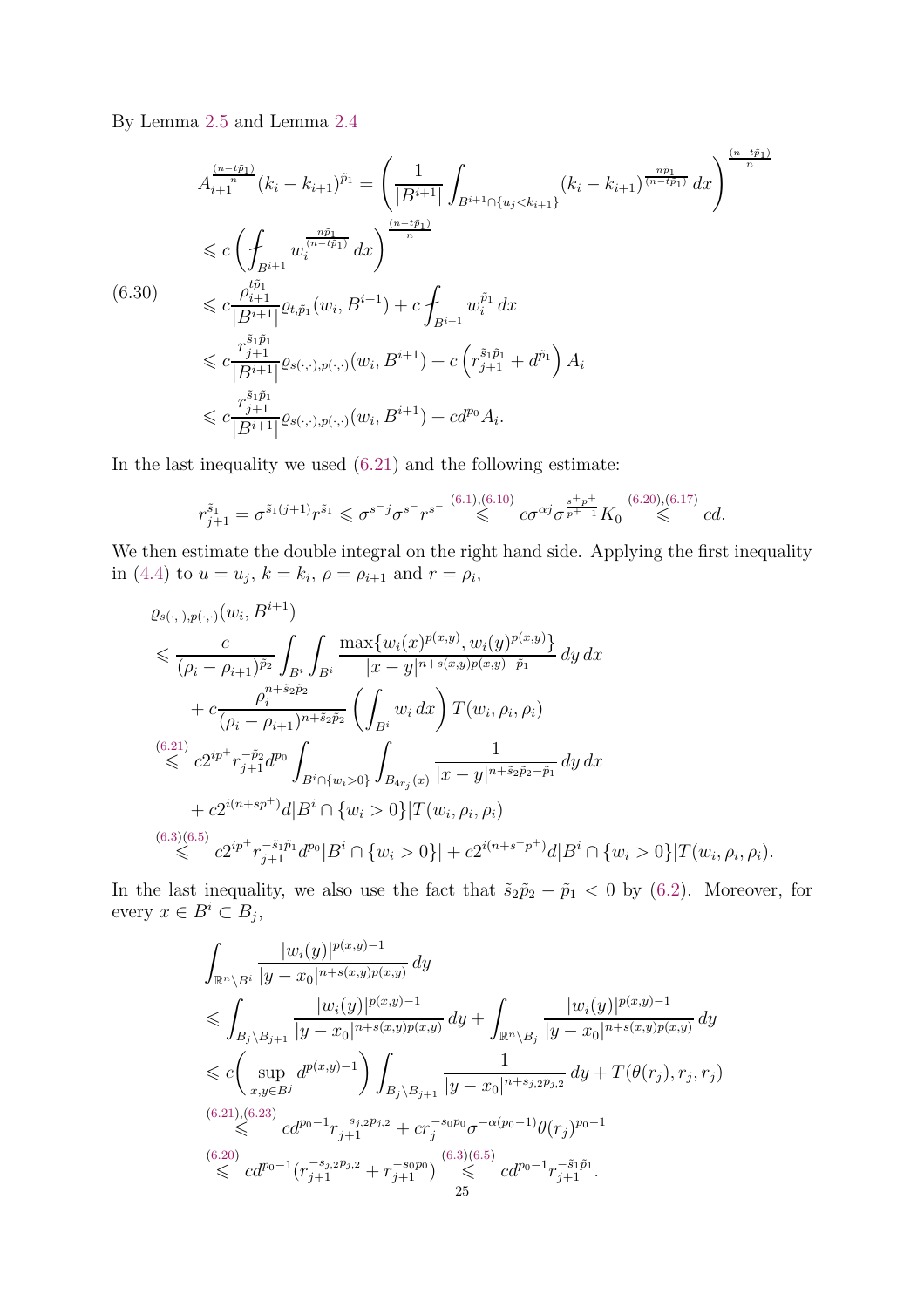By Lemma 2.5 and Lemma 2.4

$$
\begin{aligned}
A_{i+1}^{\frac{(n-t\tilde{p}_1)}{n}}(k_i-k_{i+1})^{\tilde{p}_1} &= \left(\frac{1}{|B^{i+1}|}\int_{B^{i+1}\cap\{u_j<k_{i+1}\}}(k_i-k_{i+1})^{\frac{n\tilde{p}_1}{(n-t\tilde{p}_1)}}\,dx\right)^{\frac{(n-t\tilde{p}_1)}{n}} \\
&\leqslant c\left(\fint_{B^{i+1}} w_i^{\frac{n\tilde{p}_1}{(n-t\tilde{p}_1)}}\,dx\right)^{\frac{(n-t\tilde{p}_1)}{n}} \\
&\leqslant c\frac{\rho_{i+1}^{t\tilde{p}_1}}{|B^{i+1}|}\varrho_{t,\tilde{p}_1}(w_i,B^{i+1}) + c\fint_{B^{i+1}} w_i^{\tilde{p}_1}\,dx \\
&\leqslant c\frac{r_{j+1}^{\tilde{s}_1\tilde{p}_1}}{|B^{i+1}|}\varrho_{s(\cdot,\cdot),p(\cdot,\cdot)}(w_i,B^{i+1}) + c\left(r_{j+1}^{\tilde{s}_1\tilde{p}_1}+d^{\tilde{p}_1}\right)A_i \\
&\leqslant c\frac{r_{j+1}^{\tilde{s}_1\tilde{p}_1}}{|B^{i+1}|}\varrho_{s(\cdot,\cdot),p(\cdot,\cdot)}(w_i,B^{i+1}) + cd^{p_0}A_i.
\end{aligned}
\tag{6.30}
$$

In the last inequality we used (6.21) and the following estimate:

$$
r_{j+1}^{\tilde{s}_1} = \sigma^{\tilde{s}_1(j+1)}r^{\tilde{s}_1} \leqslant \sigma^{s^-j}\sigma^{s^-}r^{s^-} \overset{(6.1),(6.10)}{\leqslant} c\sigma^{\alpha j}\sigma^{\frac{s^+p^+}{p^+-1}}K_0 \overset{(6.20),(6.17)}{\leqslant} cd.
$$

We then estimate the double integral on the right hand side. Applying the first inequality in (4.4) to $u=u_j$, $k=k_i$, $\rho=\rho_{i+1}$ and $r=\rho_i$,

$$
\begin{aligned}
&\varrho_{s(\cdot,\cdot),p(\cdot,\cdot)}(w_i,B^{i+1}) \\
&\leqslant \frac{c}{(\rho_i-\rho_{i+1})^{\tilde{p}_2}}\int_{B^i}\int_{B^i}\frac{\max\{w_i(x)^{p(x,y)},w_i(y)^{p(x,y)}\}}{|x-y|^{n+s(x,y)p(x,y)-\tilde{p}_1}}\,dy\,dx \\
&\quad + c\frac{\rho_i^{n+\tilde{s}_2\tilde{p}_2}}{(\rho_i-\rho_{i+1})^{n+\tilde{s}_2\tilde{p}_2}}\left(\int_{B^i} w_i\,dx\right)T(w_i,\rho_i,\rho_i) \\
&\overset{(6.21)}{\leqslant} c2^{ip^+}r_{j+1}^{-\tilde{p}_2}d^{p_0}\int_{B^i\cap\{w_i>0\}}\int_{B_{4r_j}(x)}\frac{1}{|x-y|^{n+\tilde{s}_2\tilde{p}_2-\tilde{p}_1}}\,dy\,dx \\
&\quad + c2^{i(n+sp^+)}d|B^i\cap\{w_i>0\}|T(w_i,\rho_i,\rho_i) \\
&\overset{(6.3)(6.5)}{\leqslant} c2^{ip^+}r_{j+1}^{-\tilde{s}_1\tilde{p}_1}d^{p_0}|B^i\cap\{w_i>0\}| + c2^{i(n+s^+p^+)}d|B^i\cap\{w_i>0\}|T(w_i,\rho_i,\rho_i).
\end{aligned}
$$

In the last inequality, we also use the fact that $\tilde{s}_2\tilde{p}_2-\tilde{p}_1<0$ by (6.2). Moreover, for every $x\in B^i\subset B_j$,

$$
\begin{aligned}
&\int_{\mathbb{R}^n\setminus B^i}\frac{|w_i(y)|^{p(x,y)-1}}{|y-x_0|^{n+s(x,y)p(x,y)}}\,dy \\
&\leqslant \int_{B_j\setminus B_{j+1}}\frac{|w_i(y)|^{p(x,y)-1}}{|y-x_0|^{n+s(x,y)p(x,y)}}\,dy + \int_{\mathbb{R}^n\setminus B_j}\frac{|w_i(y)|^{p(x,y)-1}}{|y-x_0|^{n+s(x,y)p(x,y)}}\,dy \\
&\leqslant c\bigg(\sup_{x,y\in B^j} d^{p(x,y)-1}\bigg)\int_{B_j\setminus B_{j+1}}\frac{1}{|y-x_0|^{n+s_{j,2}p_{j,2}}}\,dy + T(\theta(r_j),r_j,r_j) \\
&\overset{(6.21),(6.23)}{\leqslant} cd^{p_0-1}r_{j+1}^{-s_{j,2}p_{j,2}} + cr_j^{-s_0p_0}\sigma^{-\alpha(p_0-1)}\theta(r_j)^{p_0-1} \\
&\overset{(6.20)}{\leqslant} cd^{p_0-1}(r_{j+1}^{-s_{j,2}p_{j,2}}+r_{j+1}^{-s_0p_0}) \overset{(6.3)(6.5)}{\leqslant} cd^{p_0-1}r_{j+1}^{-\tilde{s}_1\tilde{p}_1}.
\end{aligned}
$$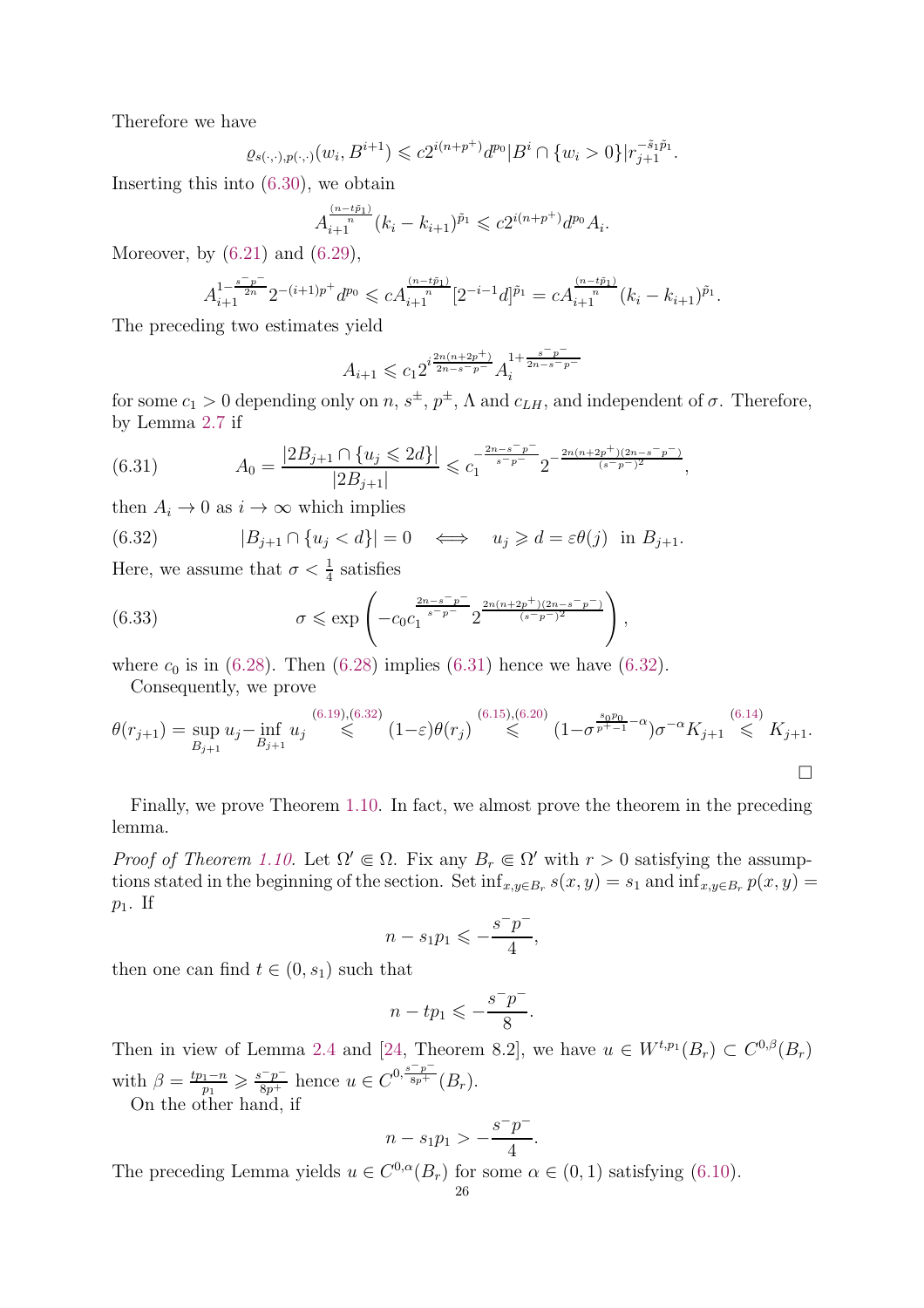Therefore we have

$$\varrho_{s(\cdot,\cdot),p(\cdot,\cdot)}(w_i, B^{i+1}) \leqslant c2^{i(n+p^+)}d^{p_0}|B^i \cap \{w_i > 0\}|r_{j+1}^{-\tilde{s}_1\tilde{p}_1}.$$

Inserting this into (6.30), we obtain

$$A_{i+1}^{\frac{(n-t\tilde{p}_1)}{n}}(k_i - k_{i+1})^{\tilde{p}_1} \leqslant c2^{i(n+p^+)}d^{p_0}A_i.$$

Moreover, by (6.21) and (6.29),

$$A_{i+1}^{1-\frac{s^-p^-}{2n}}2^{-(i+1)p^+}d^{p_0} \leqslant cA_{i+1}^{\frac{(n-t\tilde{p}_1)}{n}}[2^{-i-1}d]^{\tilde{p}_1} = cA_{i+1}^{\frac{(n-t\tilde{p}_1)}{n}}(k_i - k_{i+1})^{\tilde{p}_1}.$$

The preceding two estimates yield

$$A_{i+1} \leqslant c_1 2^{i\frac{2n(n+2p^+)}{2n-s^-p^-}}A_i^{1+\frac{s^-p^-}{2n-s^-p^-}}$$

for some $c_1 > 0$ depending only on $n$, $s^\pm$, $p^\pm$, $\Lambda$ and $c_{LH}$, and independent of $\sigma$. Therefore, by Lemma 2.7 if

$$A_0 = \frac{|2B_{j+1} \cap \{u_j \leqslant 2d\}|}{|2B_{j+1}|} \leqslant c_1^{-\frac{2n-s^-p^-}{s^-p^-}}2^{-\frac{2n(n+2p^+)(2n-s^-p^-)}{(s^-p^-)^2}}, \tag{6.31}$$

then $A_i \to 0$ as $i \to \infty$ which implies

$$|B_{j+1} \cap \{u_j < d\}| = 0 \iff u_j \geqslant d = \varepsilon\theta(j) \text{ in } B_{j+1}. \tag{6.32}$$

Here, we assume that $\sigma < \frac{1}{4}$ satisfies

$$\sigma \leqslant \exp\left(-c_0 c_1^{\frac{2n-s^-p^-}{s^-p^-}}2^{\frac{2n(n+2p^+)(2n-s^-p^-)}{(s^-p^-)^2}}\right), \tag{6.33}$$

where $c_0$ is in (6.28). Then (6.28) implies (6.31) hence we have (6.32).

Consequently, we prove

$$\theta(r_{j+1}) = \sup_{B_{j+1}} u_j - \inf_{B_{j+1}} u_j \overset{(6.19),(6.32)}{\leqslant} (1-\varepsilon)\theta(r_j) \overset{(6.15),(6.20)}{\leqslant} (1-\sigma^{\frac{s_0p_0}{p^+-1}-\alpha})\sigma^{-\alpha}K_{j+1} \overset{(6.14)}{\leqslant} K_{j+1}.$$

$\square$

Finally, we prove Theorem 1.10. In fact, we almost prove the theorem in the preceding lemma.

*Proof of Theorem 1.10.* Let $\Omega' \Subset \Omega$. Fix any $B_r \Subset \Omega'$ with $r > 0$ satisfying the assumptions stated in the beginning of the section. Set $\inf_{x,y\in B_r} s(x,y) = s_1$ and $\inf_{x,y\in B_r} p(x,y) = p_1$. If

$$n - s_1p_1 \leqslant -\frac{s^-p^-}{4},$$

then one can find $t \in (0, s_1)$ such that

$$n - tp_1 \leqslant -\frac{s^-p^-}{8}.$$

Then in view of Lemma 2.4 and [24, Theorem 8.2], we have $u \in W^{t,p_1}(B_r) \subset C^{0,\beta}(B_r)$ with $\beta = \frac{tp_1-n}{p_1} \geqslant \frac{s^-p^-}{8p^+}$ hence $u \in C^{0,\frac{s^-p^-}{8p^+}}(B_r)$.

On the other hand, if

$$n - s_1p_1 > -\frac{s^-p^-}{4}.$$

The preceding Lemma yields $u \in C^{0,\alpha}(B_r)$ for some $\alpha \in (0,1)$ satisfying (6.10).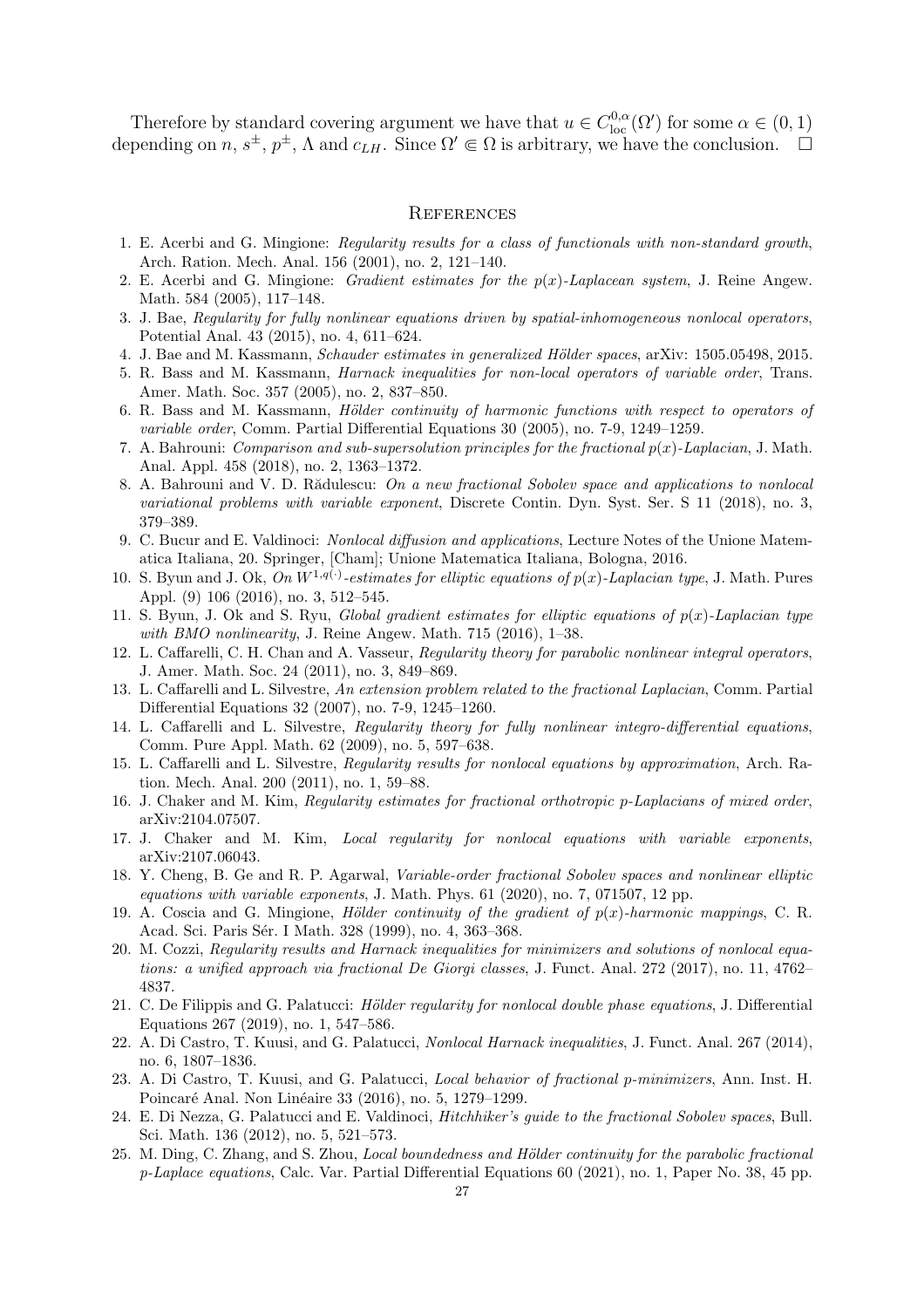Therefore by standard covering argument we have that $u \in C^{0,\alpha}_{\rm loc}(\Omega')$ for some $\alpha \in (0,1)$ depending on $n$, $s^{\pm}$, $p^{\pm}$, $\Lambda$ and $c_{LH}$. Since $\Omega' \Subset \Omega$ is arbitrary, we have the conclusion. $\square$

## References

1. E. Acerbi and G. Mingione: *Regularity results for a class of functionals with non-standard growth*, Arch. Ration. Mech. Anal. 156 (2001), no. 2, 121–140.
2. E. Acerbi and G. Mingione: *Gradient estimates for the $p(x)$-Laplacean system*, J. Reine Angew. Math. 584 (2005), 117–148.
3. J. Bae, *Regularity for fully nonlinear equations driven by spatial-inhomogeneous nonlocal operators*, Potential Anal. 43 (2015), no. 4, 611–624.
4. J. Bae and M. Kassmann, *Schauder estimates in generalized Hölder spaces*, arXiv: 1505.05498, 2015.
5. R. Bass and M. Kassmann, *Harnack inequalities for non-local operators of variable order*, Trans. Amer. Math. Soc. 357 (2005), no. 2, 837–850.
6. R. Bass and M. Kassmann, *Hölder continuity of harmonic functions with respect to operators of variable order*, Comm. Partial Differential Equations 30 (2005), no. 7-9, 1249–1259.
7. A. Bahrouni: *Comparison and sub-supersolution principles for the fractional $p(x)$-Laplacian*, J. Math. Anal. Appl. 458 (2018), no. 2, 1363–1372.
8. A. Bahrouni and V. D. Rădulescu: *On a new fractional Sobolev space and applications to nonlocal variational problems with variable exponent*, Discrete Contin. Dyn. Syst. Ser. S 11 (2018), no. 3, 379–389.
9. C. Bucur and E. Valdinoci: *Nonlocal diffusion and applications*, Lecture Notes of the Unione Matematica Italiana, 20. Springer, [Cham]; Unione Matematica Italiana, Bologna, 2016.
10. S. Byun and J. Ok, *On $W^{1,q(\cdot)}$-estimates for elliptic equations of $p(x)$-Laplacian type*, J. Math. Pures Appl. (9) 106 (2016), no. 3, 512–545.
11. S. Byun, J. Ok and S. Ryu, *Global gradient estimates for elliptic equations of $p(x)$-Laplacian type with BMO nonlinearity*, J. Reine Angew. Math. 715 (2016), 1–38.
12. L. Caffarelli, C. H. Chan and A. Vasseur, *Regularity theory for parabolic nonlinear integral operators*, J. Amer. Math. Soc. 24 (2011), no. 3, 849–869.
13. L. Caffarelli and L. Silvestre, *An extension problem related to the fractional Laplacian*, Comm. Partial Differential Equations 32 (2007), no. 7-9, 1245–1260.
14. L. Caffarelli and L. Silvestre, *Regularity theory for fully nonlinear integro-differential equations*, Comm. Pure Appl. Math. 62 (2009), no. 5, 597–638.
15. L. Caffarelli and L. Silvestre, *Regularity results for nonlocal equations by approximation*, Arch. Ration. Mech. Anal. 200 (2011), no. 1, 59–88.
16. J. Chaker and M. Kim, *Regularity estimates for fractional orthotropic p-Laplacians of mixed order*, arXiv:2104.07507.
17. J. Chaker and M. Kim, *Local regularity for nonlocal equations with variable exponents*, arXiv:2107.06043.
18. Y. Cheng, B. Ge and R. P. Agarwal, *Variable-order fractional Sobolev spaces and nonlinear elliptic equations with variable exponents*, J. Math. Phys. 61 (2020), no. 7, 071507, 12 pp.
19. A. Coscia and G. Mingione, *Hölder continuity of the gradient of $p(x)$-harmonic mappings*, C. R. Acad. Sci. Paris Sér. I Math. 328 (1999), no. 4, 363–368.
20. M. Cozzi, *Regularity results and Harnack inequalities for minimizers and solutions of nonlocal equations: a unified approach via fractional De Giorgi classes*, J. Funct. Anal. 272 (2017), no. 11, 4762–4837.
21. C. De Filippis and G. Palatucci: *Hölder regularity for nonlocal double phase equations*, J. Differential Equations 267 (2019), no. 1, 547–586.
22. A. Di Castro, T. Kuusi, and G. Palatucci, *Nonlocal Harnack inequalities*, J. Funct. Anal. 267 (2014), no. 6, 1807–1836.
23. A. Di Castro, T. Kuusi, and G. Palatucci, *Local behavior of fractional p-minimizers*, Ann. Inst. H. Poincaré Anal. Non Linéaire 33 (2016), no. 5, 1279–1299.
24. E. Di Nezza, G. Palatucci and E. Valdinoci, *Hitchhiker's guide to the fractional Sobolev spaces*, Bull. Sci. Math. 136 (2012), no. 5, 521–573.
25. M. Ding, C. Zhang, and S. Zhou, *Local boundedness and Hölder continuity for the parabolic fractional p-Laplace equations*, Calc. Var. Partial Differential Equations 60 (2021), no. 1, Paper No. 38, 45 pp.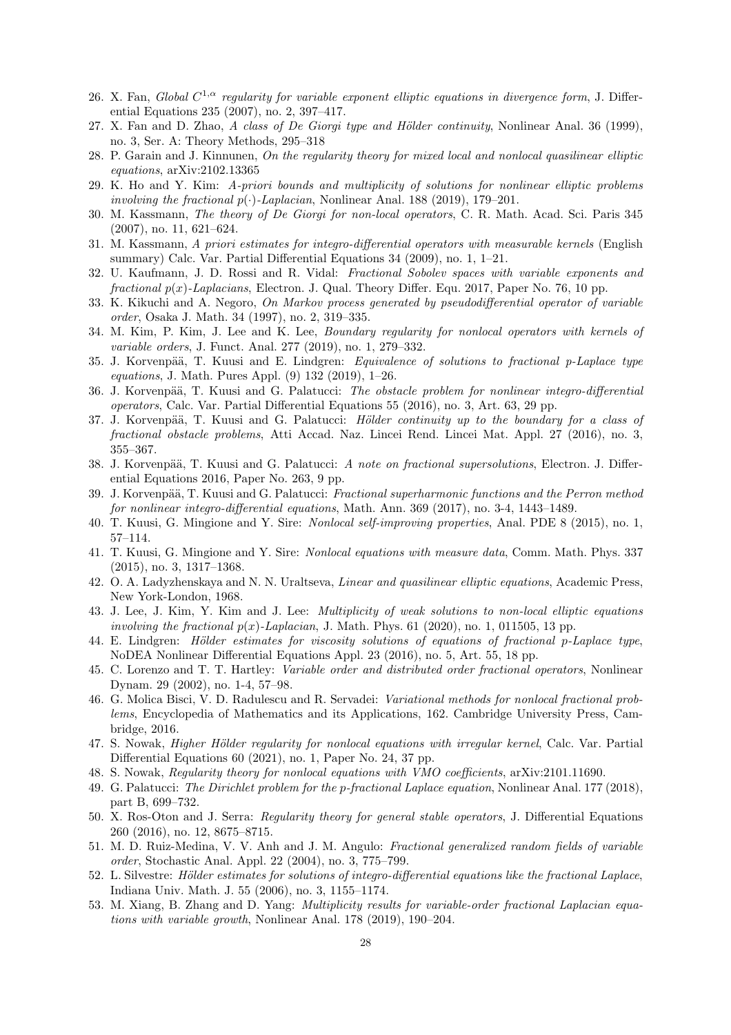26. X. Fan, *Global $C^{1,\alpha}$ regularity for variable exponent elliptic equations in divergence form*, J. Differential Equations 235 (2007), no. 2, 397–417.
27. X. Fan and D. Zhao, *A class of De Giorgi type and Hölder continuity*, Nonlinear Anal. 36 (1999), no. 3, Ser. A: Theory Methods, 295–318
28. P. Garain and J. Kinnunen, *On the regularity theory for mixed local and nonlocal quasilinear elliptic equations*, arXiv:2102.13365
29. K. Ho and Y. Kim: *A-priori bounds and multiplicity of solutions for nonlinear elliptic problems involving the fractional $p(\cdot)$-Laplacian*, Nonlinear Anal. 188 (2019), 179–201.
30. M. Kassmann, *The theory of De Giorgi for non-local operators*, C. R. Math. Acad. Sci. Paris 345 (2007), no. 11, 621–624.
31. M. Kassmann, *A priori estimates for integro-differential operators with measurable kernels* (English summary) Calc. Var. Partial Differential Equations 34 (2009), no. 1, 1–21.
32. U. Kaufmann, J. D. Rossi and R. Vidal: *Fractional Sobolev spaces with variable exponents and fractional $p(x)$-Laplacians*, Electron. J. Qual. Theory Differ. Equ. 2017, Paper No. 76, 10 pp.
33. K. Kikuchi and A. Negoro, *On Markov process generated by pseudodifferential operator of variable order*, Osaka J. Math. 34 (1997), no. 2, 319–335.
34. M. Kim, P. Kim, J. Lee and K. Lee, *Boundary regularity for nonlocal operators with kernels of variable orders*, J. Funct. Anal. 277 (2019), no. 1, 279–332.
35. J. Korvenpää, T. Kuusi and E. Lindgren: *Equivalence of solutions to fractional p-Laplace type equations*, J. Math. Pures Appl. (9) 132 (2019), 1–26.
36. J. Korvenpää, T. Kuusi and G. Palatucci: *The obstacle problem for nonlinear integro-differential operators*, Calc. Var. Partial Differential Equations 55 (2016), no. 3, Art. 63, 29 pp.
37. J. Korvenpää, T. Kuusi and G. Palatucci: *Hölder continuity up to the boundary for a class of fractional obstacle problems*, Atti Accad. Naz. Lincei Rend. Lincei Mat. Appl. 27 (2016), no. 3, 355–367.
38. J. Korvenpää, T. Kuusi and G. Palatucci: *A note on fractional supersolutions*, Electron. J. Differential Equations 2016, Paper No. 263, 9 pp.
39. J. Korvenpää, T. Kuusi and G. Palatucci: *Fractional superharmonic functions and the Perron method for nonlinear integro-differential equations*, Math. Ann. 369 (2017), no. 3-4, 1443–1489.
40. T. Kuusi, G. Mingione and Y. Sire: *Nonlocal self-improving properties*, Anal. PDE 8 (2015), no. 1, 57–114.
41. T. Kuusi, G. Mingione and Y. Sire: *Nonlocal equations with measure data*, Comm. Math. Phys. 337 (2015), no. 3, 1317–1368.
42. O. A. Ladyzhenskaya and N. N. Uraltseva, *Linear and quasilinear elliptic equations*, Academic Press, New York-London, 1968.
43. J. Lee, J. Kim, Y. Kim and J. Lee: *Multiplicity of weak solutions to non-local elliptic equations involving the fractional $p(x)$-Laplacian*, J. Math. Phys. 61 (2020), no. 1, 011505, 13 pp.
44. E. Lindgren: *Hölder estimates for viscosity solutions of equations of fractional p-Laplace type*, NoDEA Nonlinear Differential Equations Appl. 23 (2016), no. 5, Art. 55, 18 pp.
45. C. Lorenzo and T. T. Hartley: *Variable order and distributed order fractional operators*, Nonlinear Dynam. 29 (2002), no. 1-4, 57–98.
46. G. Molica Bisci, V. D. Radulescu and R. Servadei: *Variational methods for nonlocal fractional problems*, Encyclopedia of Mathematics and its Applications, 162. Cambridge University Press, Cambridge, 2016.
47. S. Nowak, *Higher Hölder regularity for nonlocal equations with irregular kernel*, Calc. Var. Partial Differential Equations 60 (2021), no. 1, Paper No. 24, 37 pp.
48. S. Nowak, *Regularity theory for nonlocal equations with VMO coefficients*, arXiv:2101.11690.
49. G. Palatucci: *The Dirichlet problem for the p-fractional Laplace equation*, Nonlinear Anal. 177 (2018), part B, 699–732.
50. X. Ros-Oton and J. Serra: *Regularity theory for general stable operators*, J. Differential Equations 260 (2016), no. 12, 8675–8715.
51. M. D. Ruiz-Medina, V. V. Anh and J. M. Angulo: *Fractional generalized random fields of variable order*, Stochastic Anal. Appl. 22 (2004), no. 3, 775–799.
52. L. Silvestre: *Hölder estimates for solutions of integro-differential equations like the fractional Laplace*, Indiana Univ. Math. J. 55 (2006), no. 3, 1155–1174.
53. M. Xiang, B. Zhang and D. Yang: *Multiplicity results for variable-order fractional Laplacian equations with variable growth*, Nonlinear Anal. 178 (2019), 190–204.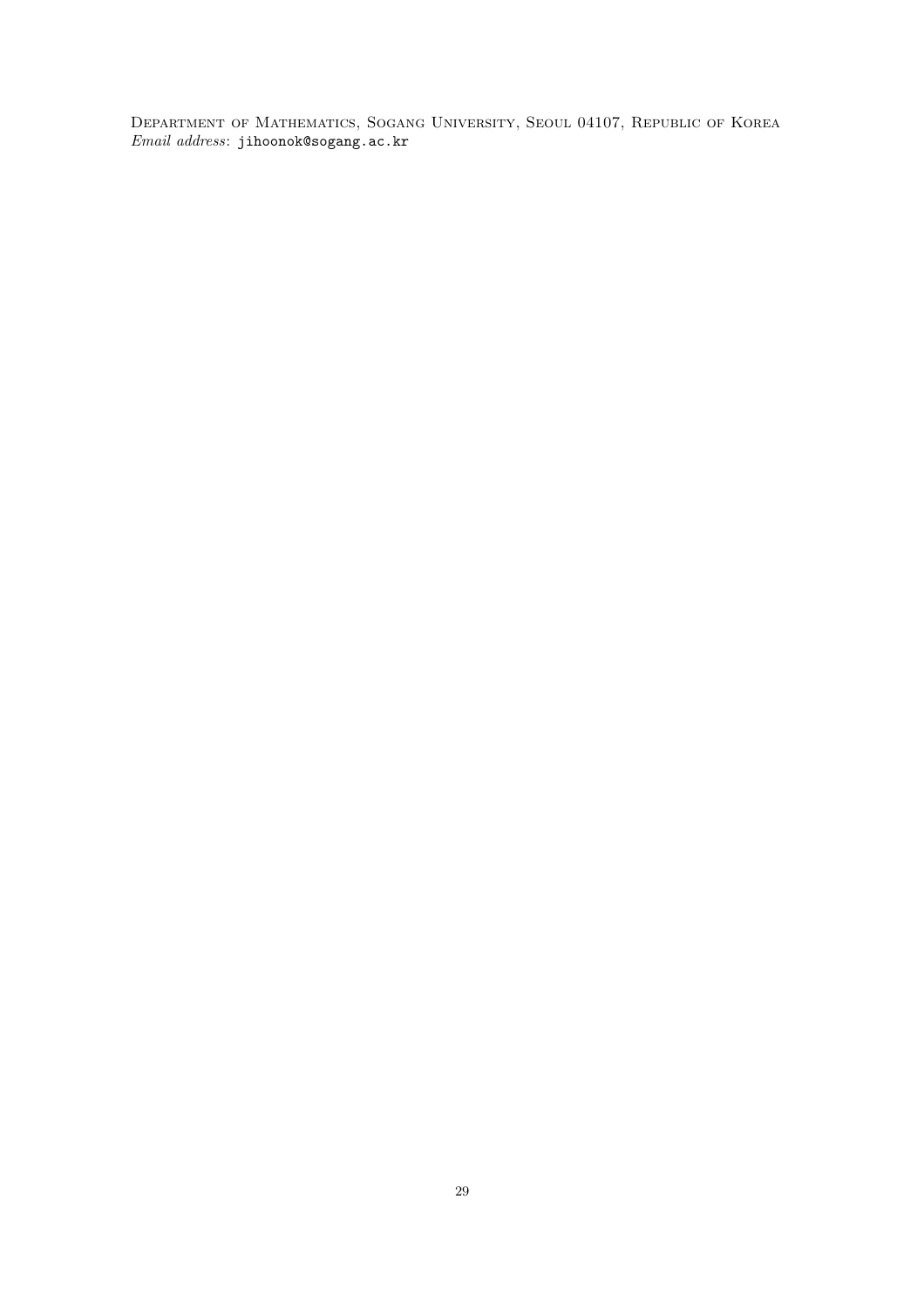Department of Mathematics, Sogang University, Seoul 04107, Republic of Korea
*Email address*: jihoonok@sogang.ac.kr